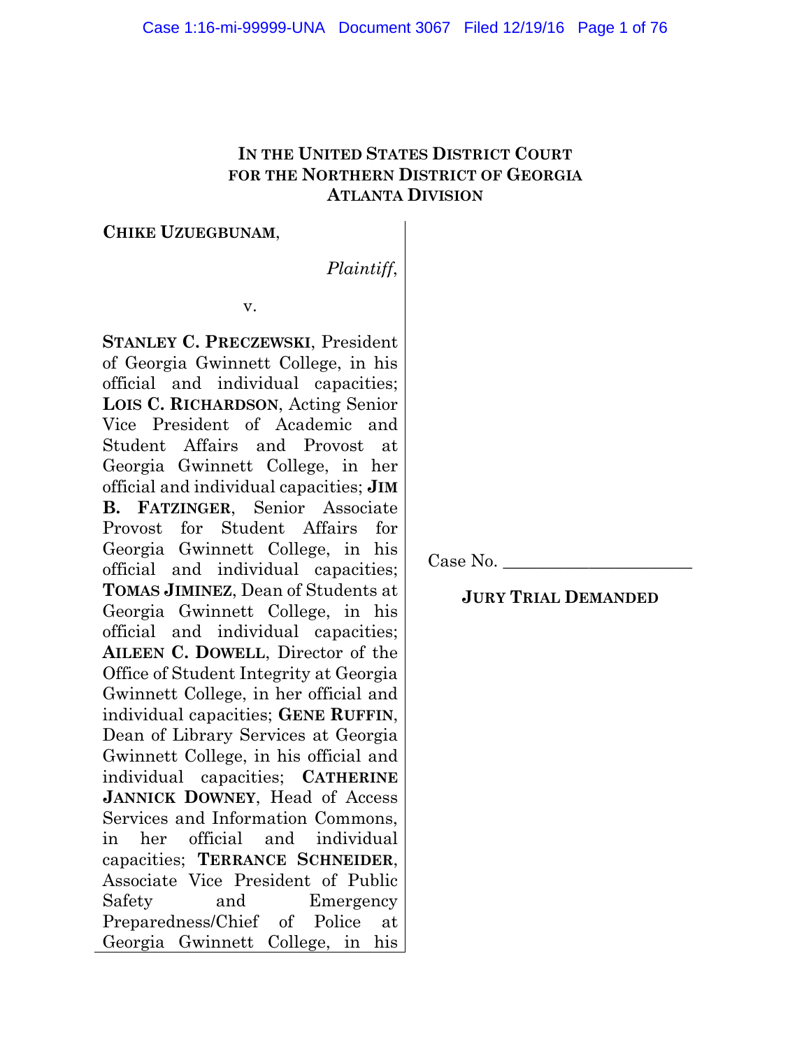**IN THE UNITED STATES DISTRICT COURT**
**FOR THE NORTHERN DISTRICT OF GEORGIA**
**ATLANTA DIVISION**

**CHIKE UZUEGBUNAM**,

*Plaintiff*,

v.

**STANLEY C. PRECZEWSKI**, President of Georgia Gwinnett College, in his official and individual capacities; **LOIS C. RICHARDSON**, Acting Senior Vice President of Academic and Student Affairs and Provost at Georgia Gwinnett College, in her official and individual capacities; **JIM B. FATZINGER**, Senior Associate Provost for Student Affairs for Georgia Gwinnett College, in his official and individual capacities; **TOMAS JIMINEZ**, Dean of Students at Georgia Gwinnett College, in his official and individual capacities; **AILEEN C. DOWELL**, Director of the Office of Student Integrity at Georgia Gwinnett College, in her official and individual capacities; **GENE RUFFIN**, Dean of Library Services at Georgia Gwinnett College, in his official and individual capacities; **CATHERINE JANNICK DOWNEY**, Head of Access Services and Information Commons, in her official and individual capacities; **TERRANCE SCHNEIDER**, Associate Vice President of Public Safety and Emergency Preparedness/Chief of Police at Georgia Gwinnett College, in his

Case No. ______________________

**JURY TRIAL DEMANDED**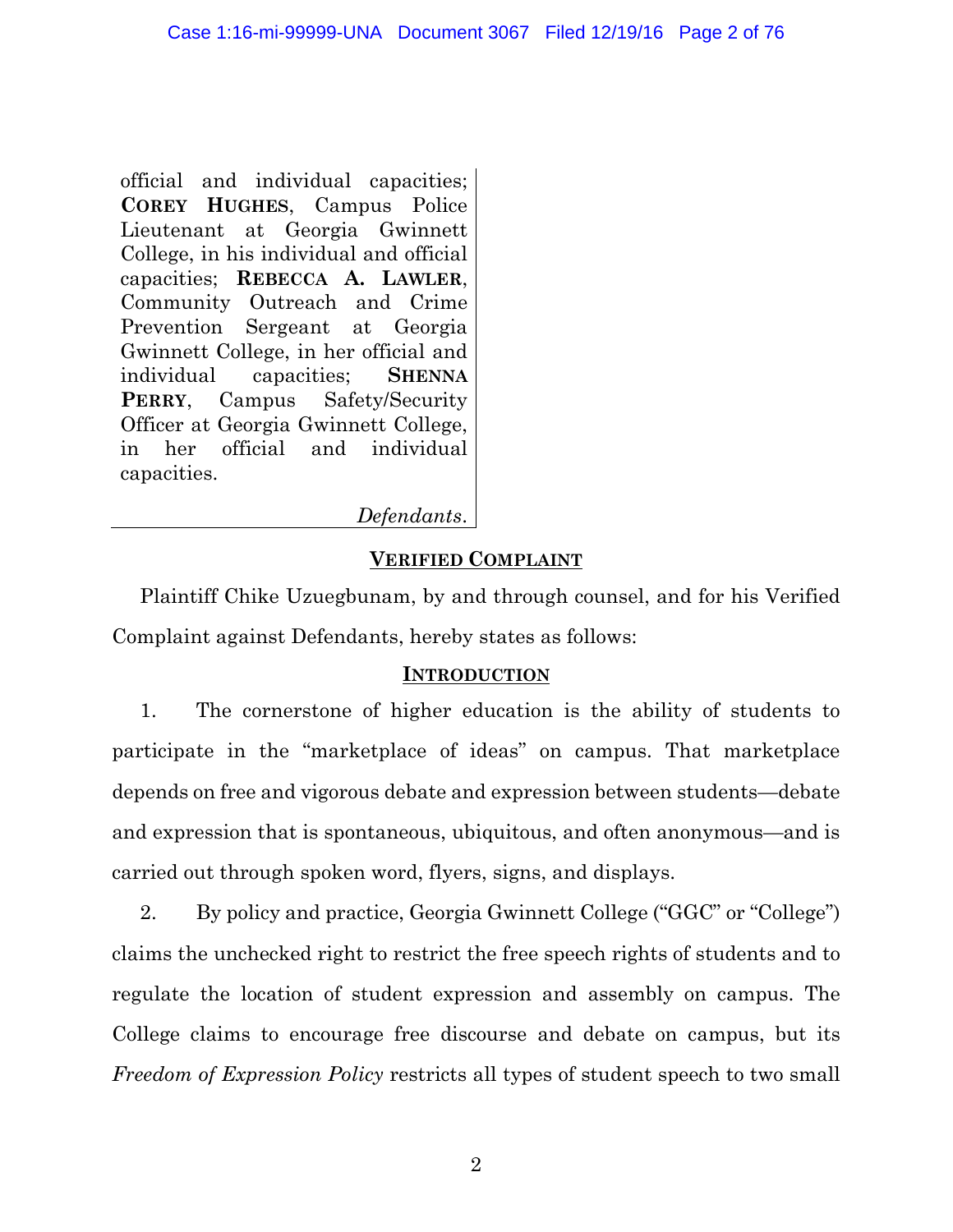official and individual capacities; **COREY HUGHES**, Campus Police Lieutenant at Georgia Gwinnett College, in his individual and official capacities; **REBECCA A. LAWLER**, Community Outreach and Crime Prevention Sergeant at Georgia Gwinnett College, in her official and individual capacities; **SHENNA PERRY**, Campus Safety/Security Officer at Georgia Gwinnett College, in her official and individual capacities.

*Defendants.*

## VERIFIED COMPLAINT

Plaintiff Chike Uzuegbunam, by and through counsel, and for his Verified Complaint against Defendants, hereby states as follows:

## INTRODUCTION

1. The cornerstone of higher education is the ability of students to participate in the "marketplace of ideas" on campus. That marketplace depends on free and vigorous debate and expression between students—debate and expression that is spontaneous, ubiquitous, and often anonymous—and is carried out through spoken word, flyers, signs, and displays.

2. By policy and practice, Georgia Gwinnett College ("GGC" or "College") claims the unchecked right to restrict the free speech rights of students and to regulate the location of student expression and assembly on campus. The College claims to encourage free discourse and debate on campus, but its *Freedom of Expression Policy* restricts all types of student speech to two small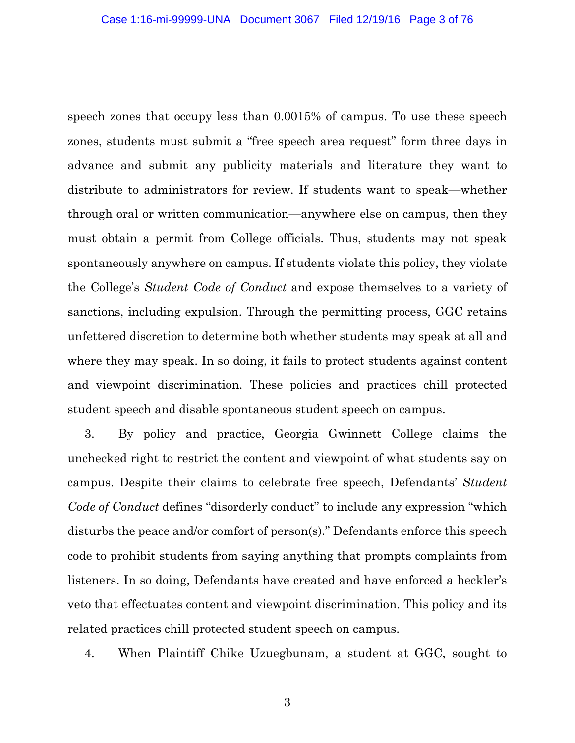speech zones that occupy less than 0.0015% of campus. To use these speech zones, students must submit a "free speech area request" form three days in advance and submit any publicity materials and literature they want to distribute to administrators for review. If students want to speak—whether through oral or written communication—anywhere else on campus, then they must obtain a permit from College officials. Thus, students may not speak spontaneously anywhere on campus. If students violate this policy, they violate the College's *Student Code of Conduct* and expose themselves to a variety of sanctions, including expulsion. Through the permitting process, GGC retains unfettered discretion to determine both whether students may speak at all and where they may speak. In so doing, it fails to protect students against content and viewpoint discrimination. These policies and practices chill protected student speech and disable spontaneous student speech on campus.

3. By policy and practice, Georgia Gwinnett College claims the unchecked right to restrict the content and viewpoint of what students say on campus. Despite their claims to celebrate free speech, Defendants' *Student Code of Conduct* defines "disorderly conduct" to include any expression "which disturbs the peace and/or comfort of person(s)." Defendants enforce this speech code to prohibit students from saying anything that prompts complaints from listeners. In so doing, Defendants have created and have enforced a heckler's veto that effectuates content and viewpoint discrimination. This policy and its related practices chill protected student speech on campus.

4. When Plaintiff Chike Uzuegbunam, a student at GGC, sought to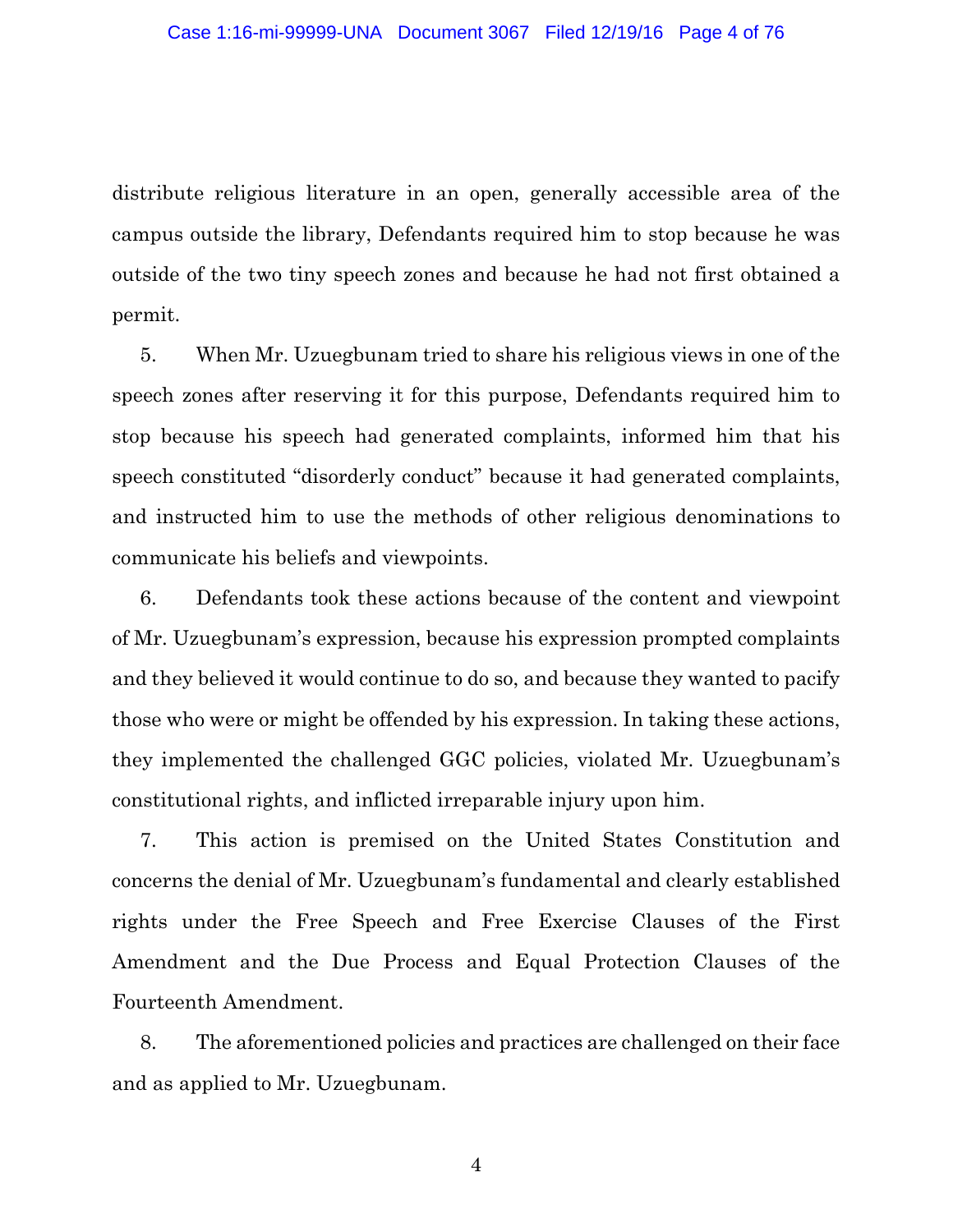distribute religious literature in an open, generally accessible area of the campus outside the library, Defendants required him to stop because he was outside of the two tiny speech zones and because he had not first obtained a permit.

5. When Mr. Uzuegbunam tried to share his religious views in one of the speech zones after reserving it for this purpose, Defendants required him to stop because his speech had generated complaints, informed him that his speech constituted "disorderly conduct" because it had generated complaints, and instructed him to use the methods of other religious denominations to communicate his beliefs and viewpoints.

6. Defendants took these actions because of the content and viewpoint of Mr. Uzuegbunam's expression, because his expression prompted complaints and they believed it would continue to do so, and because they wanted to pacify those who were or might be offended by his expression. In taking these actions, they implemented the challenged GGC policies, violated Mr. Uzuegbunam's constitutional rights, and inflicted irreparable injury upon him.

7. This action is premised on the United States Constitution and concerns the denial of Mr. Uzuegbunam's fundamental and clearly established rights under the Free Speech and Free Exercise Clauses of the First Amendment and the Due Process and Equal Protection Clauses of the Fourteenth Amendment.

8. The aforementioned policies and practices are challenged on their face and as applied to Mr. Uzuegbunam.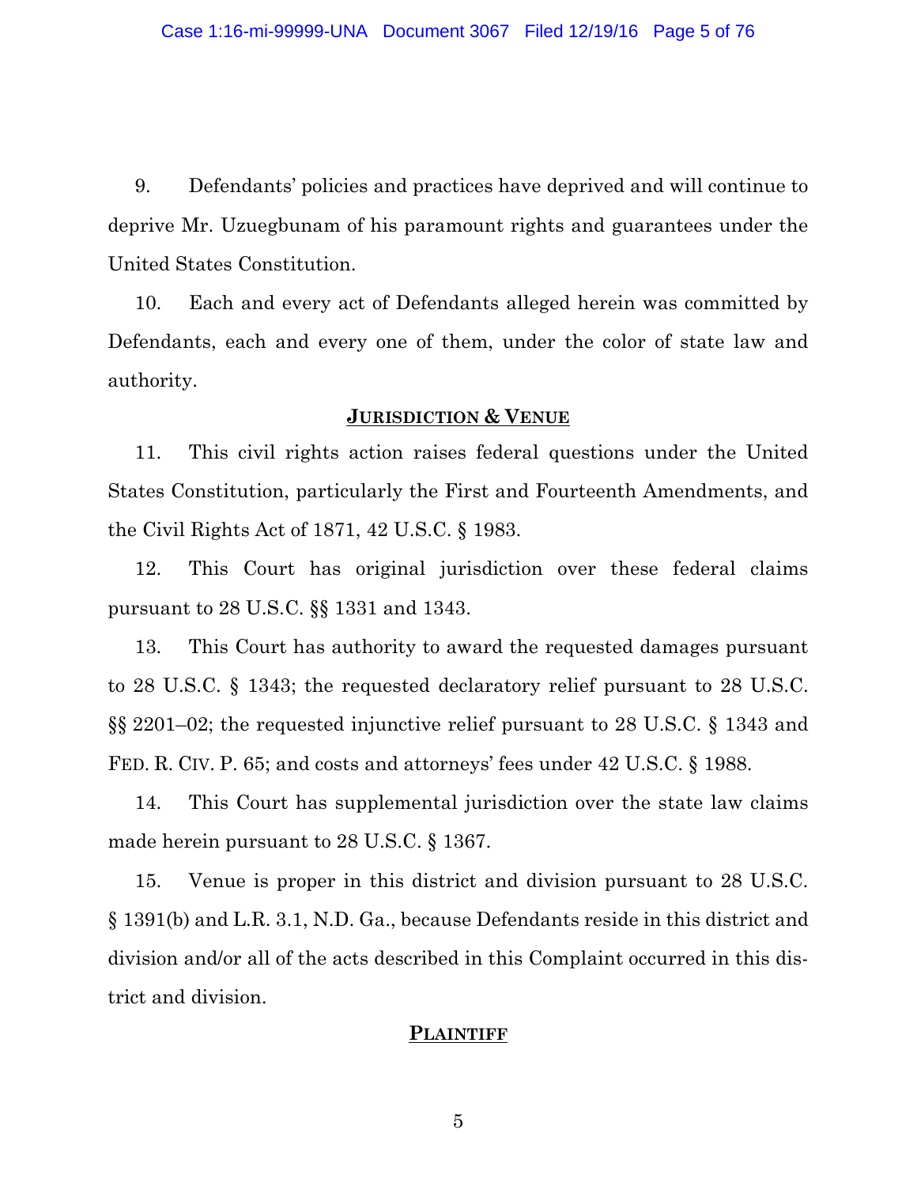9. Defendants' policies and practices have deprived and will continue to deprive Mr. Uzuegbunam of his paramount rights and guarantees under the United States Constitution.

10. Each and every act of Defendants alleged herein was committed by Defendants, each and every one of them, under the color of state law and authority.

## **JURISDICTION & VENUE**

11. This civil rights action raises federal questions under the United States Constitution, particularly the First and Fourteenth Amendments, and the Civil Rights Act of 1871, 42 U.S.C. § 1983.

12. This Court has original jurisdiction over these federal claims pursuant to 28 U.S.C. §§ 1331 and 1343.

13. This Court has authority to award the requested damages pursuant to 28 U.S.C. § 1343; the requested declaratory relief pursuant to 28 U.S.C. §§ 2201–02; the requested injunctive relief pursuant to 28 U.S.C. § 1343 and FED. R. CIV. P. 65; and costs and attorneys' fees under 42 U.S.C. § 1988.

14. This Court has supplemental jurisdiction over the state law claims made herein pursuant to 28 U.S.C. § 1367.

15. Venue is proper in this district and division pursuant to 28 U.S.C. § 1391(b) and L.R. 3.1, N.D. Ga., because Defendants reside in this district and division and/or all of the acts described in this Complaint occurred in this district and division.

## **PLAINTIFF**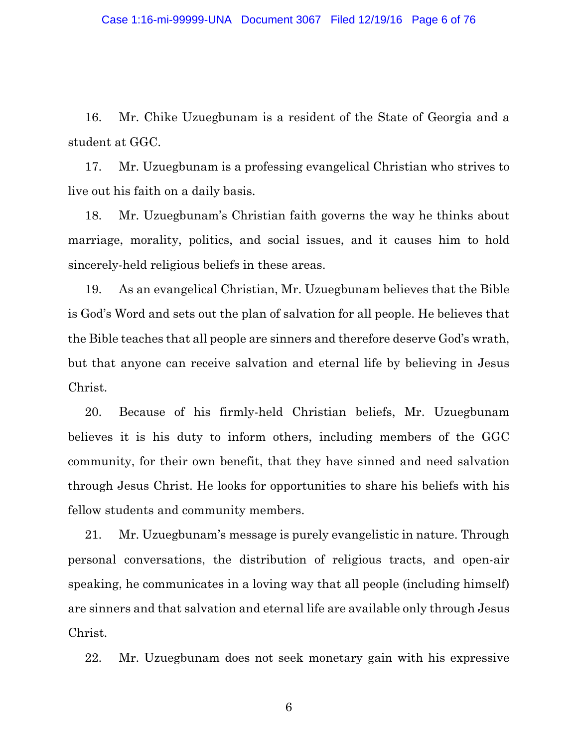16. Mr. Chike Uzuegbunam is a resident of the State of Georgia and a student at GGC.

17. Mr. Uzuegbunam is a professing evangelical Christian who strives to live out his faith on a daily basis.

18. Mr. Uzuegbunam's Christian faith governs the way he thinks about marriage, morality, politics, and social issues, and it causes him to hold sincerely-held religious beliefs in these areas.

19. As an evangelical Christian, Mr. Uzuegbunam believes that the Bible is God's Word and sets out the plan of salvation for all people. He believes that the Bible teaches that all people are sinners and therefore deserve God's wrath, but that anyone can receive salvation and eternal life by believing in Jesus Christ.

20. Because of his firmly-held Christian beliefs, Mr. Uzuegbunam believes it is his duty to inform others, including members of the GGC community, for their own benefit, that they have sinned and need salvation through Jesus Christ. He looks for opportunities to share his beliefs with his fellow students and community members.

21. Mr. Uzuegbunam's message is purely evangelistic in nature. Through personal conversations, the distribution of religious tracts, and open-air speaking, he communicates in a loving way that all people (including himself) are sinners and that salvation and eternal life are available only through Jesus Christ.

22. Mr. Uzuegbunam does not seek monetary gain with his expressive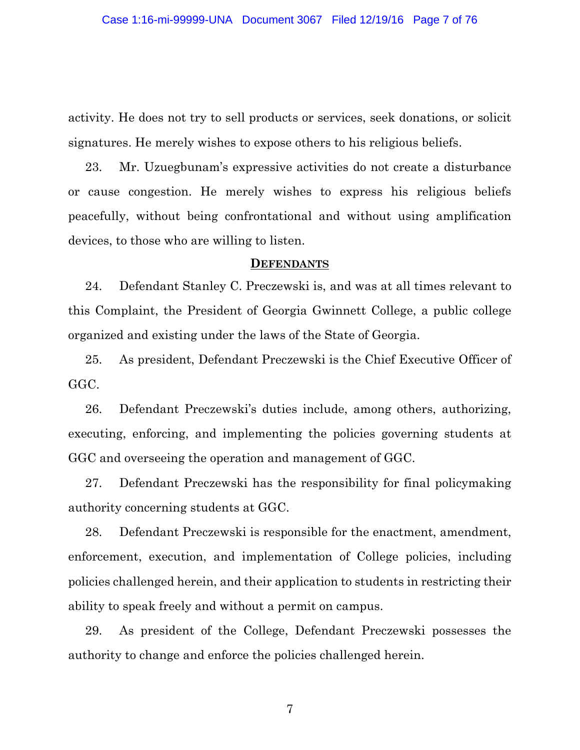activity. He does not try to sell products or services, seek donations, or solicit signatures. He merely wishes to expose others to his religious beliefs.

23. Mr. Uzuegbunam's expressive activities do not create a disturbance or cause congestion. He merely wishes to express his religious beliefs peacefully, without being confrontational and without using amplification devices, to those who are willing to listen.

## DEFENDANTS

24. Defendant Stanley C. Preczewski is, and was at all times relevant to this Complaint, the President of Georgia Gwinnett College, a public college organized and existing under the laws of the State of Georgia.

25. As president, Defendant Preczewski is the Chief Executive Officer of GGC.

26. Defendant Preczewski's duties include, among others, authorizing, executing, enforcing, and implementing the policies governing students at GGC and overseeing the operation and management of GGC.

27. Defendant Preczewski has the responsibility for final policymaking authority concerning students at GGC.

28. Defendant Preczewski is responsible for the enactment, amendment, enforcement, execution, and implementation of College policies, including policies challenged herein, and their application to students in restricting their ability to speak freely and without a permit on campus.

29. As president of the College, Defendant Preczewski possesses the authority to change and enforce the policies challenged herein.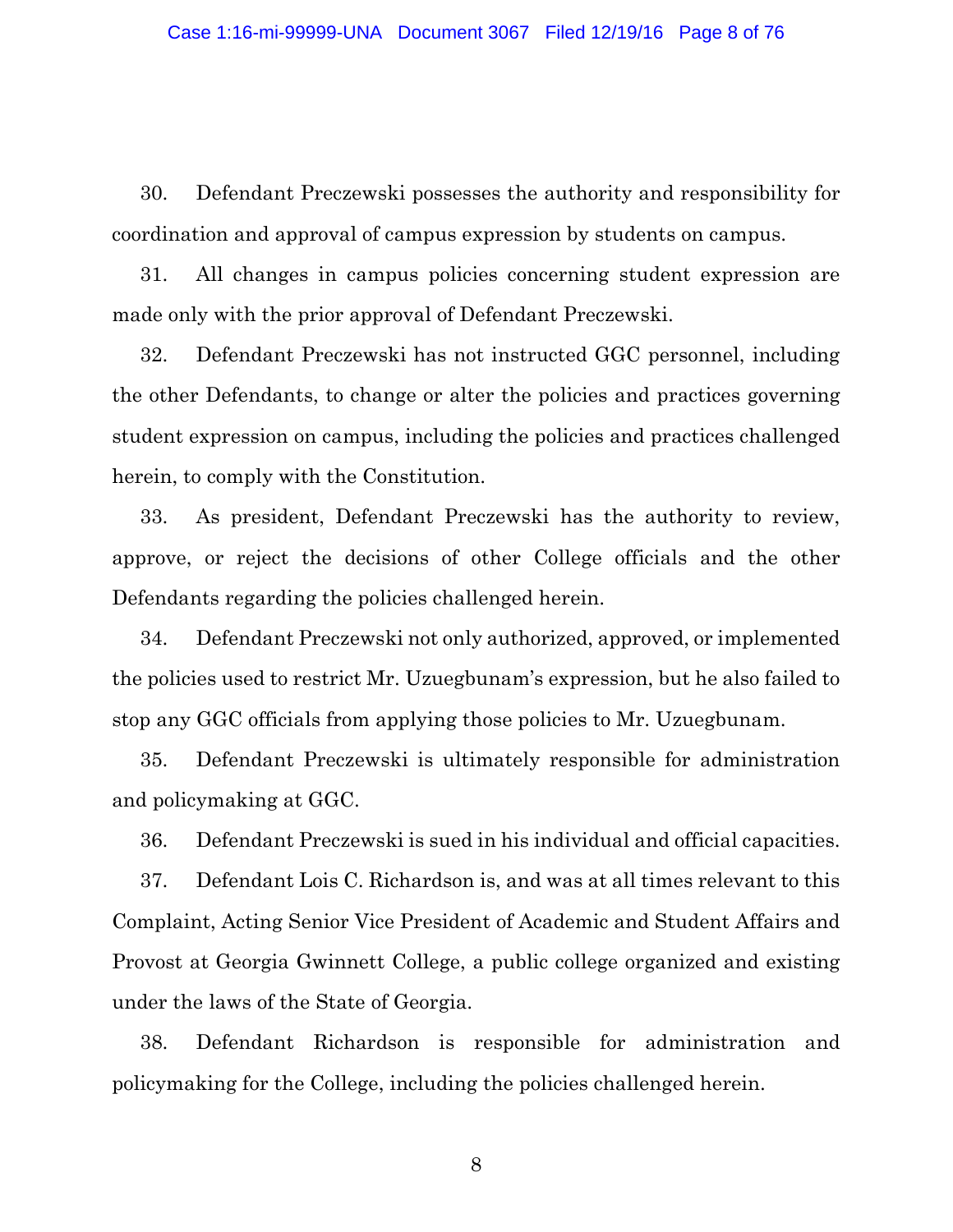30. Defendant Preczewski possesses the authority and responsibility for coordination and approval of campus expression by students on campus.

31. All changes in campus policies concerning student expression are made only with the prior approval of Defendant Preczewski.

32. Defendant Preczewski has not instructed GGC personnel, including the other Defendants, to change or alter the policies and practices governing student expression on campus, including the policies and practices challenged herein, to comply with the Constitution.

33. As president, Defendant Preczewski has the authority to review, approve, or reject the decisions of other College officials and the other Defendants regarding the policies challenged herein.

34. Defendant Preczewski not only authorized, approved, or implemented the policies used to restrict Mr. Uzuegbunam's expression, but he also failed to stop any GGC officials from applying those policies to Mr. Uzuegbunam.

35. Defendant Preczewski is ultimately responsible for administration and policymaking at GGC.

36. Defendant Preczewski is sued in his individual and official capacities.

37. Defendant Lois C. Richardson is, and was at all times relevant to this Complaint, Acting Senior Vice President of Academic and Student Affairs and Provost at Georgia Gwinnett College, a public college organized and existing under the laws of the State of Georgia.

38. Defendant Richardson is responsible for administration and policymaking for the College, including the policies challenged herein.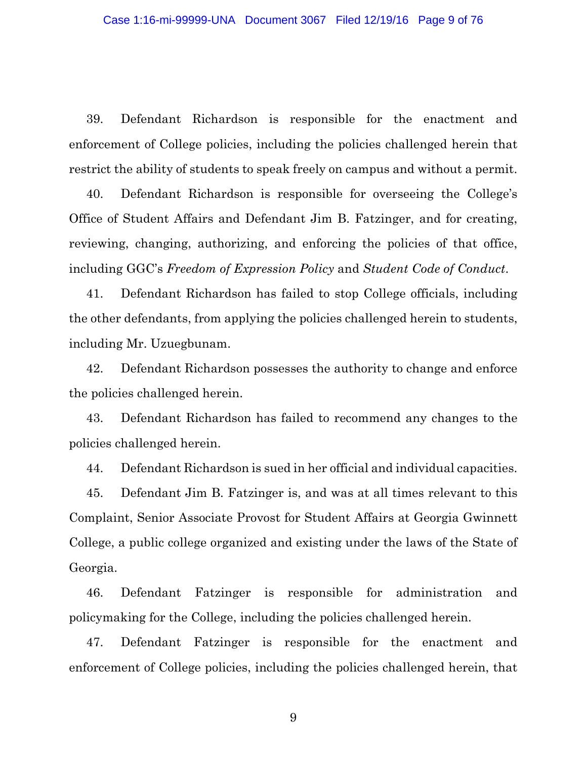39. Defendant Richardson is responsible for the enactment and enforcement of College policies, including the policies challenged herein that restrict the ability of students to speak freely on campus and without a permit.

40. Defendant Richardson is responsible for overseeing the College's Office of Student Affairs and Defendant Jim B. Fatzinger, and for creating, reviewing, changing, authorizing, and enforcing the policies of that office, including GGC's *Freedom of Expression Policy* and *Student Code of Conduct*.

41. Defendant Richardson has failed to stop College officials, including the other defendants, from applying the policies challenged herein to students, including Mr. Uzuegbunam.

42. Defendant Richardson possesses the authority to change and enforce the policies challenged herein.

43. Defendant Richardson has failed to recommend any changes to the policies challenged herein.

44. Defendant Richardson is sued in her official and individual capacities.

45. Defendant Jim B. Fatzinger is, and was at all times relevant to this Complaint, Senior Associate Provost for Student Affairs at Georgia Gwinnett College, a public college organized and existing under the laws of the State of Georgia.

46. Defendant Fatzinger is responsible for administration and policymaking for the College, including the policies challenged herein.

47. Defendant Fatzinger is responsible for the enactment and enforcement of College policies, including the policies challenged herein, that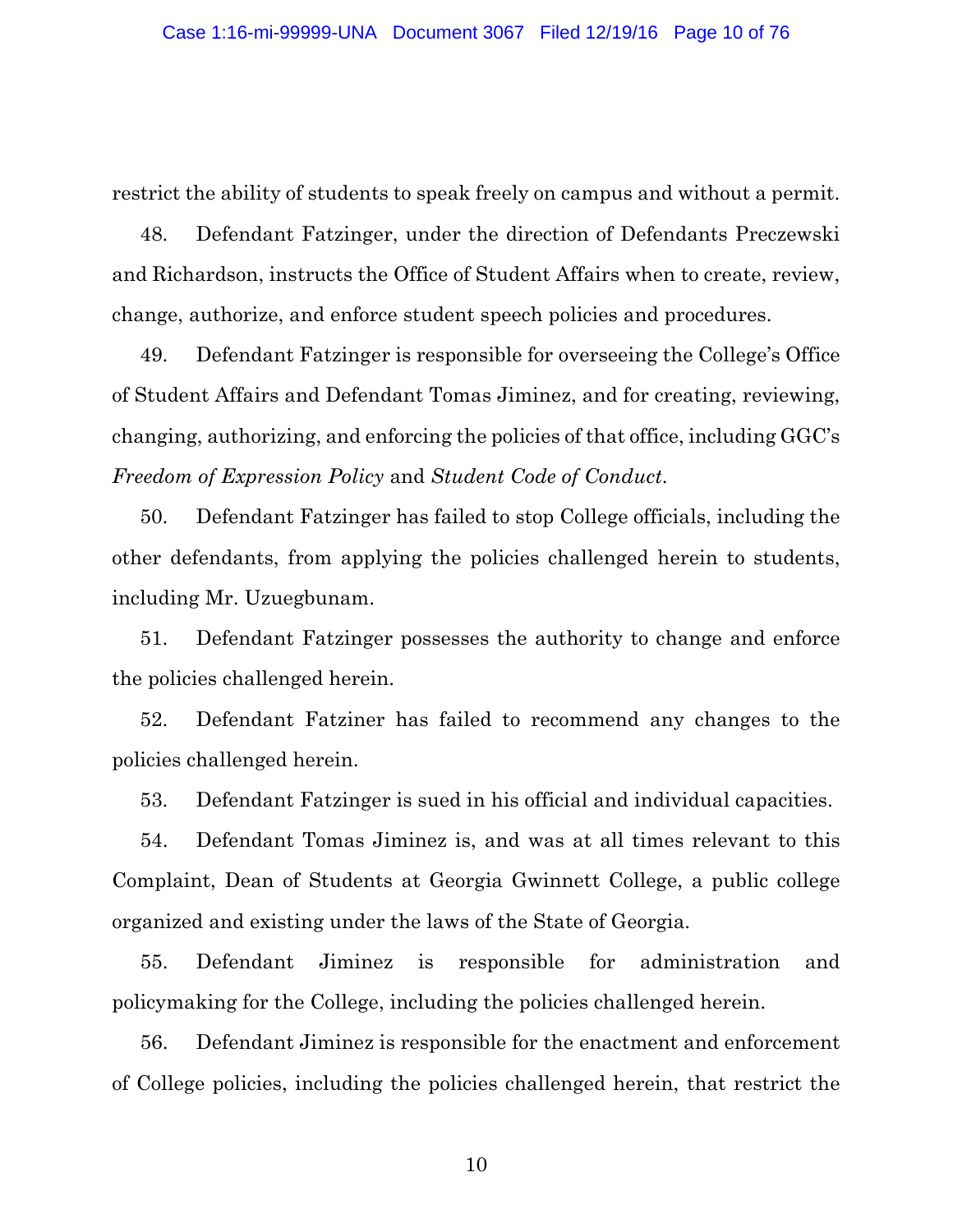restrict the ability of students to speak freely on campus and without a permit.

48. Defendant Fatzinger, under the direction of Defendants Preczewski and Richardson, instructs the Office of Student Affairs when to create, review, change, authorize, and enforce student speech policies and procedures.

49. Defendant Fatzinger is responsible for overseeing the College's Office of Student Affairs and Defendant Tomas Jiminez, and for creating, reviewing, changing, authorizing, and enforcing the policies of that office, including GGC's *Freedom of Expression Policy* and *Student Code of Conduct*.

50. Defendant Fatzinger has failed to stop College officials, including the other defendants, from applying the policies challenged herein to students, including Mr. Uzuegbunam.

51. Defendant Fatzinger possesses the authority to change and enforce the policies challenged herein.

52. Defendant Fatziner has failed to recommend any changes to the policies challenged herein.

53. Defendant Fatzinger is sued in his official and individual capacities.

54. Defendant Tomas Jiminez is, and was at all times relevant to this Complaint, Dean of Students at Georgia Gwinnett College, a public college organized and existing under the laws of the State of Georgia.

55. Defendant Jiminez is responsible for administration and policymaking for the College, including the policies challenged herein.

56. Defendant Jiminez is responsible for the enactment and enforcement of College policies, including the policies challenged herein, that restrict the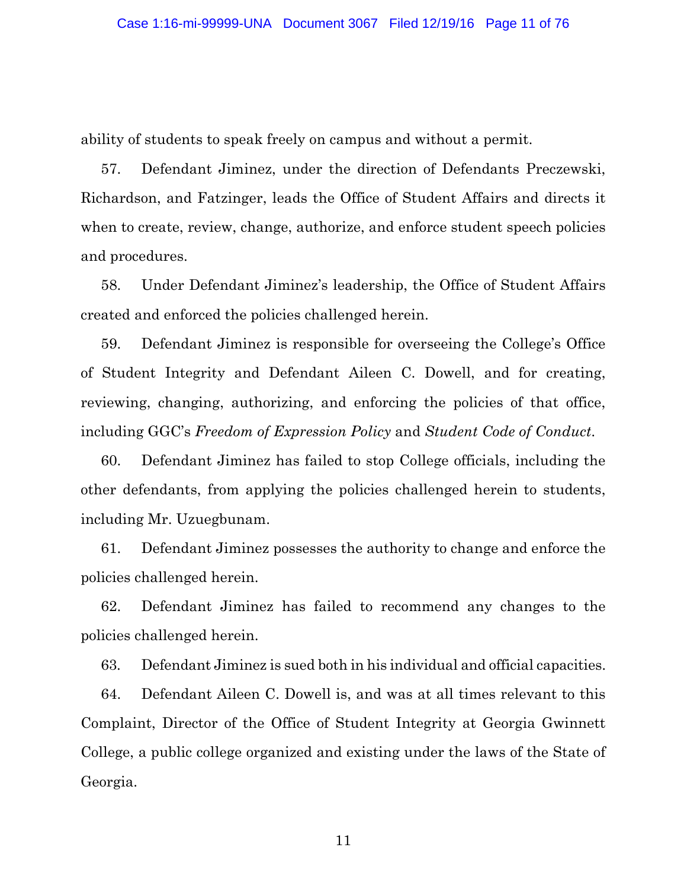ability of students to speak freely on campus and without a permit.

57. Defendant Jiminez, under the direction of Defendants Preczewski, Richardson, and Fatzinger, leads the Office of Student Affairs and directs it when to create, review, change, authorize, and enforce student speech policies and procedures.

58. Under Defendant Jiminez's leadership, the Office of Student Affairs created and enforced the policies challenged herein.

59. Defendant Jiminez is responsible for overseeing the College's Office of Student Integrity and Defendant Aileen C. Dowell, and for creating, reviewing, changing, authorizing, and enforcing the policies of that office, including GGC's *Freedom of Expression Policy* and *Student Code of Conduct*.

60. Defendant Jiminez has failed to stop College officials, including the other defendants, from applying the policies challenged herein to students, including Mr. Uzuegbunam.

61. Defendant Jiminez possesses the authority to change and enforce the policies challenged herein.

62. Defendant Jiminez has failed to recommend any changes to the policies challenged herein.

63. Defendant Jiminez is sued both in his individual and official capacities.

64. Defendant Aileen C. Dowell is, and was at all times relevant to this Complaint, Director of the Office of Student Integrity at Georgia Gwinnett College, a public college organized and existing under the laws of the State of Georgia.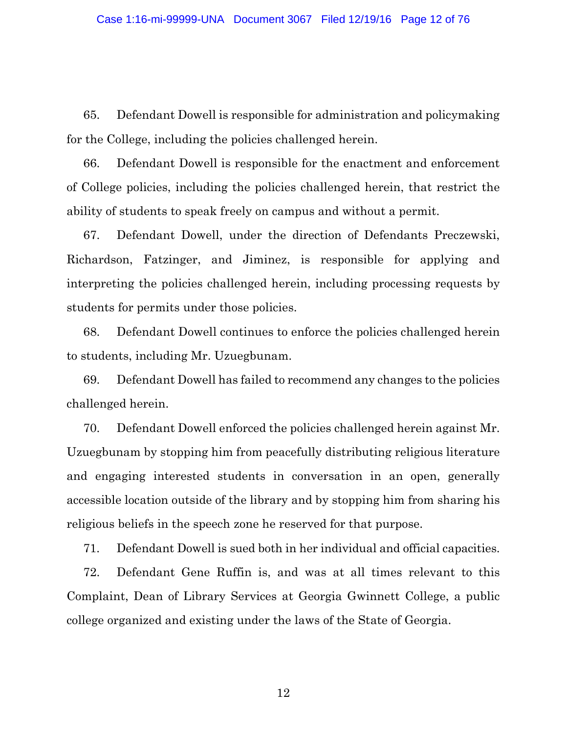65. Defendant Dowell is responsible for administration and policymaking for the College, including the policies challenged herein.

66. Defendant Dowell is responsible for the enactment and enforcement of College policies, including the policies challenged herein, that restrict the ability of students to speak freely on campus and without a permit.

67. Defendant Dowell, under the direction of Defendants Preczewski, Richardson, Fatzinger, and Jiminez, is responsible for applying and interpreting the policies challenged herein, including processing requests by students for permits under those policies.

68. Defendant Dowell continues to enforce the policies challenged herein to students, including Mr. Uzuegbunam.

69. Defendant Dowell has failed to recommend any changes to the policies challenged herein.

70. Defendant Dowell enforced the policies challenged herein against Mr. Uzuegbunam by stopping him from peacefully distributing religious literature and engaging interested students in conversation in an open, generally accessible location outside of the library and by stopping him from sharing his religious beliefs in the speech zone he reserved for that purpose.

71. Defendant Dowell is sued both in her individual and official capacities.

72. Defendant Gene Ruffin is, and was at all times relevant to this Complaint, Dean of Library Services at Georgia Gwinnett College, a public college organized and existing under the laws of the State of Georgia.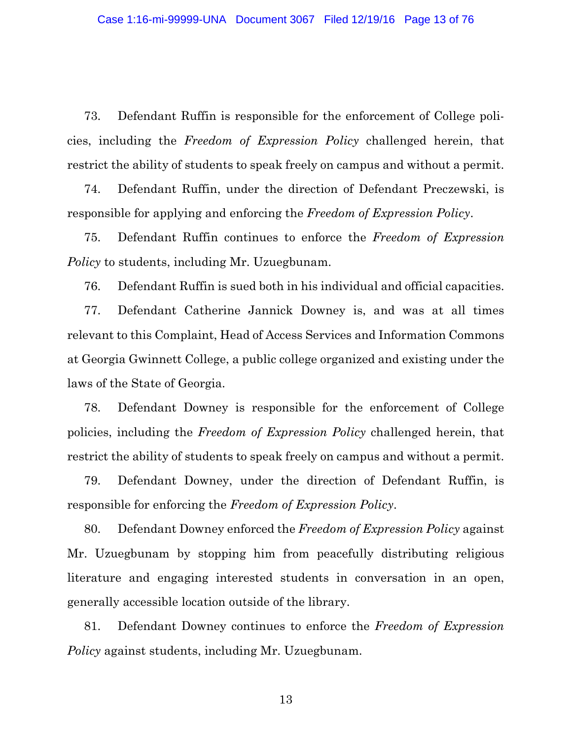73. Defendant Ruffin is responsible for the enforcement of College policies, including the *Freedom of Expression Policy* challenged herein, that restrict the ability of students to speak freely on campus and without a permit.

74. Defendant Ruffin, under the direction of Defendant Preczewski, is responsible for applying and enforcing the *Freedom of Expression Policy*.

75. Defendant Ruffin continues to enforce the *Freedom of Expression Policy* to students, including Mr. Uzuegbunam.

76. Defendant Ruffin is sued both in his individual and official capacities.

77. Defendant Catherine Jannick Downey is, and was at all times relevant to this Complaint, Head of Access Services and Information Commons at Georgia Gwinnett College, a public college organized and existing under the laws of the State of Georgia.

78. Defendant Downey is responsible for the enforcement of College policies, including the *Freedom of Expression Policy* challenged herein, that restrict the ability of students to speak freely on campus and without a permit.

79. Defendant Downey, under the direction of Defendant Ruffin, is responsible for enforcing the *Freedom of Expression Policy*.

80. Defendant Downey enforced the *Freedom of Expression Policy* against Mr. Uzuegbunam by stopping him from peacefully distributing religious literature and engaging interested students in conversation in an open, generally accessible location outside of the library.

81. Defendant Downey continues to enforce the *Freedom of Expression Policy* against students, including Mr. Uzuegbunam.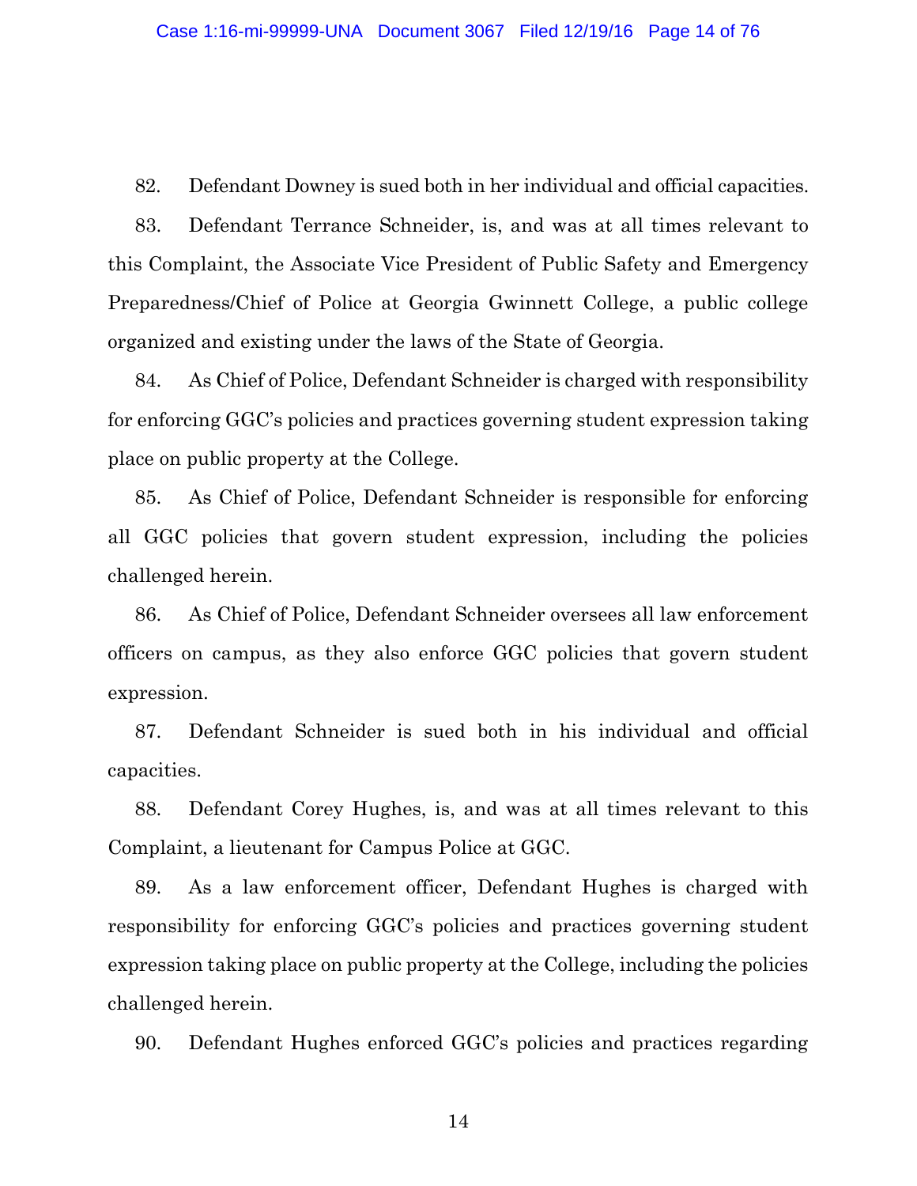82. Defendant Downey is sued both in her individual and official capacities.

83. Defendant Terrance Schneider, is, and was at all times relevant to this Complaint, the Associate Vice President of Public Safety and Emergency Preparedness/Chief of Police at Georgia Gwinnett College, a public college organized and existing under the laws of the State of Georgia.

84. As Chief of Police, Defendant Schneider is charged with responsibility for enforcing GGC's policies and practices governing student expression taking place on public property at the College.

85. As Chief of Police, Defendant Schneider is responsible for enforcing all GGC policies that govern student expression, including the policies challenged herein.

86. As Chief of Police, Defendant Schneider oversees all law enforcement officers on campus, as they also enforce GGC policies that govern student expression.

87. Defendant Schneider is sued both in his individual and official capacities.

88. Defendant Corey Hughes, is, and was at all times relevant to this Complaint, a lieutenant for Campus Police at GGC.

89. As a law enforcement officer, Defendant Hughes is charged with responsibility for enforcing GGC's policies and practices governing student expression taking place on public property at the College, including the policies challenged herein.

90. Defendant Hughes enforced GGC's policies and practices regarding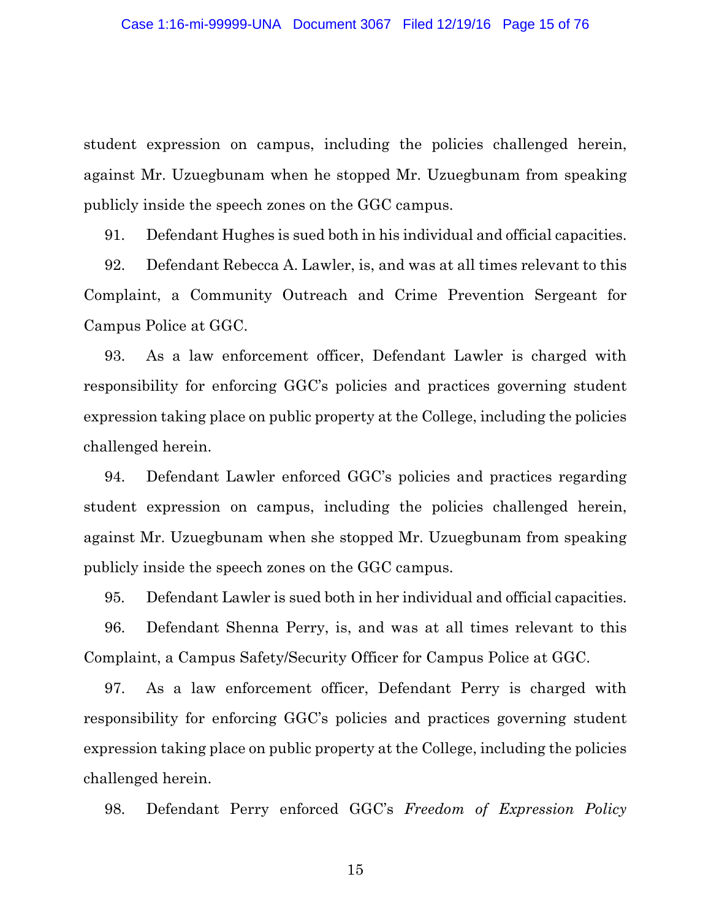student expression on campus, including the policies challenged herein, against Mr. Uzuegbunam when he stopped Mr. Uzuegbunam from speaking publicly inside the speech zones on the GGC campus.

91. Defendant Hughes is sued both in his individual and official capacities.

92. Defendant Rebecca A. Lawler, is, and was at all times relevant to this Complaint, a Community Outreach and Crime Prevention Sergeant for Campus Police at GGC.

93. As a law enforcement officer, Defendant Lawler is charged with responsibility for enforcing GGC's policies and practices governing student expression taking place on public property at the College, including the policies challenged herein.

94. Defendant Lawler enforced GGC's policies and practices regarding student expression on campus, including the policies challenged herein, against Mr. Uzuegbunam when she stopped Mr. Uzuegbunam from speaking publicly inside the speech zones on the GGC campus.

95. Defendant Lawler is sued both in her individual and official capacities.

96. Defendant Shenna Perry, is, and was at all times relevant to this Complaint, a Campus Safety/Security Officer for Campus Police at GGC.

97. As a law enforcement officer, Defendant Perry is charged with responsibility for enforcing GGC's policies and practices governing student expression taking place on public property at the College, including the policies challenged herein.

98. Defendant Perry enforced GGC's *Freedom of Expression Policy*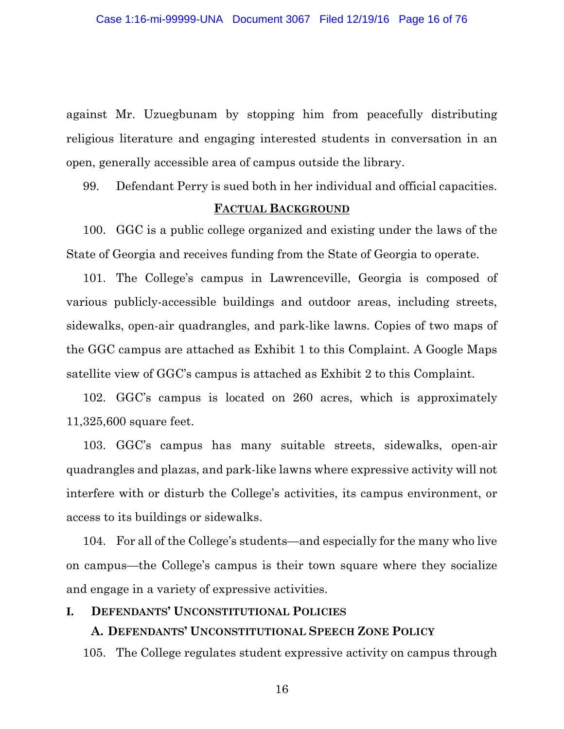against Mr. Uzuegbunam by stopping him from peacefully distributing religious literature and engaging interested students in conversation in an open, generally accessible area of campus outside the library.

99. Defendant Perry is sued both in her individual and official capacities.

## FACTUAL BACKGROUND

100. GGC is a public college organized and existing under the laws of the State of Georgia and receives funding from the State of Georgia to operate.

101. The College's campus in Lawrenceville, Georgia is composed of various publicly-accessible buildings and outdoor areas, including streets, sidewalks, open-air quadrangles, and park-like lawns. Copies of two maps of the GGC campus are attached as Exhibit 1 to this Complaint. A Google Maps satellite view of GGC's campus is attached as Exhibit 2 to this Complaint.

102. GGC's campus is located on 260 acres, which is approximately 11,325,600 square feet.

103. GGC's campus has many suitable streets, sidewalks, open-air quadrangles and plazas, and park-like lawns where expressive activity will not interfere with or disturb the College's activities, its campus environment, or access to its buildings or sidewalks.

104. For all of the College's students—and especially for the many who live on campus—the College's campus is their town square where they socialize and engage in a variety of expressive activities.

### I. DEFENDANTS' UNCONSTITUTIONAL POLICIES

#### A. DEFENDANTS' UNCONSTITUTIONAL SPEECH ZONE POLICY

105. The College regulates student expressive activity on campus through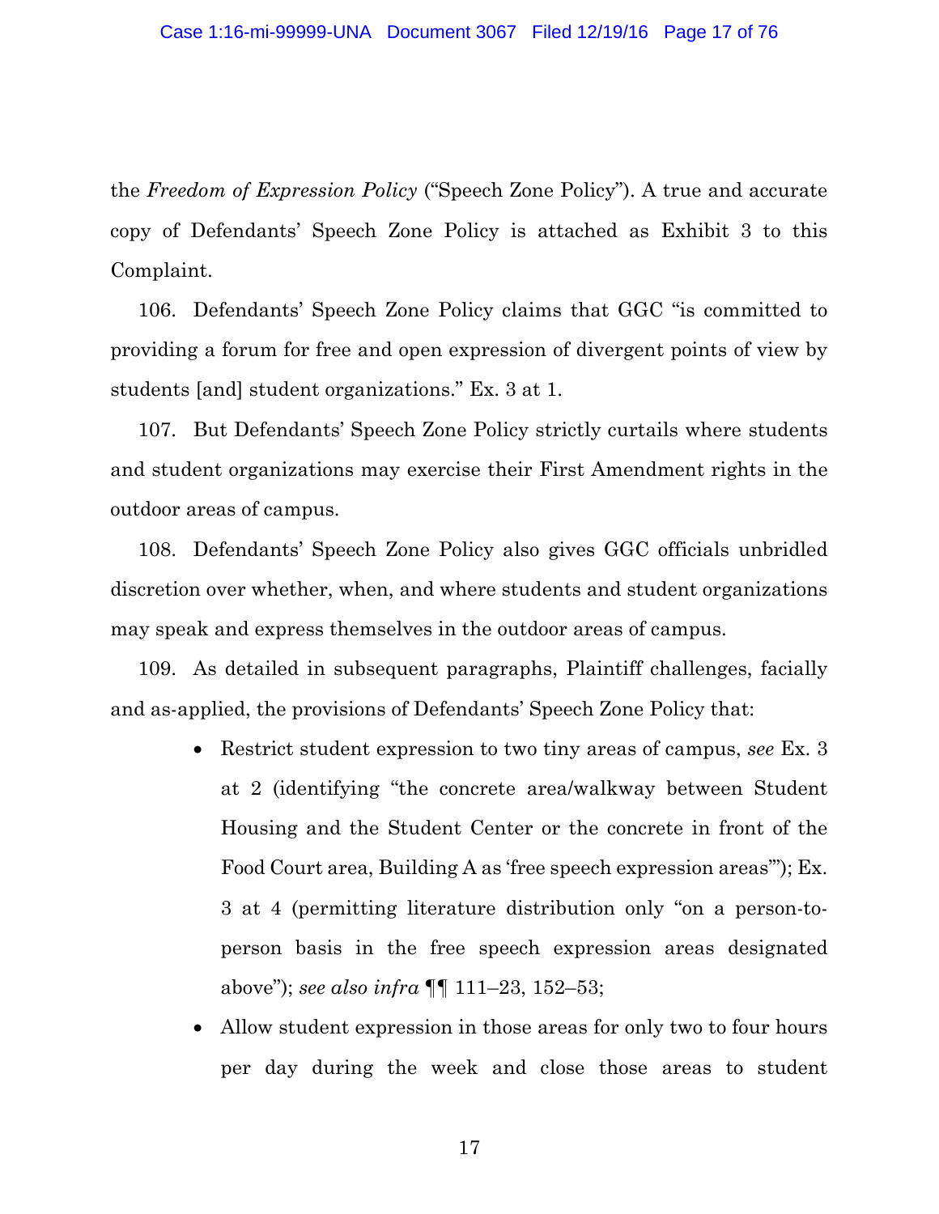the *Freedom of Expression Policy* ("Speech Zone Policy"). A true and accurate copy of Defendants' Speech Zone Policy is attached as Exhibit 3 to this Complaint.

106. Defendants' Speech Zone Policy claims that GGC "is committed to providing a forum for free and open expression of divergent points of view by students [and] student organizations." Ex. 3 at 1.

107. But Defendants' Speech Zone Policy strictly curtails where students and student organizations may exercise their First Amendment rights in the outdoor areas of campus.

108. Defendants' Speech Zone Policy also gives GGC officials unbridled discretion over whether, when, and where students and student organizations may speak and express themselves in the outdoor areas of campus.

109. As detailed in subsequent paragraphs, Plaintiff challenges, facially and as-applied, the provisions of Defendants' Speech Zone Policy that:

- Restrict student expression to two tiny areas of campus, *see* Ex. 3 at 2 (identifying "the concrete area/walkway between Student Housing and the Student Center or the concrete in front of the Food Court area, Building A as 'free speech expression areas'"); Ex. 3 at 4 (permitting literature distribution only "on a person-to-person basis in the free speech expression areas designated above"); *see also infra* ¶¶ 111–23, 152–53;
- Allow student expression in those areas for only two to four hours per day during the week and close those areas to student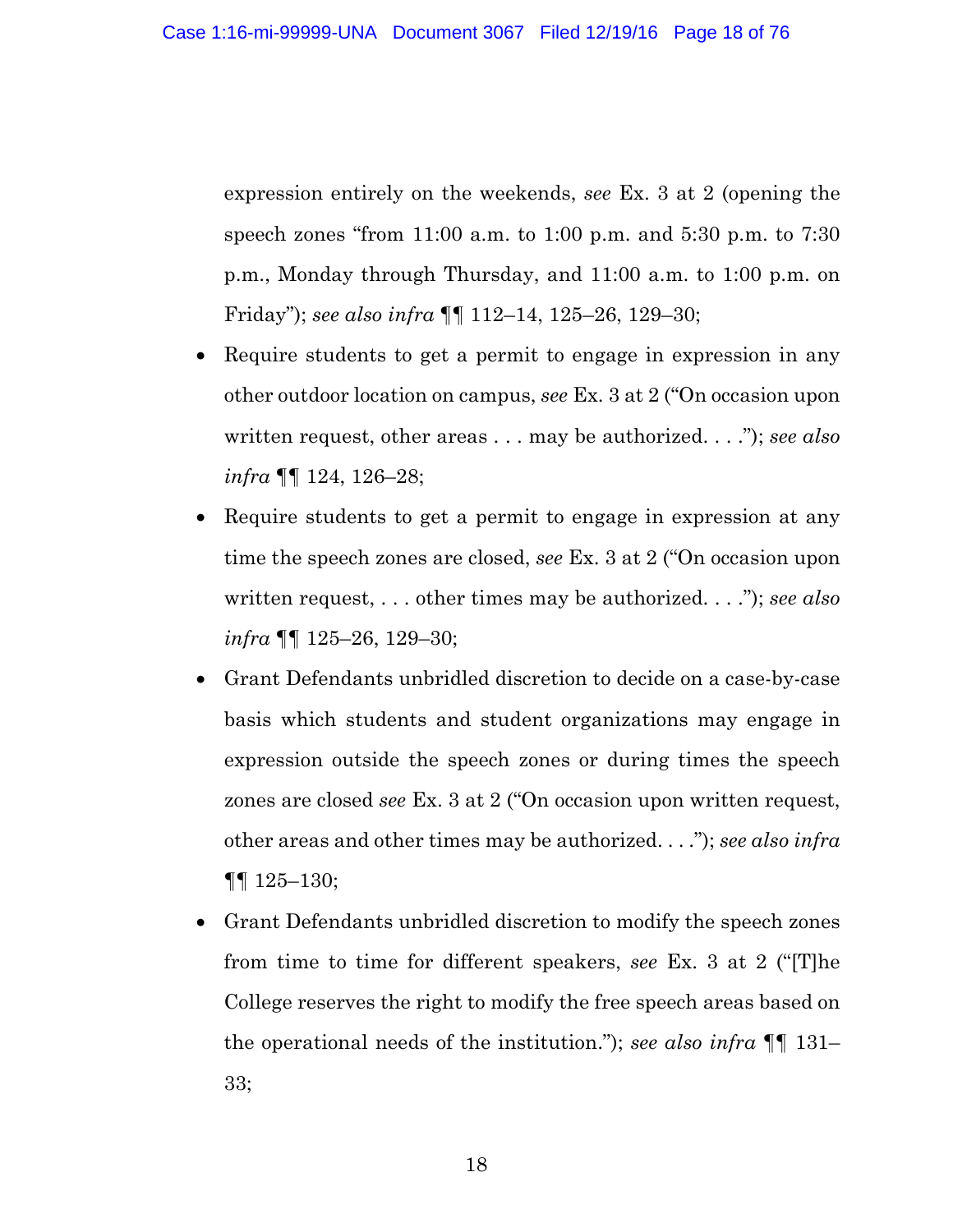expression entirely on the weekends, *see* Ex. 3 at 2 (opening the speech zones "from 11:00 a.m. to 1:00 p.m. and 5:30 p.m. to 7:30 p.m., Monday through Thursday, and 11:00 a.m. to 1:00 p.m. on Friday"); *see also infra* ¶¶ 112–14, 125–26, 129–30;

- Require students to get a permit to engage in expression in any other outdoor location on campus, *see* Ex. 3 at 2 ("On occasion upon written request, other areas . . . may be authorized. . . ."); *see also infra* ¶¶ 124, 126–28;
- Require students to get a permit to engage in expression at any time the speech zones are closed, *see* Ex. 3 at 2 ("On occasion upon written request, . . . other times may be authorized. . . ."); *see also infra* ¶¶ 125–26, 129–30;
- Grant Defendants unbridled discretion to decide on a case-by-case basis which students and student organizations may engage in expression outside the speech zones or during times the speech zones are closed *see* Ex. 3 at 2 ("On occasion upon written request, other areas and other times may be authorized. . . ."); *see also infra* ¶¶ 125–130;
- Grant Defendants unbridled discretion to modify the speech zones from time to time for different speakers, *see* Ex. 3 at 2 ("[T]he College reserves the right to modify the free speech areas based on the operational needs of the institution."); *see also infra* ¶¶ 131–33;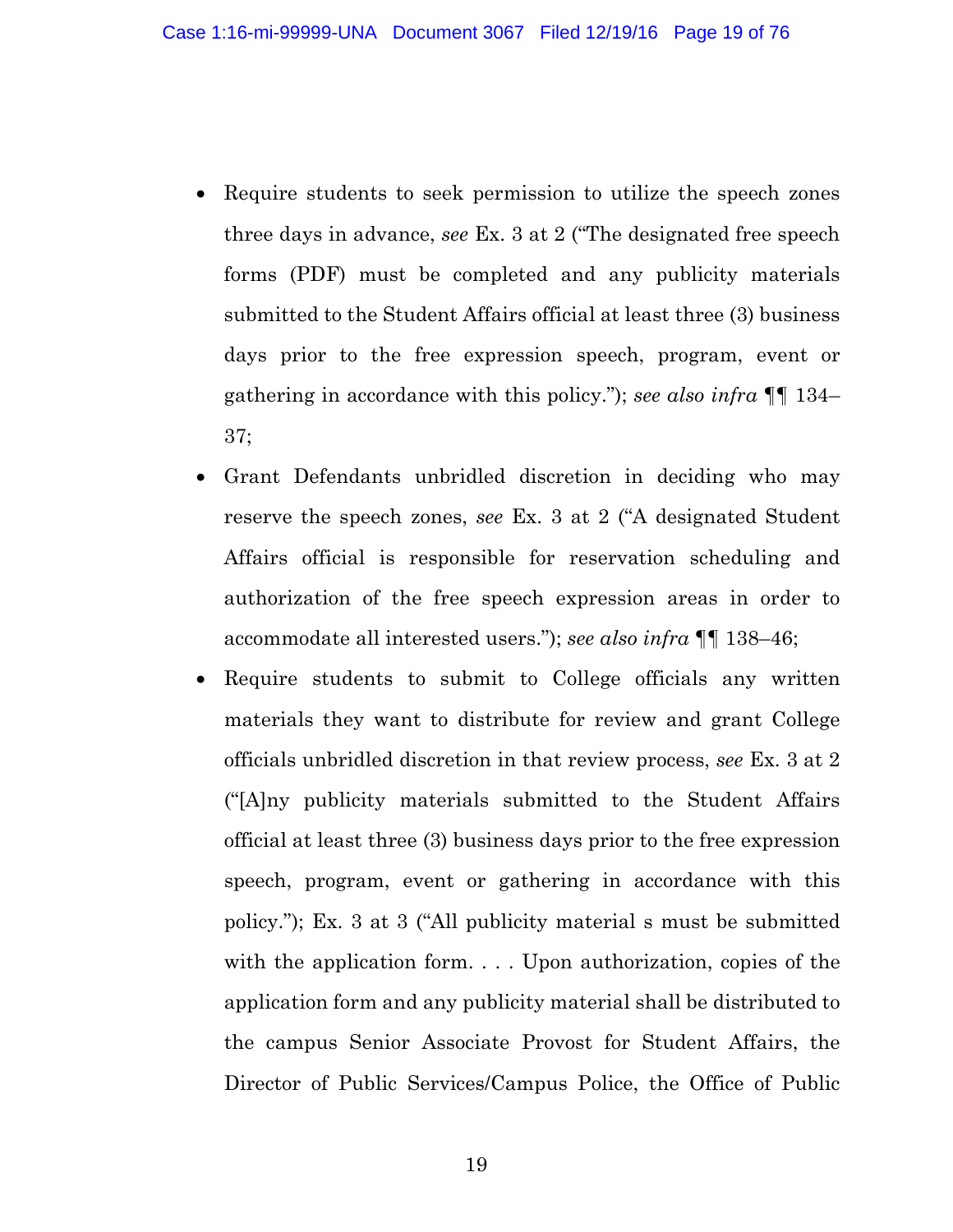- Require students to seek permission to utilize the speech zones three days in advance, *see* Ex. 3 at 2 ("The designated free speech forms (PDF) must be completed and any publicity materials submitted to the Student Affairs official at least three (3) business days prior to the free expression speech, program, event or gathering in accordance with this policy."); *see also infra* ¶¶ 134–37;
- Grant Defendants unbridled discretion in deciding who may reserve the speech zones, *see* Ex. 3 at 2 ("A designated Student Affairs official is responsible for reservation scheduling and authorization of the free speech expression areas in order to accommodate all interested users."); *see also infra* ¶¶ 138–46;
- Require students to submit to College officials any written materials they want to distribute for review and grant College officials unbridled discretion in that review process, *see* Ex. 3 at 2 ("[A]ny publicity materials submitted to the Student Affairs official at least three (3) business days prior to the free expression speech, program, event or gathering in accordance with this policy."); Ex. 3 at 3 ("All publicity material s must be submitted with the application form. . . . Upon authorization, copies of the application form and any publicity material shall be distributed to the campus Senior Associate Provost for Student Affairs, the Director of Public Services/Campus Police, the Office of Public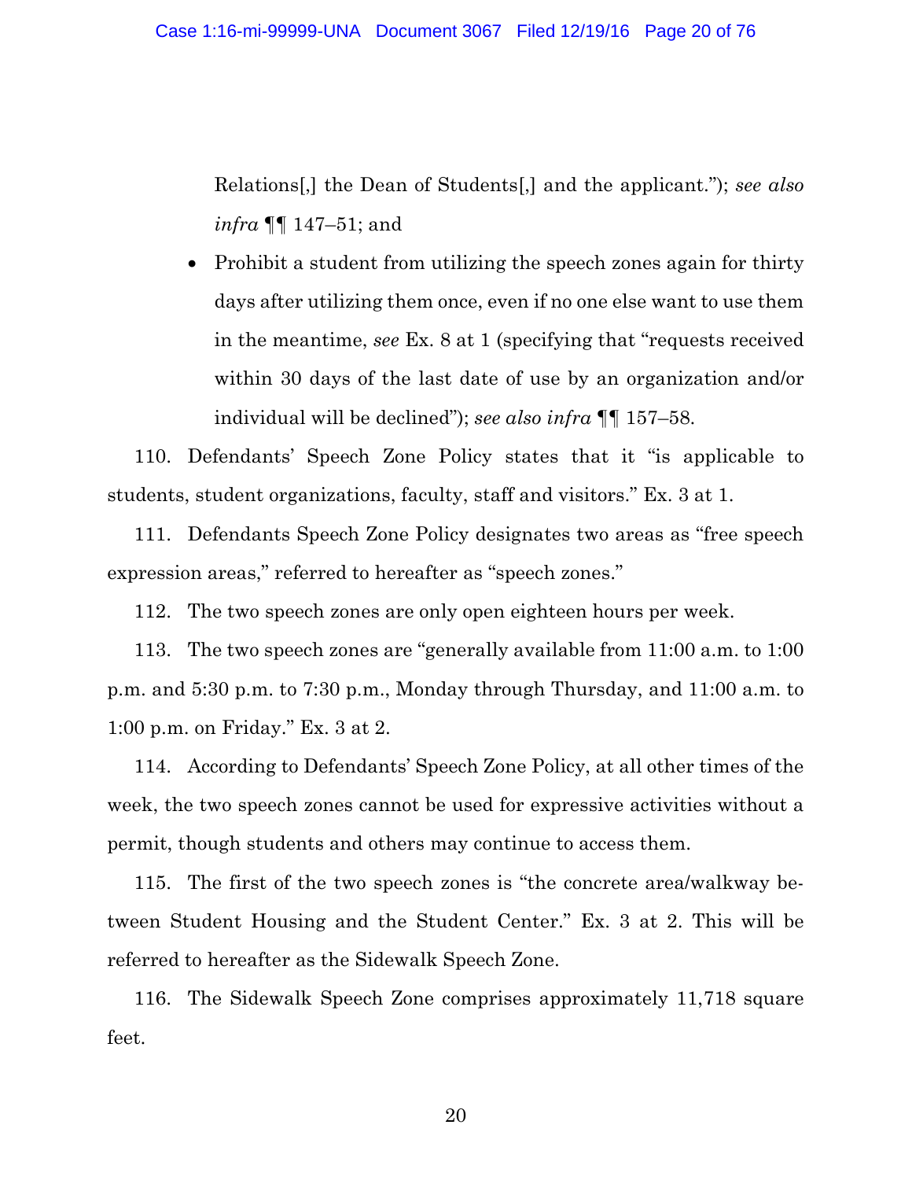Relations[,] the Dean of Students[,] and the applicant."); *see also infra* ¶¶ 147–51; and

- Prohibit a student from utilizing the speech zones again for thirty days after utilizing them once, even if no one else want to use them in the meantime, *see* Ex. 8 at 1 (specifying that "requests received within 30 days of the last date of use by an organization and/or individual will be declined"); *see also infra* ¶¶ 157–58.

110. Defendants' Speech Zone Policy states that it "is applicable to students, student organizations, faculty, staff and visitors." Ex. 3 at 1.

111. Defendants Speech Zone Policy designates two areas as "free speech expression areas," referred to hereafter as "speech zones."

112. The two speech zones are only open eighteen hours per week.

113. The two speech zones are "generally available from 11:00 a.m. to 1:00 p.m. and 5:30 p.m. to 7:30 p.m., Monday through Thursday, and 11:00 a.m. to 1:00 p.m. on Friday." Ex. 3 at 2.

114. According to Defendants' Speech Zone Policy, at all other times of the week, the two speech zones cannot be used for expressive activities without a permit, though students and others may continue to access them.

115. The first of the two speech zones is "the concrete area/walkway between Student Housing and the Student Center." Ex. 3 at 2. This will be referred to hereafter as the Sidewalk Speech Zone.

116. The Sidewalk Speech Zone comprises approximately 11,718 square feet.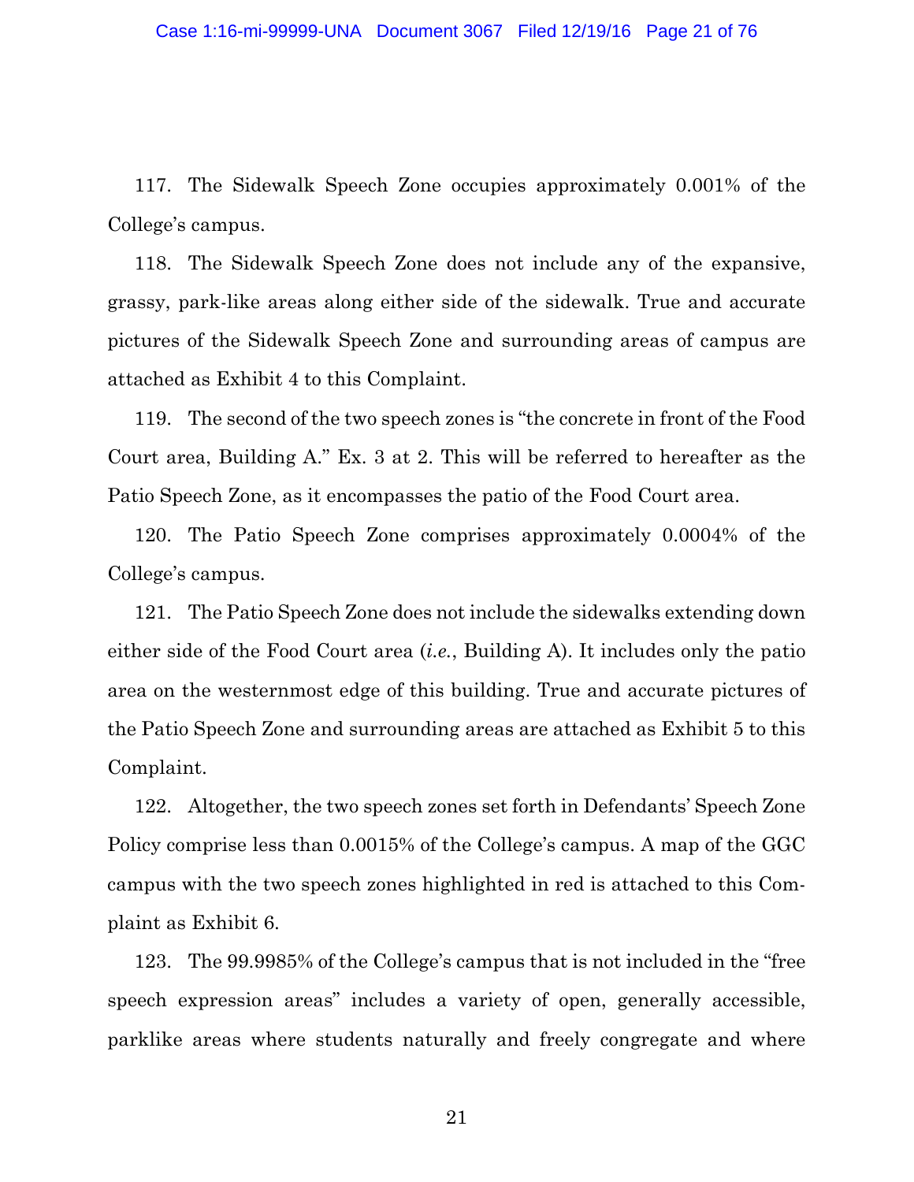117. The Sidewalk Speech Zone occupies approximately 0.001% of the College's campus.

118. The Sidewalk Speech Zone does not include any of the expansive, grassy, park-like areas along either side of the sidewalk. True and accurate pictures of the Sidewalk Speech Zone and surrounding areas of campus are attached as Exhibit 4 to this Complaint.

119. The second of the two speech zones is "the concrete in front of the Food Court area, Building A." Ex. 3 at 2. This will be referred to hereafter as the Patio Speech Zone, as it encompasses the patio of the Food Court area.

120. The Patio Speech Zone comprises approximately 0.0004% of the College's campus.

121. The Patio Speech Zone does not include the sidewalks extending down either side of the Food Court area (*i.e.*, Building A). It includes only the patio area on the westernmost edge of this building. True and accurate pictures of the Patio Speech Zone and surrounding areas are attached as Exhibit 5 to this Complaint.

122. Altogether, the two speech zones set forth in Defendants' Speech Zone Policy comprise less than 0.0015% of the College's campus. A map of the GGC campus with the two speech zones highlighted in red is attached to this Complaint as Exhibit 6.

123. The 99.9985% of the College's campus that is not included in the "free speech expression areas" includes a variety of open, generally accessible, parklike areas where students naturally and freely congregate and where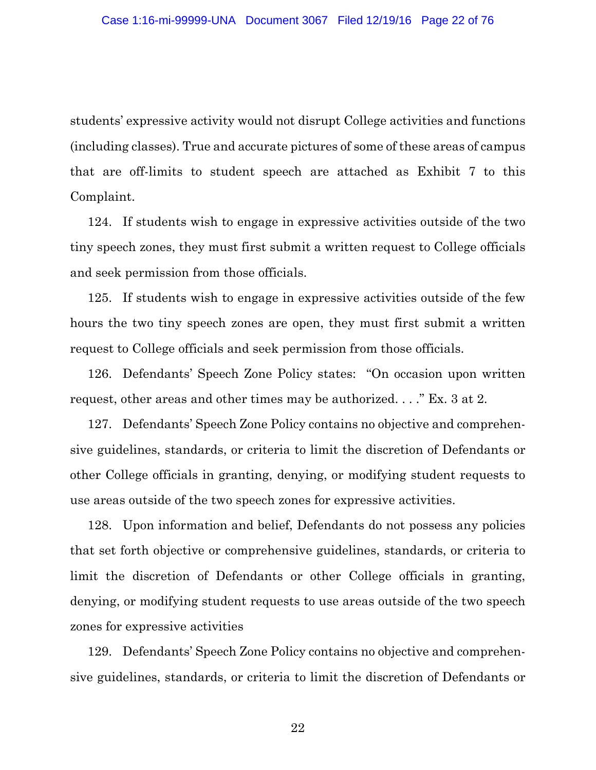students' expressive activity would not disrupt College activities and functions (including classes). True and accurate pictures of some of these areas of campus that are off-limits to student speech are attached as Exhibit 7 to this Complaint.

124. If students wish to engage in expressive activities outside of the two tiny speech zones, they must first submit a written request to College officials and seek permission from those officials.

125. If students wish to engage in expressive activities outside of the few hours the two tiny speech zones are open, they must first submit a written request to College officials and seek permission from those officials.

126. Defendants' Speech Zone Policy states: "On occasion upon written request, other areas and other times may be authorized. . . ." Ex. 3 at 2.

127. Defendants' Speech Zone Policy contains no objective and comprehensive guidelines, standards, or criteria to limit the discretion of Defendants or other College officials in granting, denying, or modifying student requests to use areas outside of the two speech zones for expressive activities.

128. Upon information and belief, Defendants do not possess any policies that set forth objective or comprehensive guidelines, standards, or criteria to limit the discretion of Defendants or other College officials in granting, denying, or modifying student requests to use areas outside of the two speech zones for expressive activities

129. Defendants' Speech Zone Policy contains no objective and comprehensive guidelines, standards, or criteria to limit the discretion of Defendants or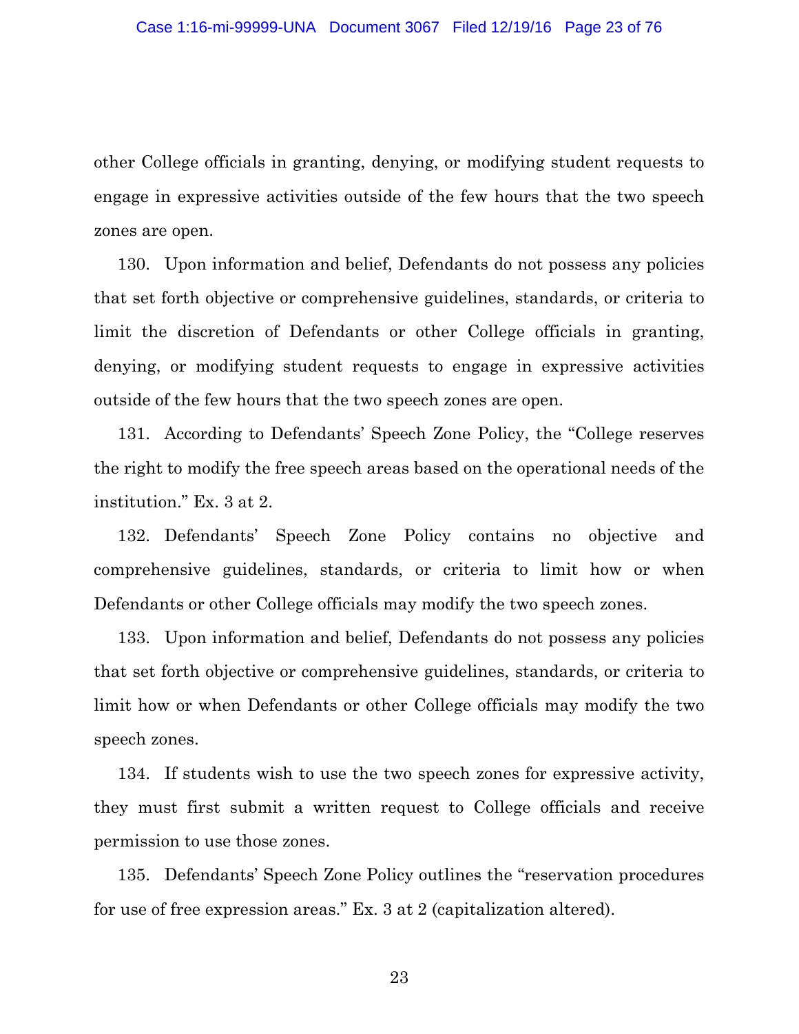other College officials in granting, denying, or modifying student requests to engage in expressive activities outside of the few hours that the two speech zones are open.

130. Upon information and belief, Defendants do not possess any policies that set forth objective or comprehensive guidelines, standards, or criteria to limit the discretion of Defendants or other College officials in granting, denying, or modifying student requests to engage in expressive activities outside of the few hours that the two speech zones are open.

131. According to Defendants' Speech Zone Policy, the "College reserves the right to modify the free speech areas based on the operational needs of the institution." Ex. 3 at 2.

132. Defendants' Speech Zone Policy contains no objective and comprehensive guidelines, standards, or criteria to limit how or when Defendants or other College officials may modify the two speech zones.

133. Upon information and belief, Defendants do not possess any policies that set forth objective or comprehensive guidelines, standards, or criteria to limit how or when Defendants or other College officials may modify the two speech zones.

134. If students wish to use the two speech zones for expressive activity, they must first submit a written request to College officials and receive permission to use those zones.

135. Defendants' Speech Zone Policy outlines the "reservation procedures for use of free expression areas." Ex. 3 at 2 (capitalization altered).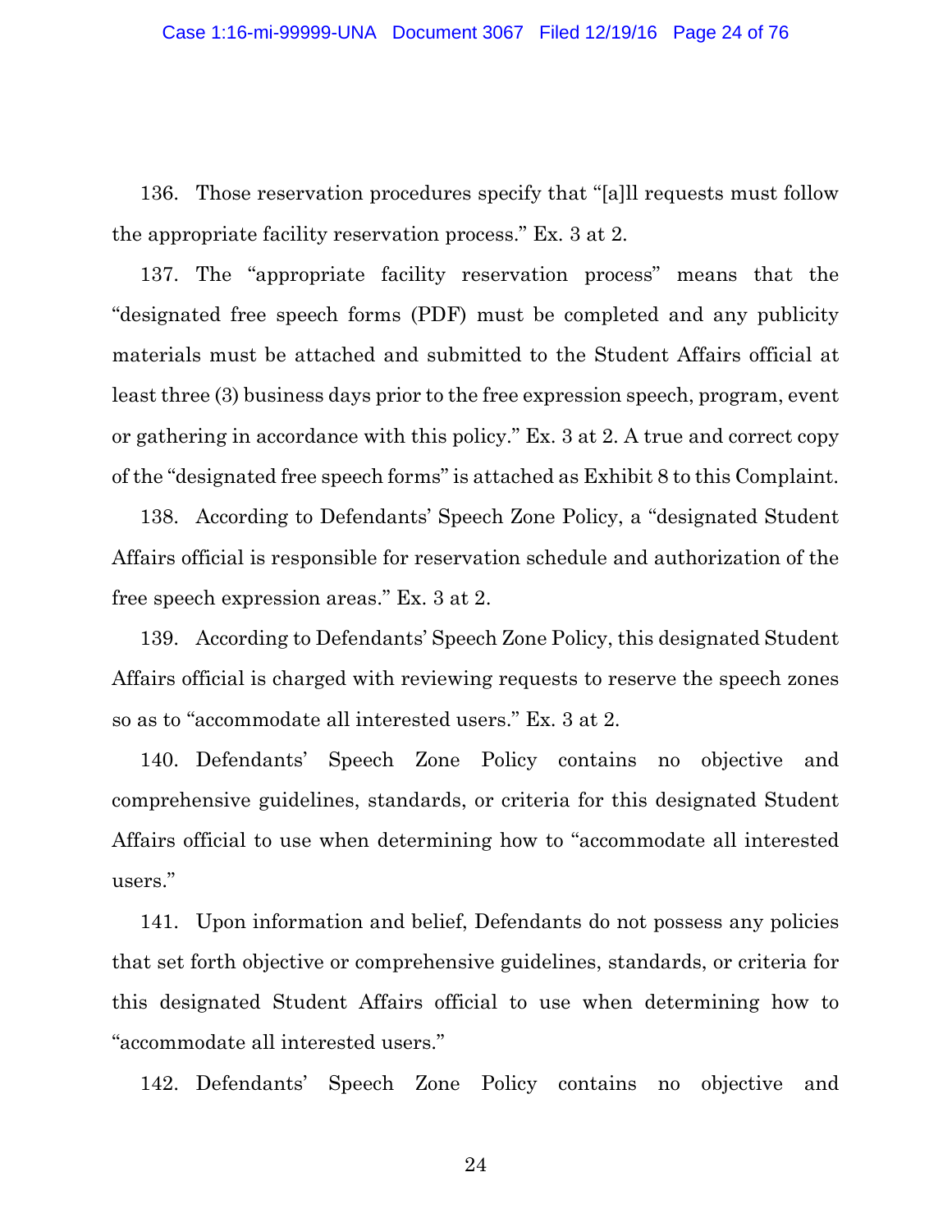136. Those reservation procedures specify that "[a]ll requests must follow the appropriate facility reservation process." Ex. 3 at 2.

137. The "appropriate facility reservation process" means that the "designated free speech forms (PDF) must be completed and any publicity materials must be attached and submitted to the Student Affairs official at least three (3) business days prior to the free expression speech, program, event or gathering in accordance with this policy." Ex. 3 at 2. A true and correct copy of the "designated free speech forms" is attached as Exhibit 8 to this Complaint.

138. According to Defendants' Speech Zone Policy, a "designated Student Affairs official is responsible for reservation schedule and authorization of the free speech expression areas." Ex. 3 at 2.

139. According to Defendants' Speech Zone Policy, this designated Student Affairs official is charged with reviewing requests to reserve the speech zones so as to "accommodate all interested users." Ex. 3 at 2.

140. Defendants' Speech Zone Policy contains no objective and comprehensive guidelines, standards, or criteria for this designated Student Affairs official to use when determining how to "accommodate all interested users."

141. Upon information and belief, Defendants do not possess any policies that set forth objective or comprehensive guidelines, standards, or criteria for this designated Student Affairs official to use when determining how to "accommodate all interested users."

142. Defendants' Speech Zone Policy contains no objective and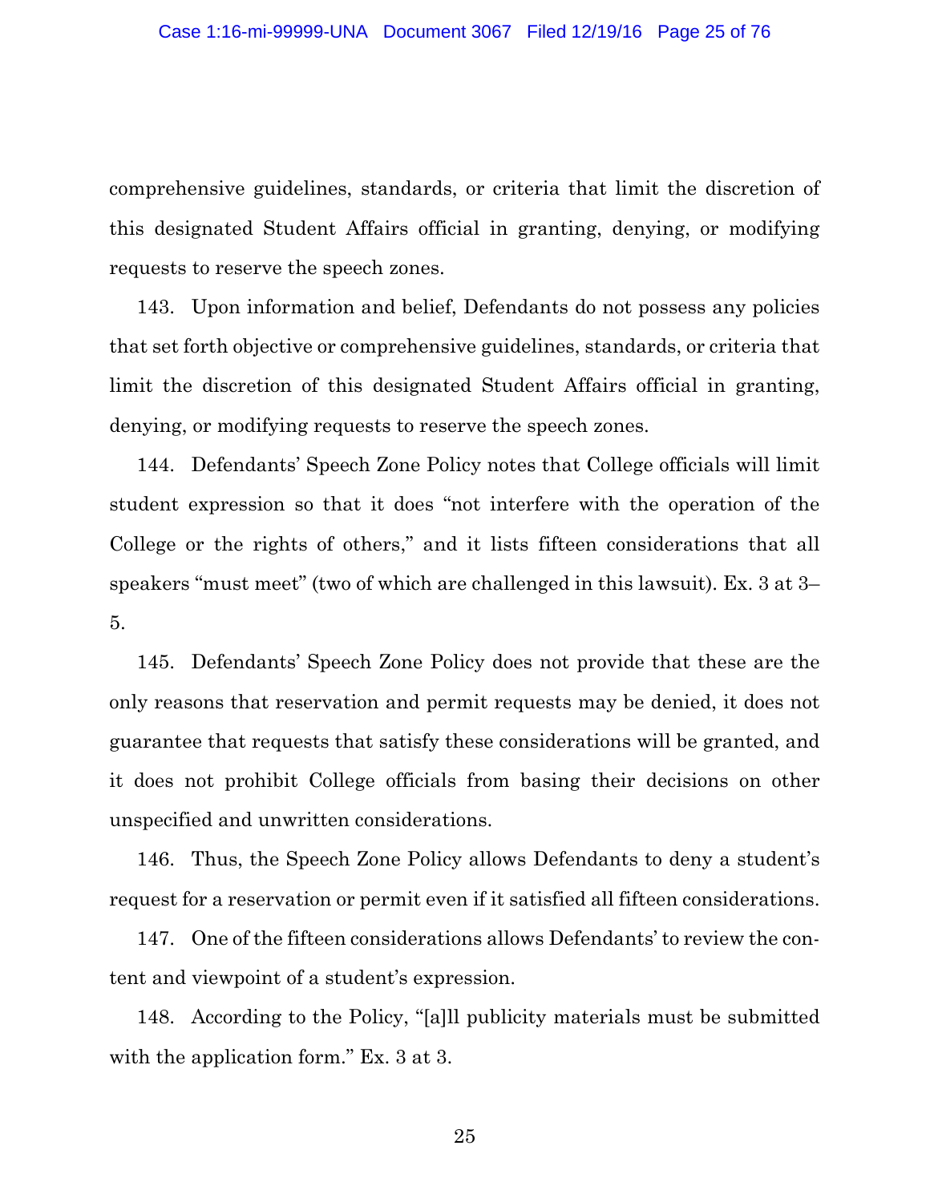comprehensive guidelines, standards, or criteria that limit the discretion of this designated Student Affairs official in granting, denying, or modifying requests to reserve the speech zones.

143. Upon information and belief, Defendants do not possess any policies that set forth objective or comprehensive guidelines, standards, or criteria that limit the discretion of this designated Student Affairs official in granting, denying, or modifying requests to reserve the speech zones.

144. Defendants' Speech Zone Policy notes that College officials will limit student expression so that it does "not interfere with the operation of the College or the rights of others," and it lists fifteen considerations that all speakers "must meet" (two of which are challenged in this lawsuit). Ex. 3 at 3–5.

145. Defendants' Speech Zone Policy does not provide that these are the only reasons that reservation and permit requests may be denied, it does not guarantee that requests that satisfy these considerations will be granted, and it does not prohibit College officials from basing their decisions on other unspecified and unwritten considerations.

146. Thus, the Speech Zone Policy allows Defendants to deny a student's request for a reservation or permit even if it satisfied all fifteen considerations.

147. One of the fifteen considerations allows Defendants' to review the content and viewpoint of a student's expression.

148. According to the Policy, "[a]ll publicity materials must be submitted with the application form." Ex. 3 at 3.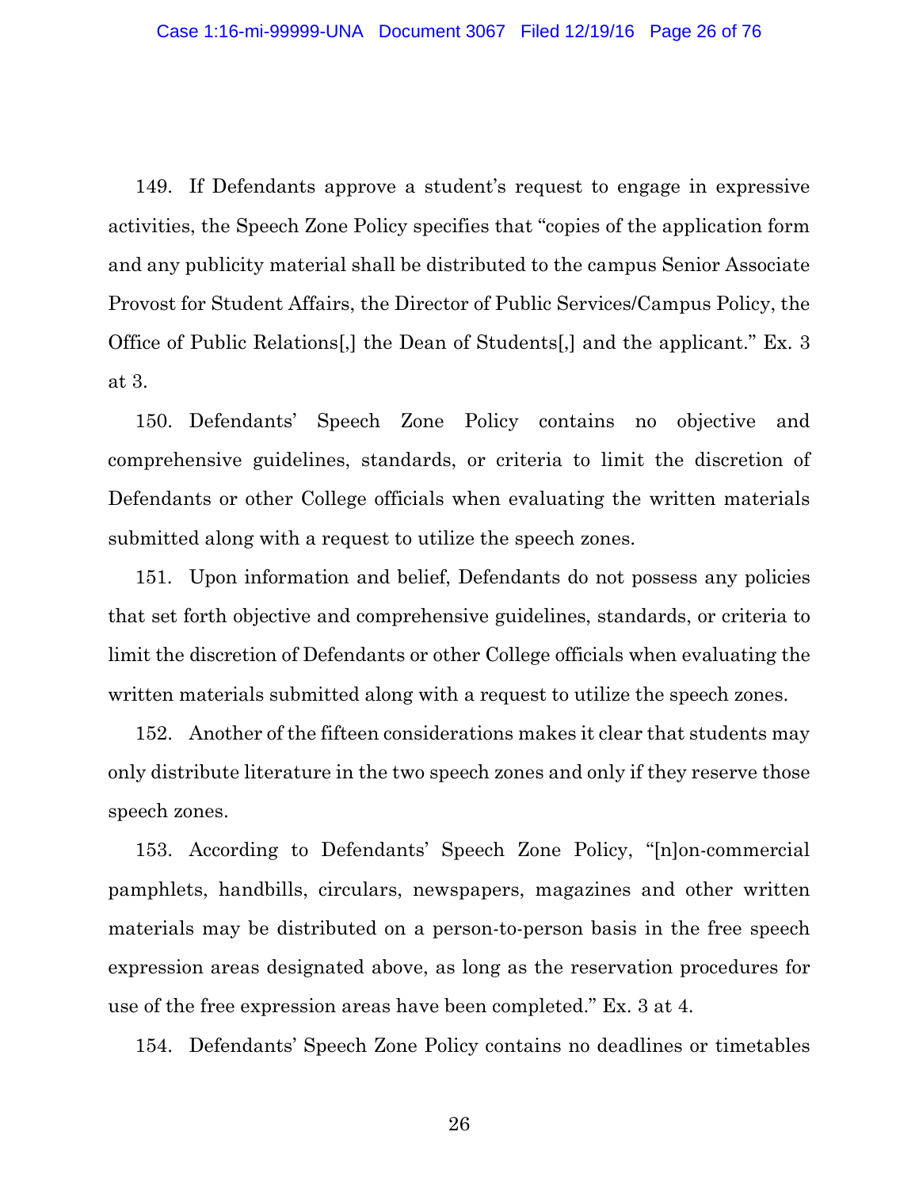149. If Defendants approve a student's request to engage in expressive activities, the Speech Zone Policy specifies that "copies of the application form and any publicity material shall be distributed to the campus Senior Associate Provost for Student Affairs, the Director of Public Services/Campus Policy, the Office of Public Relations[,] the Dean of Students[,] and the applicant." Ex. 3 at 3.

150. Defendants' Speech Zone Policy contains no objective and comprehensive guidelines, standards, or criteria to limit the discretion of Defendants or other College officials when evaluating the written materials submitted along with a request to utilize the speech zones.

151. Upon information and belief, Defendants do not possess any policies that set forth objective and comprehensive guidelines, standards, or criteria to limit the discretion of Defendants or other College officials when evaluating the written materials submitted along with a request to utilize the speech zones.

152. Another of the fifteen considerations makes it clear that students may only distribute literature in the two speech zones and only if they reserve those speech zones.

153. According to Defendants' Speech Zone Policy, "[n]on-commercial pamphlets, handbills, circulars, newspapers, magazines and other written materials may be distributed on a person-to-person basis in the free speech expression areas designated above, as long as the reservation procedures for use of the free expression areas have been completed." Ex. 3 at 4.

154. Defendants' Speech Zone Policy contains no deadlines or timetables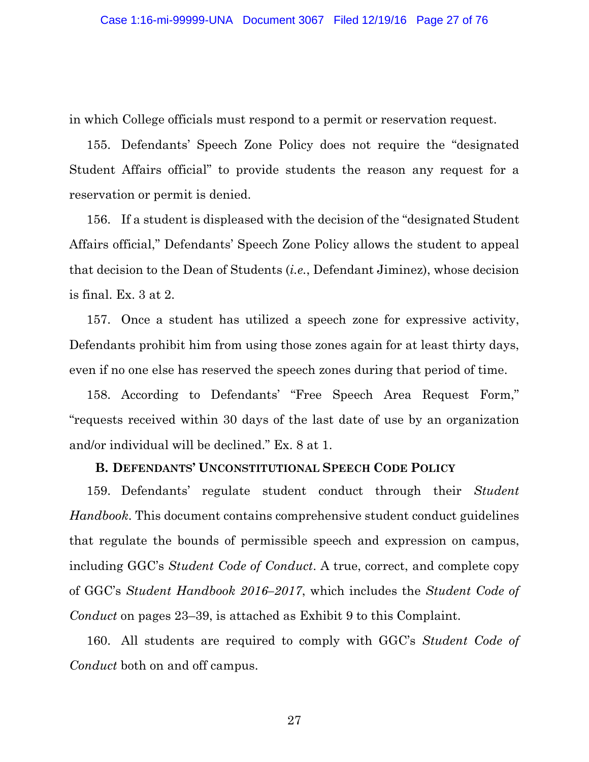in which College officials must respond to a permit or reservation request.

155. Defendants' Speech Zone Policy does not require the "designated Student Affairs official" to provide students the reason any request for a reservation or permit is denied.

156. If a student is displeased with the decision of the "designated Student Affairs official," Defendants' Speech Zone Policy allows the student to appeal that decision to the Dean of Students (*i.e.*, Defendant Jiminez), whose decision is final. Ex. 3 at 2.

157. Once a student has utilized a speech zone for expressive activity, Defendants prohibit him from using those zones again for at least thirty days, even if no one else has reserved the speech zones during that period of time.

158. According to Defendants' "Free Speech Area Request Form," "requests received within 30 days of the last date of use by an organization and/or individual will be declined." Ex. 8 at 1.

### B. Defendants' Unconstitutional Speech Code Policy

159. Defendants' regulate student conduct through their *Student Handbook*. This document contains comprehensive student conduct guidelines that regulate the bounds of permissible speech and expression on campus, including GGC's *Student Code of Conduct*. A true, correct, and complete copy of GGC's *Student Handbook 2016–2017*, which includes the *Student Code of Conduct* on pages 23–39, is attached as Exhibit 9 to this Complaint.

160. All students are required to comply with GGC's *Student Code of Conduct* both on and off campus.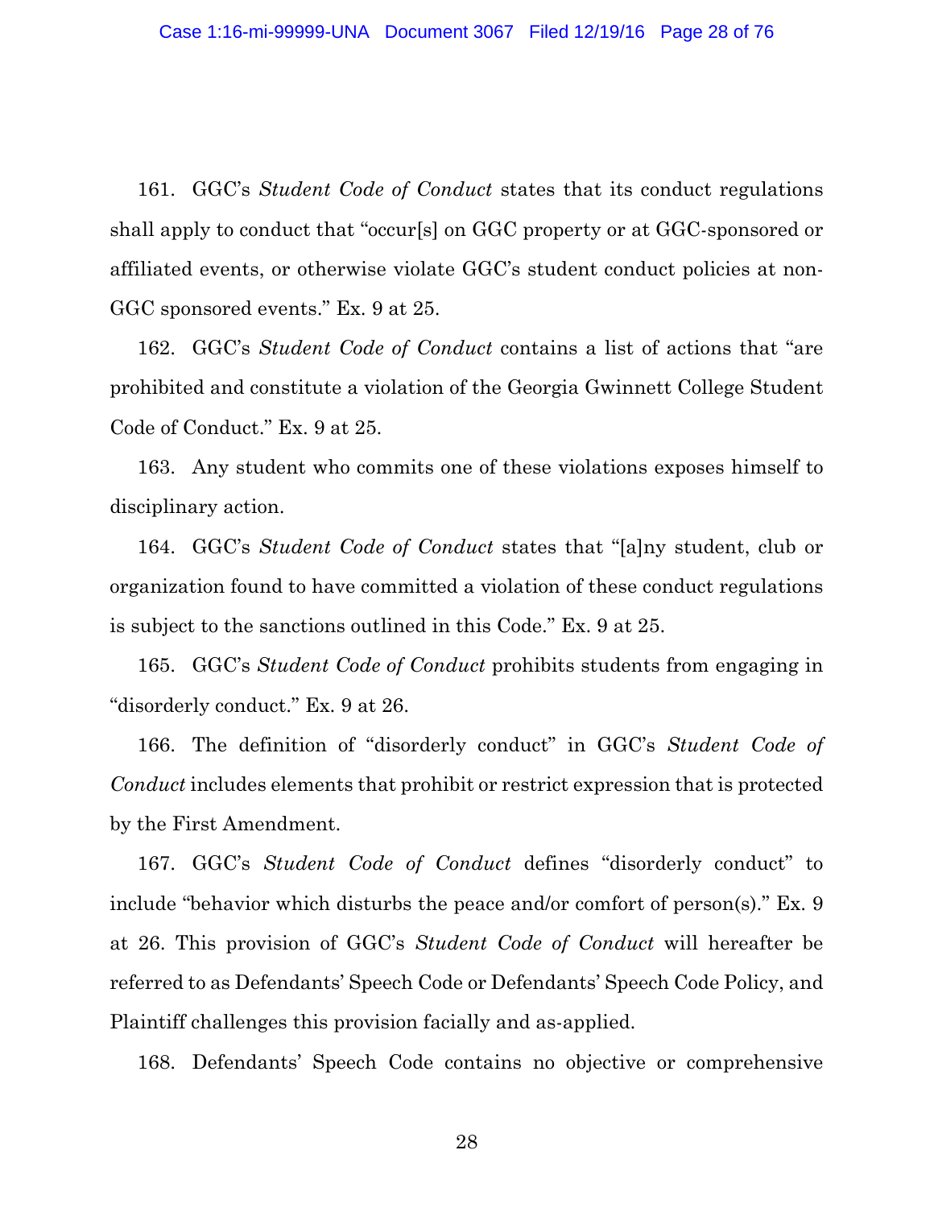161. GGC's *Student Code of Conduct* states that its conduct regulations shall apply to conduct that "occur[s] on GGC property or at GGC-sponsored or affiliated events, or otherwise violate GGC's student conduct policies at non-GGC sponsored events." Ex. 9 at 25.

162. GGC's *Student Code of Conduct* contains a list of actions that "are prohibited and constitute a violation of the Georgia Gwinnett College Student Code of Conduct." Ex. 9 at 25.

163. Any student who commits one of these violations exposes himself to disciplinary action.

164. GGC's *Student Code of Conduct* states that "[a]ny student, club or organization found to have committed a violation of these conduct regulations is subject to the sanctions outlined in this Code." Ex. 9 at 25.

165. GGC's *Student Code of Conduct* prohibits students from engaging in "disorderly conduct." Ex. 9 at 26.

166. The definition of "disorderly conduct" in GGC's *Student Code of Conduct* includes elements that prohibit or restrict expression that is protected by the First Amendment.

167. GGC's *Student Code of Conduct* defines "disorderly conduct" to include "behavior which disturbs the peace and/or comfort of person(s)." Ex. 9 at 26. This provision of GGC's *Student Code of Conduct* will hereafter be referred to as Defendants' Speech Code or Defendants' Speech Code Policy, and Plaintiff challenges this provision facially and as-applied.

168. Defendants' Speech Code contains no objective or comprehensive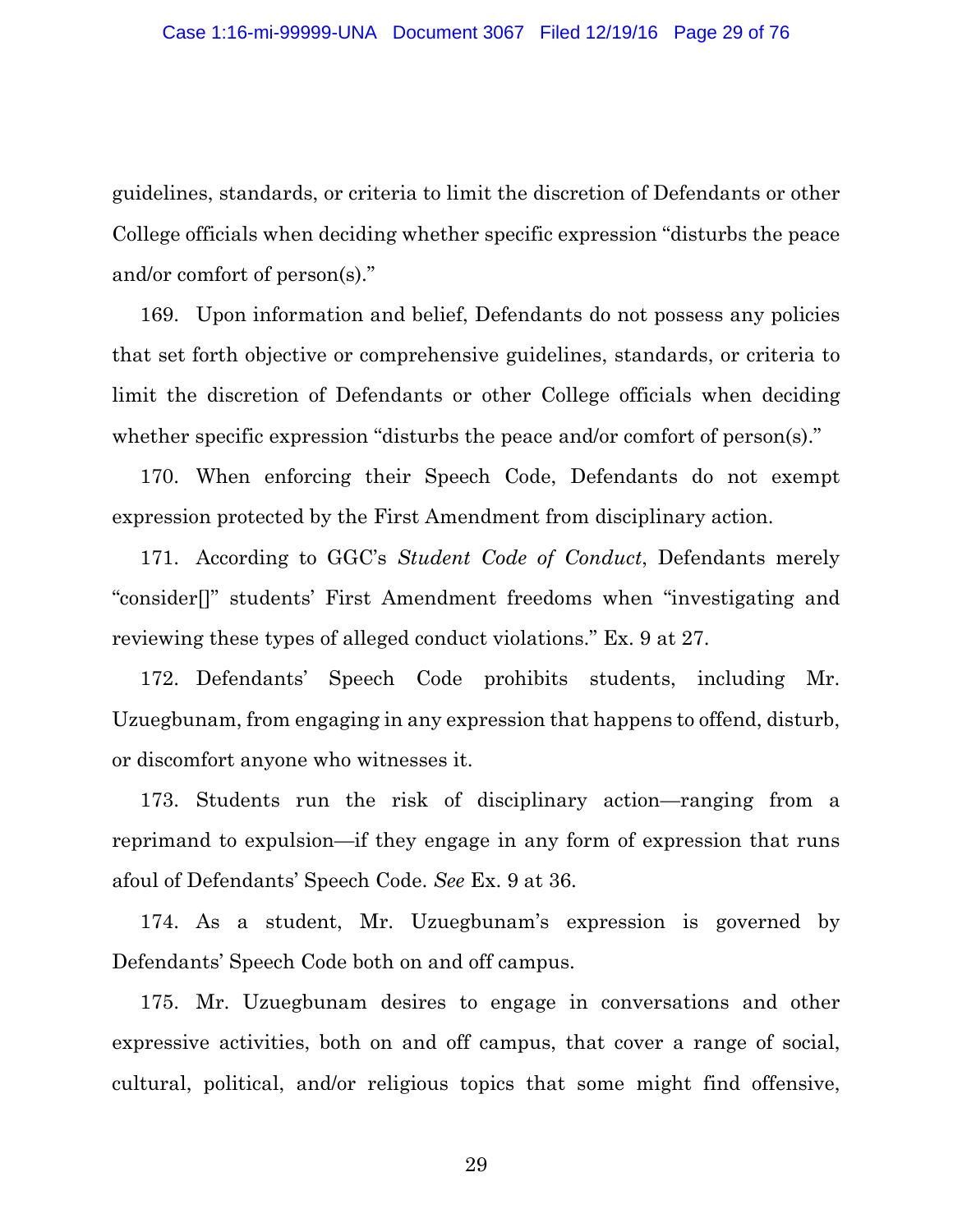guidelines, standards, or criteria to limit the discretion of Defendants or other College officials when deciding whether specific expression "disturbs the peace and/or comfort of person(s)."

169. Upon information and belief, Defendants do not possess any policies that set forth objective or comprehensive guidelines, standards, or criteria to limit the discretion of Defendants or other College officials when deciding whether specific expression "disturbs the peace and/or comfort of person(s)."

170. When enforcing their Speech Code, Defendants do not exempt expression protected by the First Amendment from disciplinary action.

171. According to GGC's *Student Code of Conduct*, Defendants merely "consider[]" students' First Amendment freedoms when "investigating and reviewing these types of alleged conduct violations." Ex. 9 at 27.

172. Defendants' Speech Code prohibits students, including Mr. Uzuegbunam, from engaging in any expression that happens to offend, disturb, or discomfort anyone who witnesses it.

173. Students run the risk of disciplinary action—ranging from a reprimand to expulsion—if they engage in any form of expression that runs afoul of Defendants' Speech Code. *See* Ex. 9 at 36.

174. As a student, Mr. Uzuegbunam's expression is governed by Defendants' Speech Code both on and off campus.

175. Mr. Uzuegbunam desires to engage in conversations and other expressive activities, both on and off campus, that cover a range of social, cultural, political, and/or religious topics that some might find offensive,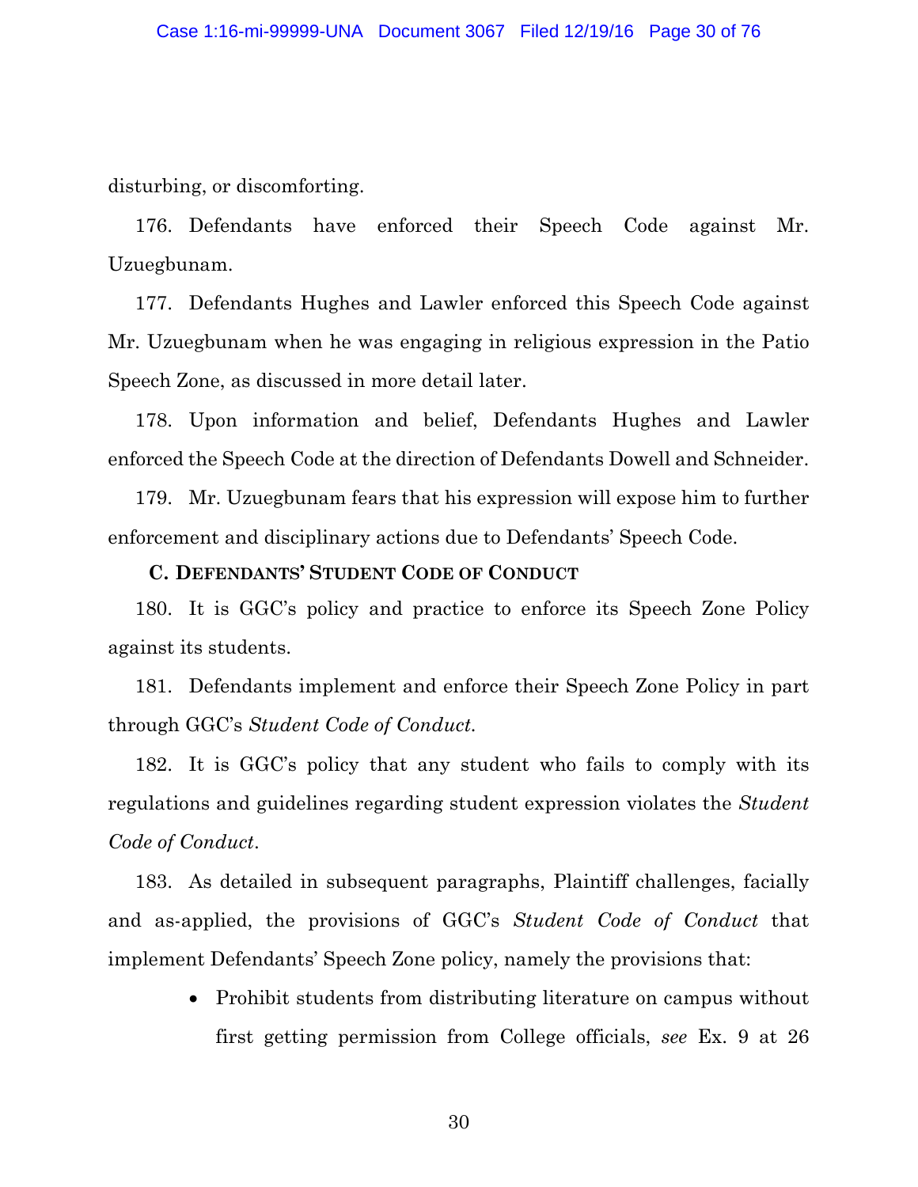disturbing, or discomforting.

176. Defendants have enforced their Speech Code against Mr. Uzuegbunam.

177. Defendants Hughes and Lawler enforced this Speech Code against Mr. Uzuegbunam when he was engaging in religious expression in the Patio Speech Zone, as discussed in more detail later.

178. Upon information and belief, Defendants Hughes and Lawler enforced the Speech Code at the direction of Defendants Dowell and Schneider.

179. Mr. Uzuegbunam fears that his expression will expose him to further enforcement and disciplinary actions due to Defendants' Speech Code.

### C. DEFENDANTS' STUDENT CODE OF CONDUCT

180. It is GGC's policy and practice to enforce its Speech Zone Policy against its students.

181. Defendants implement and enforce their Speech Zone Policy in part through GGC's *Student Code of Conduct*.

182. It is GGC's policy that any student who fails to comply with its regulations and guidelines regarding student expression violates the *Student Code of Conduct*.

183. As detailed in subsequent paragraphs, Plaintiff challenges, facially and as-applied, the provisions of GGC's *Student Code of Conduct* that implement Defendants' Speech Zone policy, namely the provisions that:

- Prohibit students from distributing literature on campus without first getting permission from College officials, *see* Ex. 9 at 26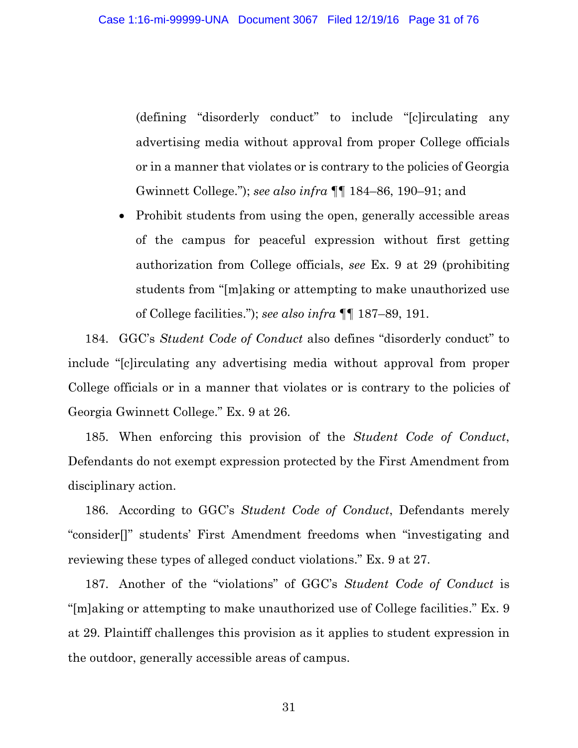(defining "disorderly conduct" to include "[c]irculating any advertising media without approval from proper College officials or in a manner that violates or is contrary to the policies of Georgia Gwinnett College."); *see also infra* ¶¶ 184–86, 190–91; and

- Prohibit students from using the open, generally accessible areas of the campus for peaceful expression without first getting authorization from College officials, *see* Ex. 9 at 29 (prohibiting students from "[m]aking or attempting to make unauthorized use of College facilities."); *see also infra* ¶¶ 187–89, 191.

184. GGC's *Student Code of Conduct* also defines "disorderly conduct" to include "[c]irculating any advertising media without approval from proper College officials or in a manner that violates or is contrary to the policies of Georgia Gwinnett College." Ex. 9 at 26.

185. When enforcing this provision of the *Student Code of Conduct*, Defendants do not exempt expression protected by the First Amendment from disciplinary action.

186. According to GGC's *Student Code of Conduct*, Defendants merely "consider[]" students' First Amendment freedoms when "investigating and reviewing these types of alleged conduct violations." Ex. 9 at 27.

187. Another of the "violations" of GGC's *Student Code of Conduct* is "[m]aking or attempting to make unauthorized use of College facilities." Ex. 9 at 29. Plaintiff challenges this provision as it applies to student expression in the outdoor, generally accessible areas of campus.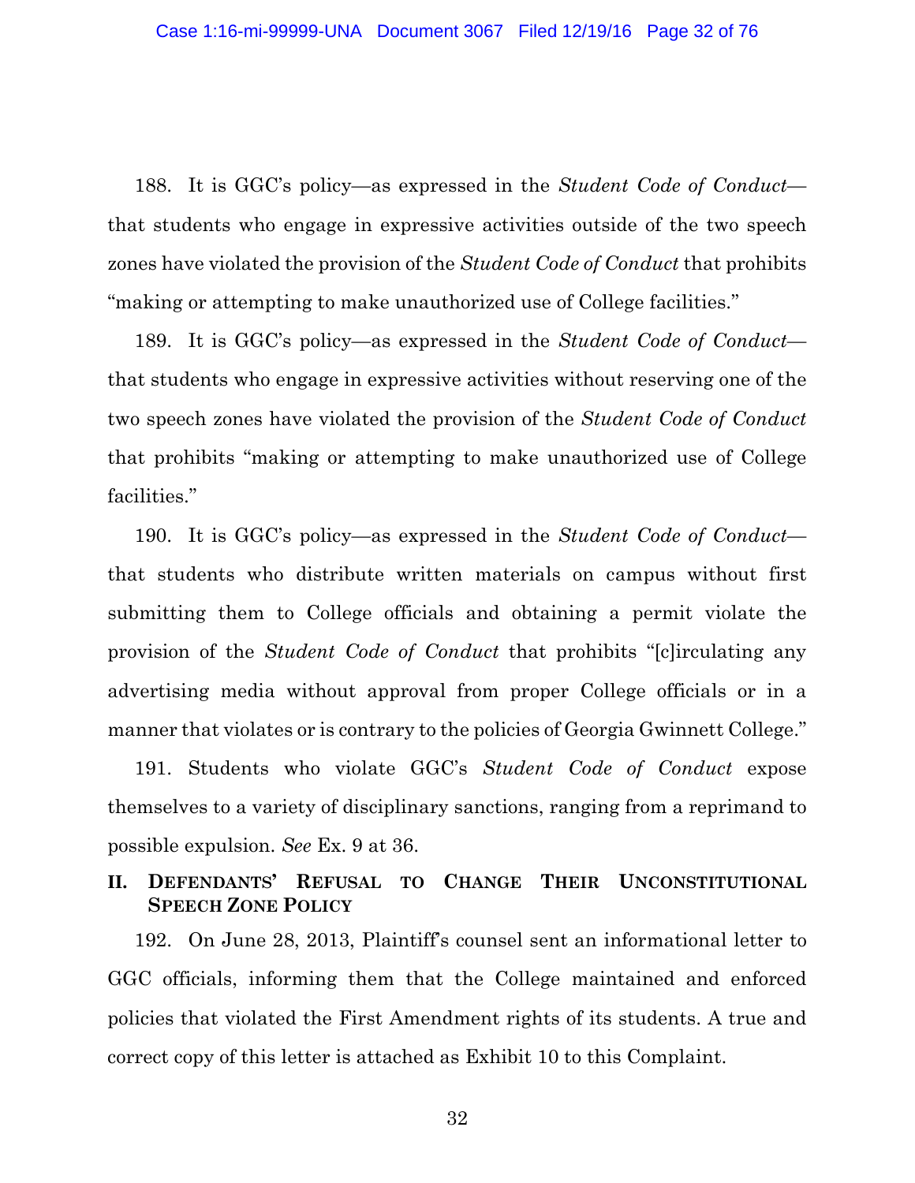188. It is GGC's policy—as expressed in the *Student Code of Conduct*—that students who engage in expressive activities outside of the two speech zones have violated the provision of the *Student Code of Conduct* that prohibits "making or attempting to make unauthorized use of College facilities."

189. It is GGC's policy—as expressed in the *Student Code of Conduct*—that students who engage in expressive activities without reserving one of the two speech zones have violated the provision of the *Student Code of Conduct* that prohibits "making or attempting to make unauthorized use of College facilities."

190. It is GGC's policy—as expressed in the *Student Code of Conduct*—that students who distribute written materials on campus without first submitting them to College officials and obtaining a permit violate the provision of the *Student Code of Conduct* that prohibits "[c]irculating any advertising media without approval from proper College officials or in a manner that violates or is contrary to the policies of Georgia Gwinnett College."

191. Students who violate GGC's *Student Code of Conduct* expose themselves to a variety of disciplinary sanctions, ranging from a reprimand to possible expulsion. *See* Ex. 9 at 36.

## II. Defendants' Refusal to Change Their Unconstitutional Speech Zone Policy

192. On June 28, 2013, Plaintiff's counsel sent an informational letter to GGC officials, informing them that the College maintained and enforced policies that violated the First Amendment rights of its students. A true and correct copy of this letter is attached as Exhibit 10 to this Complaint.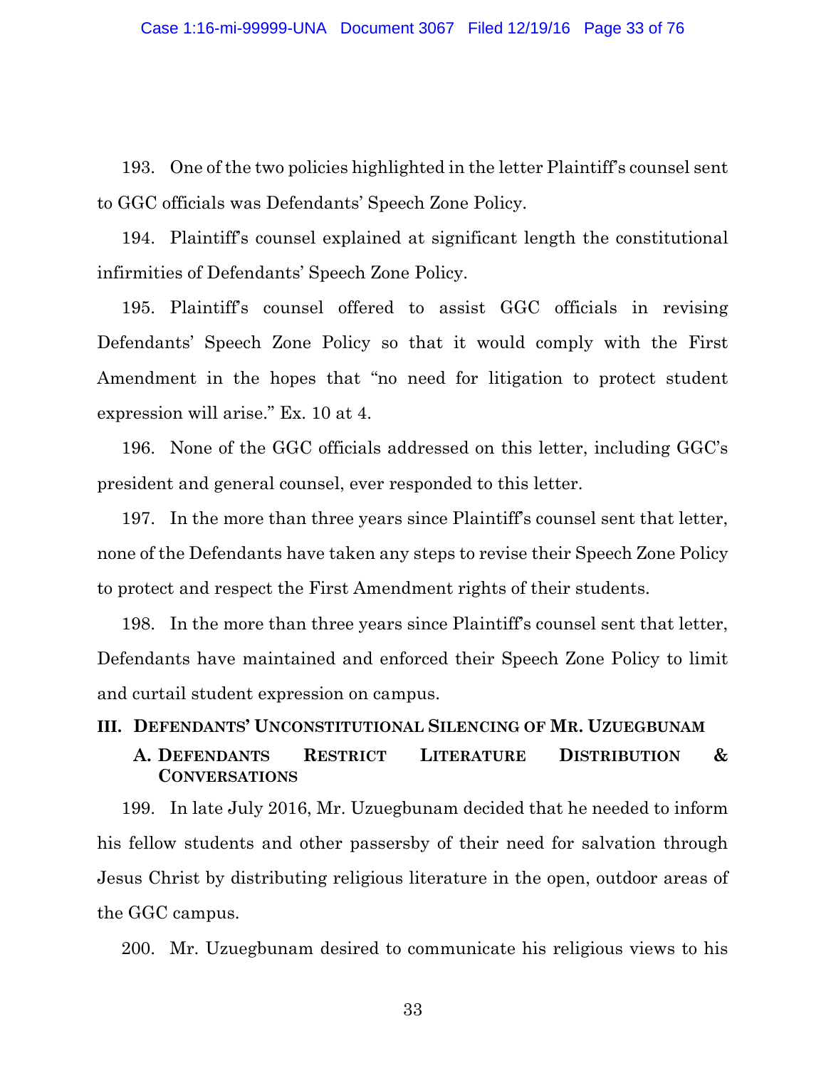193. One of the two policies highlighted in the letter Plaintiff's counsel sent to GGC officials was Defendants' Speech Zone Policy.

194. Plaintiff's counsel explained at significant length the constitutional infirmities of Defendants' Speech Zone Policy.

195. Plaintiff's counsel offered to assist GGC officials in revising Defendants' Speech Zone Policy so that it would comply with the First Amendment in the hopes that "no need for litigation to protect student expression will arise." Ex. 10 at 4.

196. None of the GGC officials addressed on this letter, including GGC's president and general counsel, ever responded to this letter.

197. In the more than three years since Plaintiff's counsel sent that letter, none of the Defendants have taken any steps to revise their Speech Zone Policy to protect and respect the First Amendment rights of their students.

198. In the more than three years since Plaintiff's counsel sent that letter, Defendants have maintained and enforced their Speech Zone Policy to limit and curtail student expression on campus.

## III. DEFENDANTS' UNCONSTITUTIONAL SILENCING OF MR. UZUEGBUNAM

### A. DEFENDANTS RESTRICT LITERATURE DISTRIBUTION & CONVERSATIONS

199. In late July 2016, Mr. Uzuegbunam decided that he needed to inform his fellow students and other passersby of their need for salvation through Jesus Christ by distributing religious literature in the open, outdoor areas of the GGC campus.

200. Mr. Uzuegbunam desired to communicate his religious views to his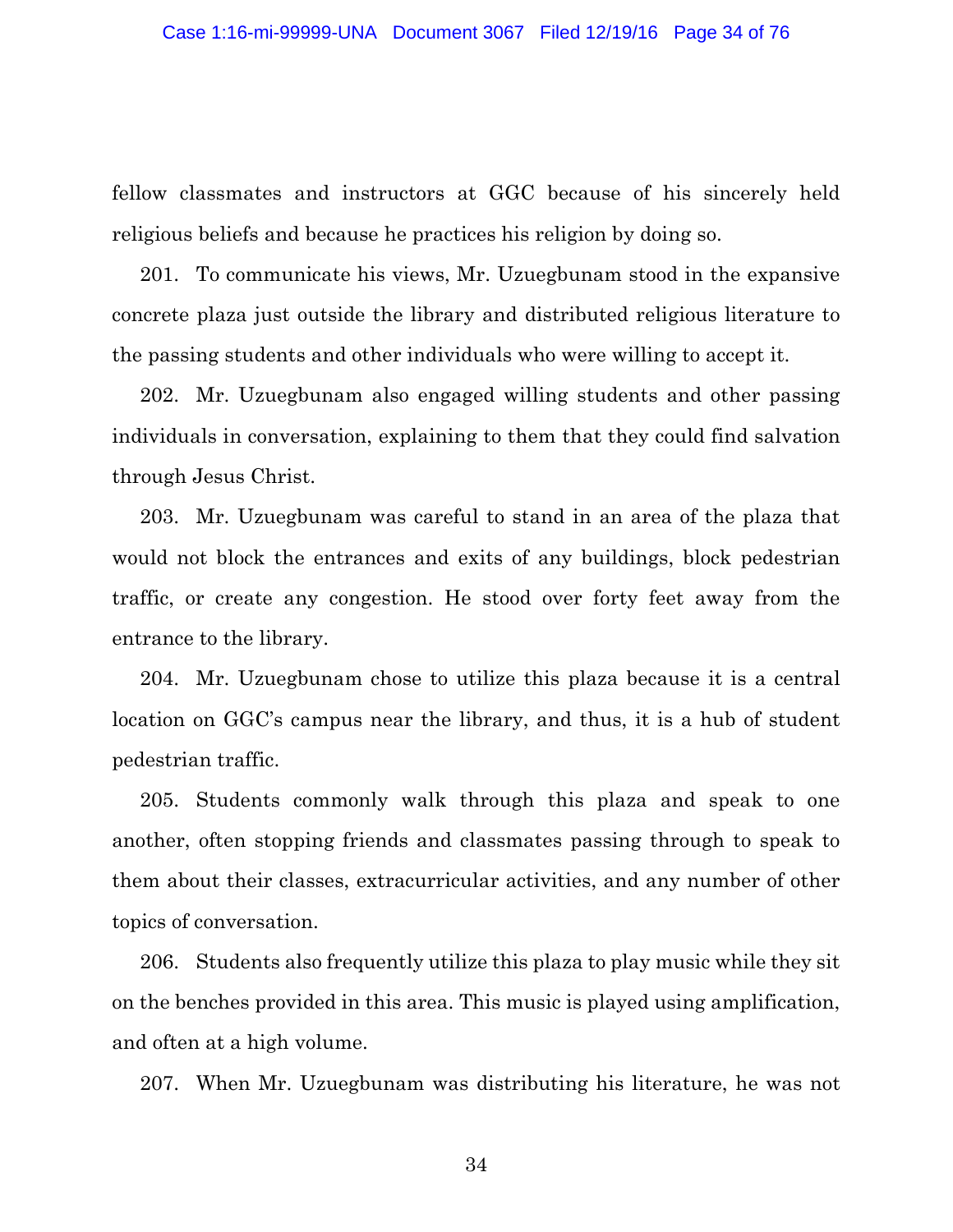fellow classmates and instructors at GGC because of his sincerely held religious beliefs and because he practices his religion by doing so.

201. To communicate his views, Mr. Uzuegbunam stood in the expansive concrete plaza just outside the library and distributed religious literature to the passing students and other individuals who were willing to accept it.

202. Mr. Uzuegbunam also engaged willing students and other passing individuals in conversation, explaining to them that they could find salvation through Jesus Christ.

203. Mr. Uzuegbunam was careful to stand in an area of the plaza that would not block the entrances and exits of any buildings, block pedestrian traffic, or create any congestion. He stood over forty feet away from the entrance to the library.

204. Mr. Uzuegbunam chose to utilize this plaza because it is a central location on GGC's campus near the library, and thus, it is a hub of student pedestrian traffic.

205. Students commonly walk through this plaza and speak to one another, often stopping friends and classmates passing through to speak to them about their classes, extracurricular activities, and any number of other topics of conversation.

206. Students also frequently utilize this plaza to play music while they sit on the benches provided in this area. This music is played using amplification, and often at a high volume.

207. When Mr. Uzuegbunam was distributing his literature, he was not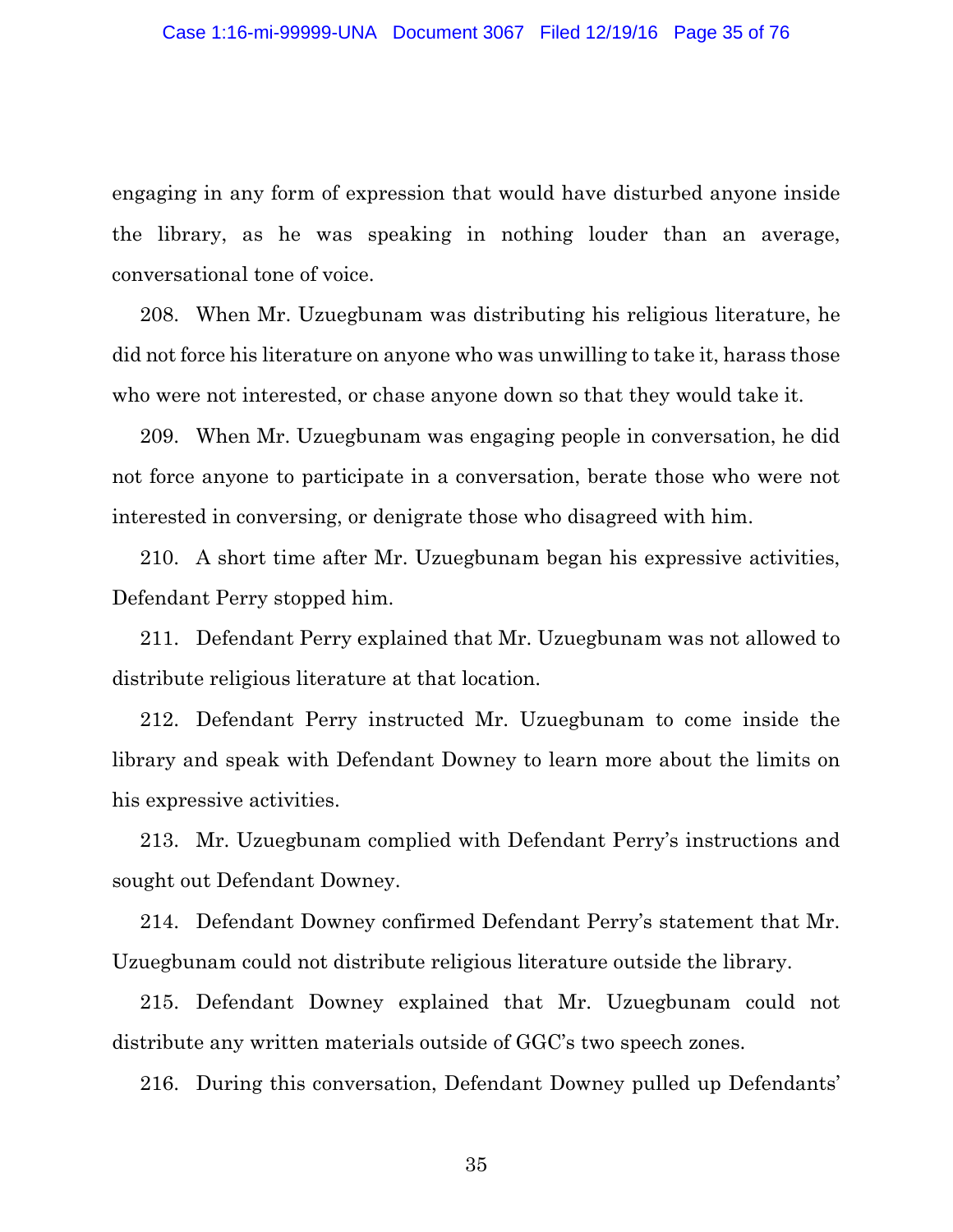engaging in any form of expression that would have disturbed anyone inside the library, as he was speaking in nothing louder than an average, conversational tone of voice.

208. When Mr. Uzuegbunam was distributing his religious literature, he did not force his literature on anyone who was unwilling to take it, harass those who were not interested, or chase anyone down so that they would take it.

209. When Mr. Uzuegbunam was engaging people in conversation, he did not force anyone to participate in a conversation, berate those who were not interested in conversing, or denigrate those who disagreed with him.

210. A short time after Mr. Uzuegbunam began his expressive activities, Defendant Perry stopped him.

211. Defendant Perry explained that Mr. Uzuegbunam was not allowed to distribute religious literature at that location.

212. Defendant Perry instructed Mr. Uzuegbunam to come inside the library and speak with Defendant Downey to learn more about the limits on his expressive activities.

213. Mr. Uzuegbunam complied with Defendant Perry's instructions and sought out Defendant Downey.

214. Defendant Downey confirmed Defendant Perry's statement that Mr. Uzuegbunam could not distribute religious literature outside the library.

215. Defendant Downey explained that Mr. Uzuegbunam could not distribute any written materials outside of GGC's two speech zones.

216. During this conversation, Defendant Downey pulled up Defendants'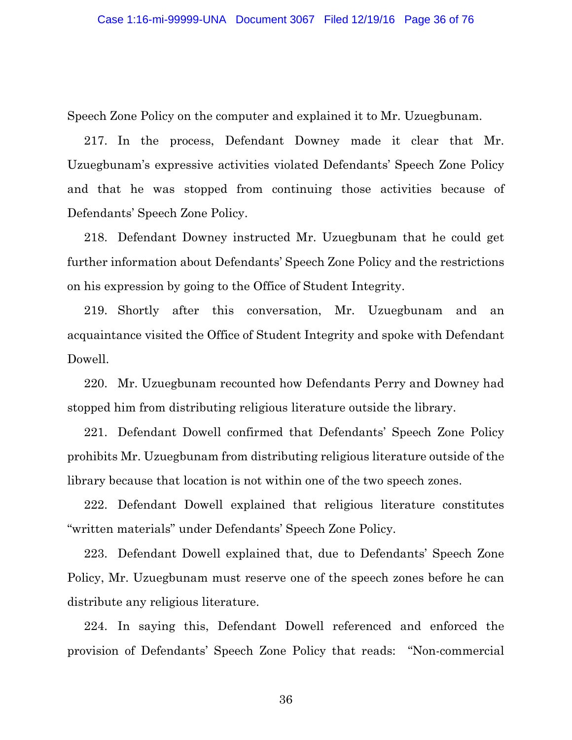Speech Zone Policy on the computer and explained it to Mr. Uzuegbunam.

217. In the process, Defendant Downey made it clear that Mr. Uzuegbunam's expressive activities violated Defendants' Speech Zone Policy and that he was stopped from continuing those activities because of Defendants' Speech Zone Policy.

218. Defendant Downey instructed Mr. Uzuegbunam that he could get further information about Defendants' Speech Zone Policy and the restrictions on his expression by going to the Office of Student Integrity.

219. Shortly after this conversation, Mr. Uzuegbunam and an acquaintance visited the Office of Student Integrity and spoke with Defendant Dowell.

220. Mr. Uzuegbunam recounted how Defendants Perry and Downey had stopped him from distributing religious literature outside the library.

221. Defendant Dowell confirmed that Defendants' Speech Zone Policy prohibits Mr. Uzuegbunam from distributing religious literature outside of the library because that location is not within one of the two speech zones.

222. Defendant Dowell explained that religious literature constitutes "written materials" under Defendants' Speech Zone Policy.

223. Defendant Dowell explained that, due to Defendants' Speech Zone Policy, Mr. Uzuegbunam must reserve one of the speech zones before he can distribute any religious literature.

224. In saying this, Defendant Dowell referenced and enforced the provision of Defendants' Speech Zone Policy that reads: "Non-commercial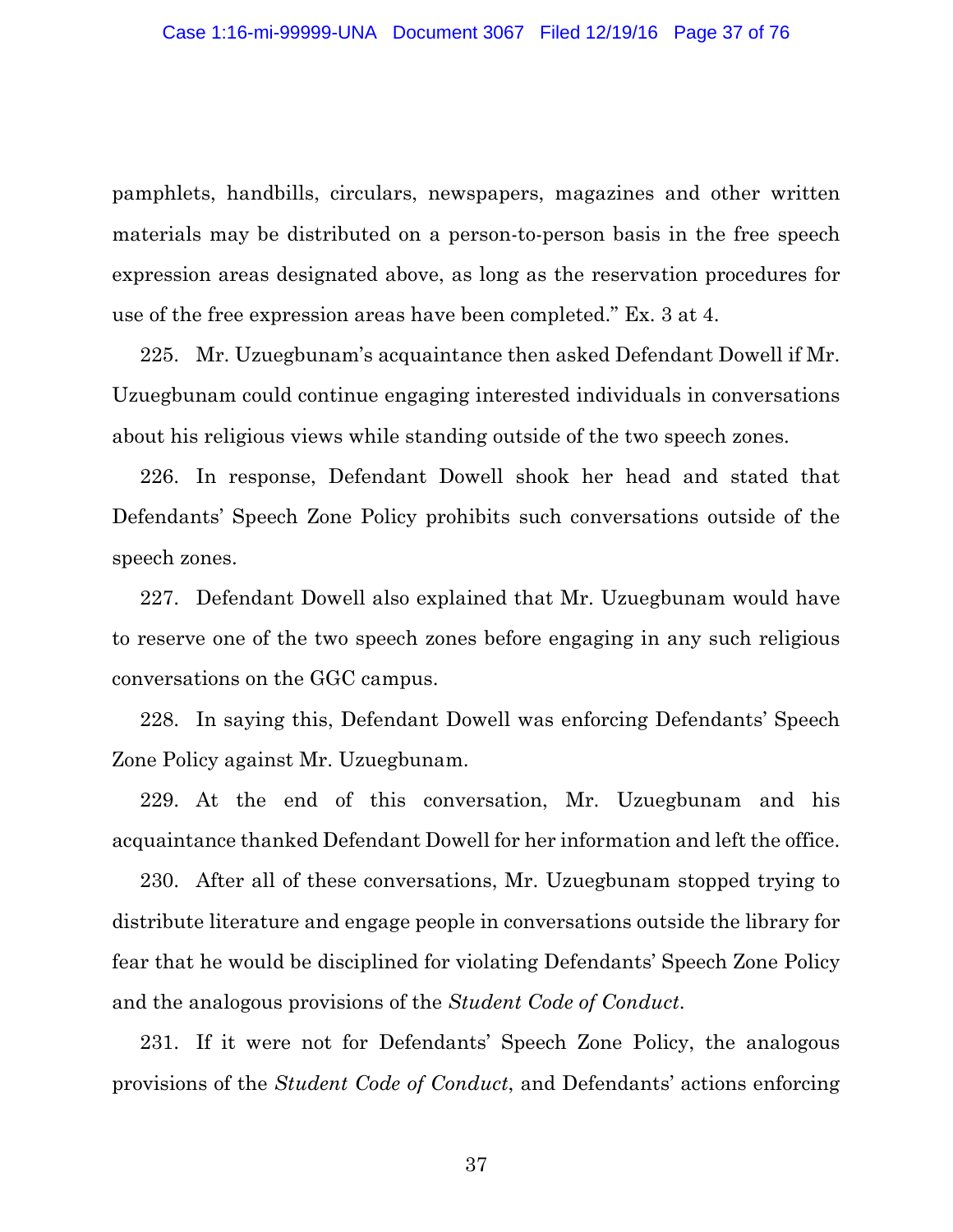pamphlets, handbills, circulars, newspapers, magazines and other written materials may be distributed on a person-to-person basis in the free speech expression areas designated above, as long as the reservation procedures for use of the free expression areas have been completed." Ex. 3 at 4.

225. Mr. Uzuegbunam's acquaintance then asked Defendant Dowell if Mr. Uzuegbunam could continue engaging interested individuals in conversations about his religious views while standing outside of the two speech zones.

226. In response, Defendant Dowell shook her head and stated that Defendants' Speech Zone Policy prohibits such conversations outside of the speech zones.

227. Defendant Dowell also explained that Mr. Uzuegbunam would have to reserve one of the two speech zones before engaging in any such religious conversations on the GGC campus.

228. In saying this, Defendant Dowell was enforcing Defendants' Speech Zone Policy against Mr. Uzuegbunam.

229. At the end of this conversation, Mr. Uzuegbunam and his acquaintance thanked Defendant Dowell for her information and left the office.

230. After all of these conversations, Mr. Uzuegbunam stopped trying to distribute literature and engage people in conversations outside the library for fear that he would be disciplined for violating Defendants' Speech Zone Policy and the analogous provisions of the *Student Code of Conduct*.

231. If it were not for Defendants' Speech Zone Policy, the analogous provisions of the *Student Code of Conduct*, and Defendants' actions enforcing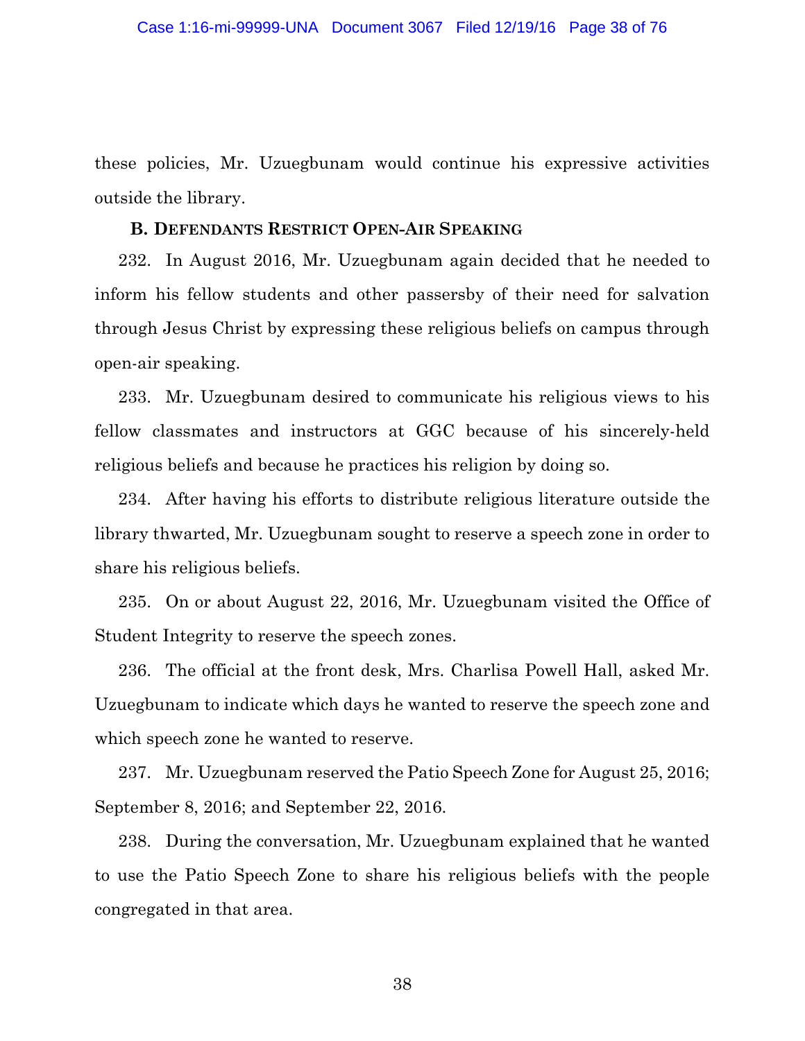these policies, Mr. Uzuegbunam would continue his expressive activities outside the library.

### B. Defendants Restrict Open-Air Speaking

232. In August 2016, Mr. Uzuegbunam again decided that he needed to inform his fellow students and other passersby of their need for salvation through Jesus Christ by expressing these religious beliefs on campus through open-air speaking.

233. Mr. Uzuegbunam desired to communicate his religious views to his fellow classmates and instructors at GGC because of his sincerely-held religious beliefs and because he practices his religion by doing so.

234. After having his efforts to distribute religious literature outside the library thwarted, Mr. Uzuegbunam sought to reserve a speech zone in order to share his religious beliefs.

235. On or about August 22, 2016, Mr. Uzuegbunam visited the Office of Student Integrity to reserve the speech zones.

236. The official at the front desk, Mrs. Charlisa Powell Hall, asked Mr. Uzuegbunam to indicate which days he wanted to reserve the speech zone and which speech zone he wanted to reserve.

237. Mr. Uzuegbunam reserved the Patio Speech Zone for August 25, 2016; September 8, 2016; and September 22, 2016.

238. During the conversation, Mr. Uzuegbunam explained that he wanted to use the Patio Speech Zone to share his religious beliefs with the people congregated in that area.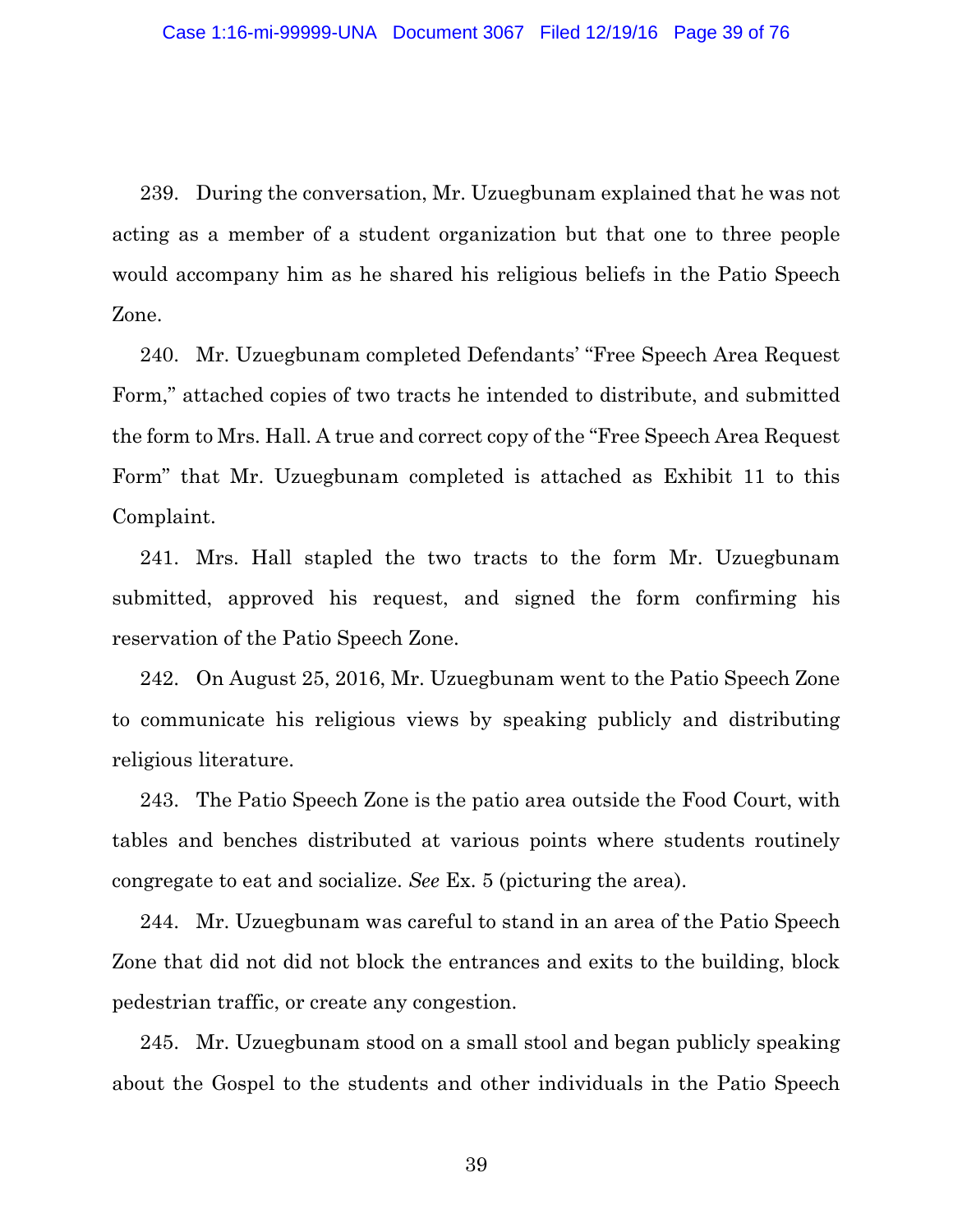239. During the conversation, Mr. Uzuegbunam explained that he was not acting as a member of a student organization but that one to three people would accompany him as he shared his religious beliefs in the Patio Speech Zone.

240. Mr. Uzuegbunam completed Defendants' "Free Speech Area Request Form," attached copies of two tracts he intended to distribute, and submitted the form to Mrs. Hall. A true and correct copy of the "Free Speech Area Request Form" that Mr. Uzuegbunam completed is attached as Exhibit 11 to this Complaint.

241. Mrs. Hall stapled the two tracts to the form Mr. Uzuegbunam submitted, approved his request, and signed the form confirming his reservation of the Patio Speech Zone.

242. On August 25, 2016, Mr. Uzuegbunam went to the Patio Speech Zone to communicate his religious views by speaking publicly and distributing religious literature.

243. The Patio Speech Zone is the patio area outside the Food Court, with tables and benches distributed at various points where students routinely congregate to eat and socialize. *See* Ex. 5 (picturing the area).

244. Mr. Uzuegbunam was careful to stand in an area of the Patio Speech Zone that did not did not block the entrances and exits to the building, block pedestrian traffic, or create any congestion.

245. Mr. Uzuegbunam stood on a small stool and began publicly speaking about the Gospel to the students and other individuals in the Patio Speech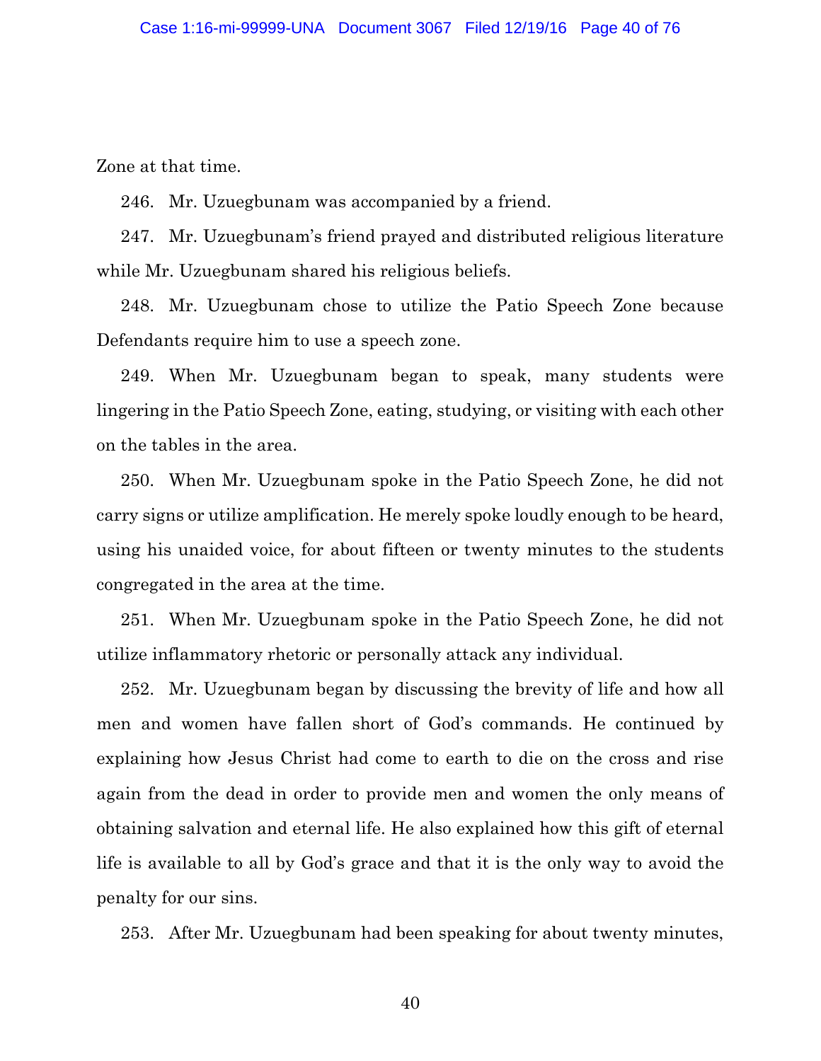Zone at that time.

246. Mr. Uzuegbunam was accompanied by a friend.

247. Mr. Uzuegbunam's friend prayed and distributed religious literature while Mr. Uzuegbunam shared his religious beliefs.

248. Mr. Uzuegbunam chose to utilize the Patio Speech Zone because Defendants require him to use a speech zone.

249. When Mr. Uzuegbunam began to speak, many students were lingering in the Patio Speech Zone, eating, studying, or visiting with each other on the tables in the area.

250. When Mr. Uzuegbunam spoke in the Patio Speech Zone, he did not carry signs or utilize amplification. He merely spoke loudly enough to be heard, using his unaided voice, for about fifteen or twenty minutes to the students congregated in the area at the time.

251. When Mr. Uzuegbunam spoke in the Patio Speech Zone, he did not utilize inflammatory rhetoric or personally attack any individual.

252. Mr. Uzuegbunam began by discussing the brevity of life and how all men and women have fallen short of God's commands. He continued by explaining how Jesus Christ had come to earth to die on the cross and rise again from the dead in order to provide men and women the only means of obtaining salvation and eternal life. He also explained how this gift of eternal life is available to all by God's grace and that it is the only way to avoid the penalty for our sins.

253. After Mr. Uzuegbunam had been speaking for about twenty minutes,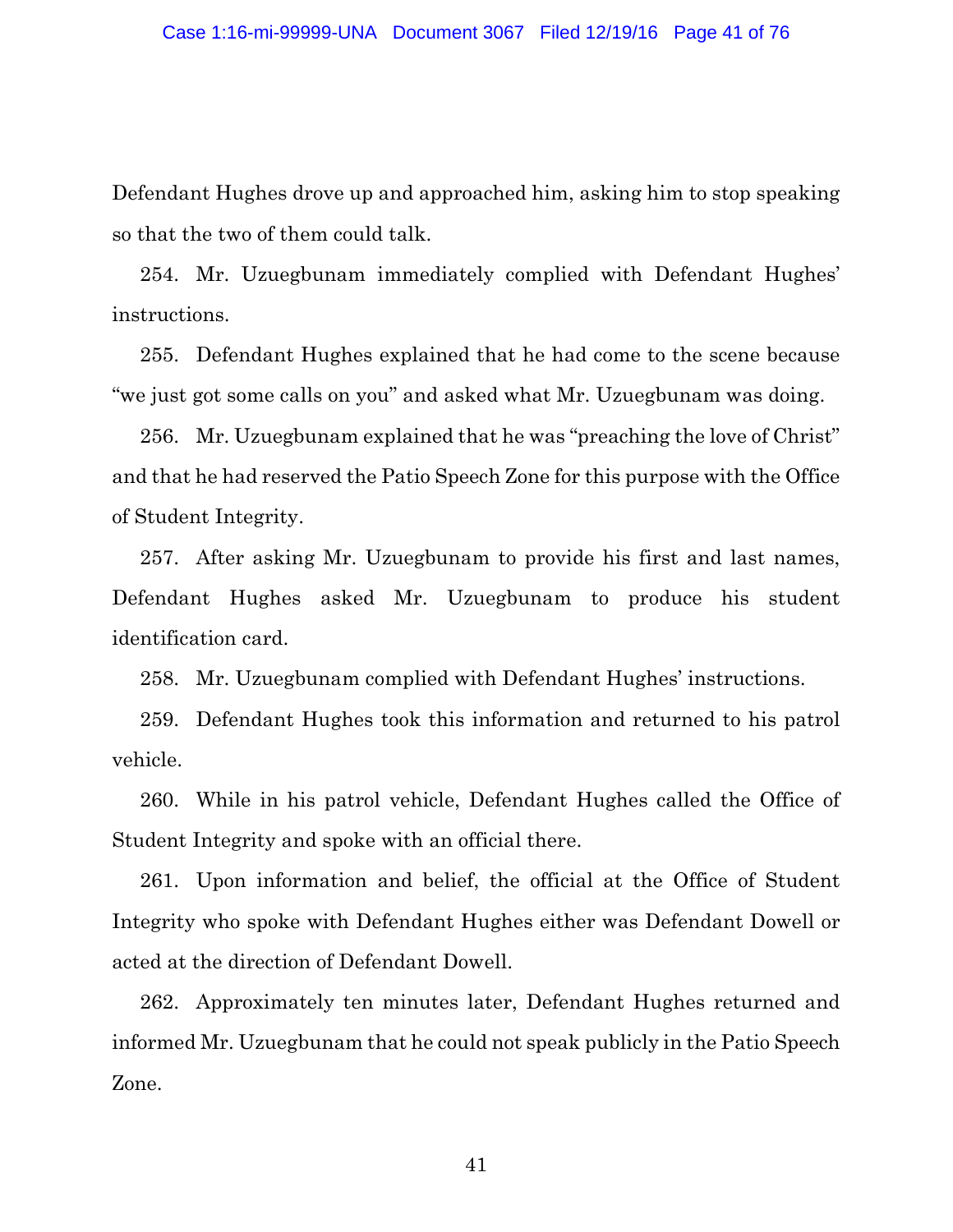Defendant Hughes drove up and approached him, asking him to stop speaking so that the two of them could talk.

254. Mr. Uzuegbunam immediately complied with Defendant Hughes' instructions.

255. Defendant Hughes explained that he had come to the scene because "we just got some calls on you" and asked what Mr. Uzuegbunam was doing.

256. Mr. Uzuegbunam explained that he was "preaching the love of Christ" and that he had reserved the Patio Speech Zone for this purpose with the Office of Student Integrity.

257. After asking Mr. Uzuegbunam to provide his first and last names, Defendant Hughes asked Mr. Uzuegbunam to produce his student identification card.

258. Mr. Uzuegbunam complied with Defendant Hughes' instructions.

259. Defendant Hughes took this information and returned to his patrol vehicle.

260. While in his patrol vehicle, Defendant Hughes called the Office of Student Integrity and spoke with an official there.

261. Upon information and belief, the official at the Office of Student Integrity who spoke with Defendant Hughes either was Defendant Dowell or acted at the direction of Defendant Dowell.

262. Approximately ten minutes later, Defendant Hughes returned and informed Mr. Uzuegbunam that he could not speak publicly in the Patio Speech Zone.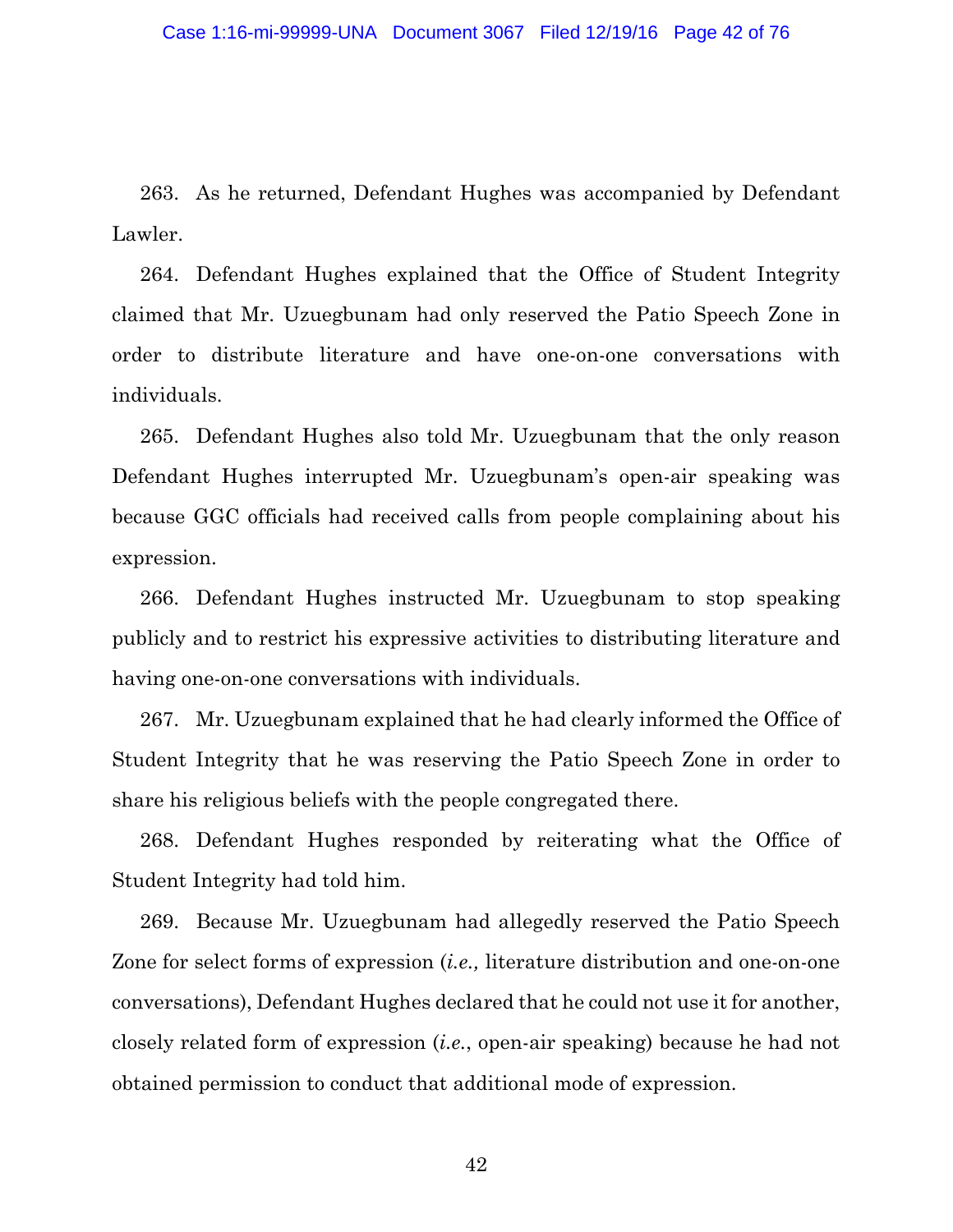263. As he returned, Defendant Hughes was accompanied by Defendant Lawler.

264. Defendant Hughes explained that the Office of Student Integrity claimed that Mr. Uzuegbunam had only reserved the Patio Speech Zone in order to distribute literature and have one-on-one conversations with individuals.

265. Defendant Hughes also told Mr. Uzuegbunam that the only reason Defendant Hughes interrupted Mr. Uzuegbunam's open-air speaking was because GGC officials had received calls from people complaining about his expression.

266. Defendant Hughes instructed Mr. Uzuegbunam to stop speaking publicly and to restrict his expressive activities to distributing literature and having one-on-one conversations with individuals.

267. Mr. Uzuegbunam explained that he had clearly informed the Office of Student Integrity that he was reserving the Patio Speech Zone in order to share his religious beliefs with the people congregated there.

268. Defendant Hughes responded by reiterating what the Office of Student Integrity had told him.

269. Because Mr. Uzuegbunam had allegedly reserved the Patio Speech Zone for select forms of expression (*i.e.,* literature distribution and one-on-one conversations), Defendant Hughes declared that he could not use it for another, closely related form of expression (*i.e.*, open-air speaking) because he had not obtained permission to conduct that additional mode of expression.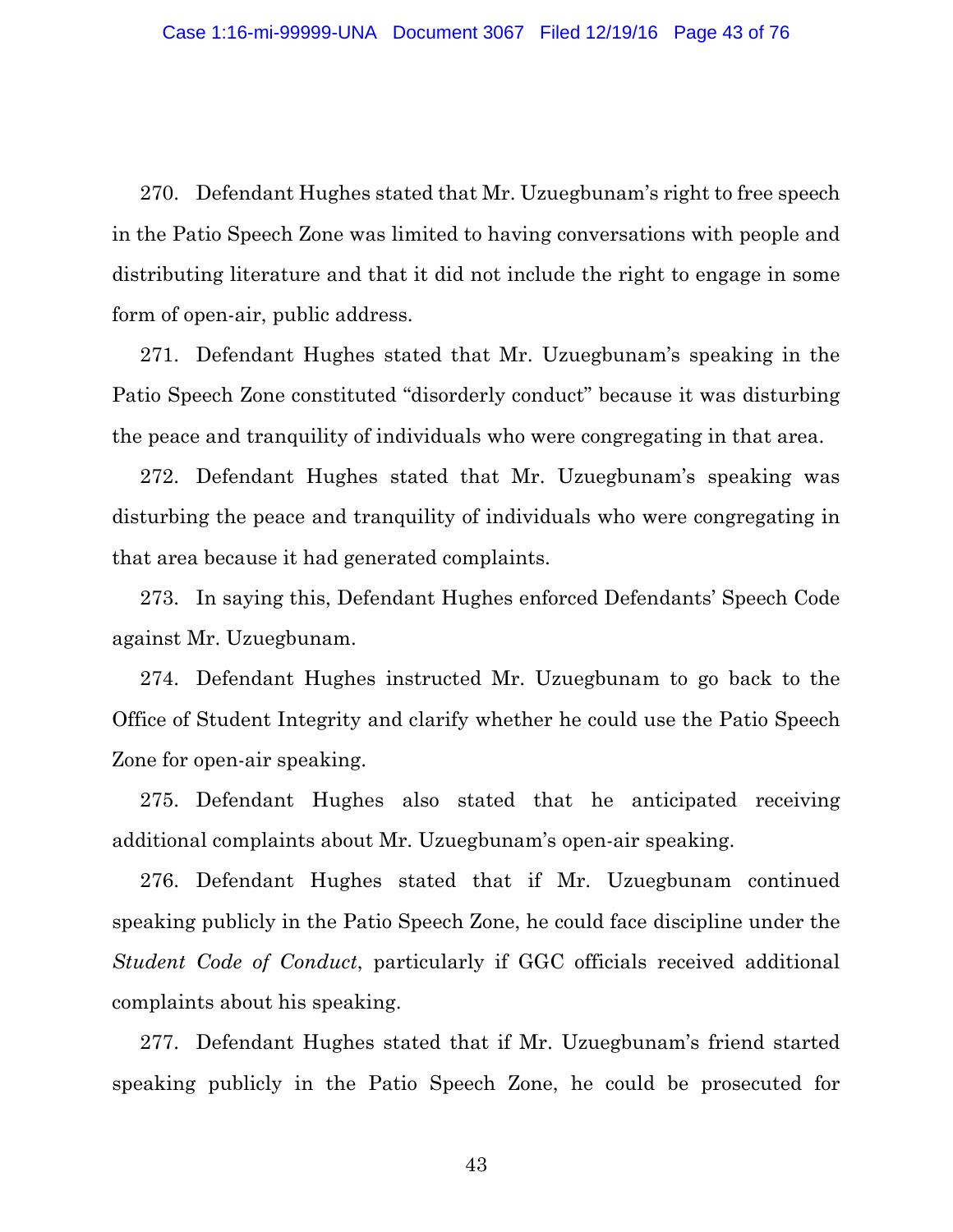270. Defendant Hughes stated that Mr. Uzuegbunam's right to free speech in the Patio Speech Zone was limited to having conversations with people and distributing literature and that it did not include the right to engage in some form of open-air, public address.

271. Defendant Hughes stated that Mr. Uzuegbunam's speaking in the Patio Speech Zone constituted "disorderly conduct" because it was disturbing the peace and tranquility of individuals who were congregating in that area.

272. Defendant Hughes stated that Mr. Uzuegbunam's speaking was disturbing the peace and tranquility of individuals who were congregating in that area because it had generated complaints.

273. In saying this, Defendant Hughes enforced Defendants' Speech Code against Mr. Uzuegbunam.

274. Defendant Hughes instructed Mr. Uzuegbunam to go back to the Office of Student Integrity and clarify whether he could use the Patio Speech Zone for open-air speaking.

275. Defendant Hughes also stated that he anticipated receiving additional complaints about Mr. Uzuegbunam's open-air speaking.

276. Defendant Hughes stated that if Mr. Uzuegbunam continued speaking publicly in the Patio Speech Zone, he could face discipline under the *Student Code of Conduct*, particularly if GGC officials received additional complaints about his speaking.

277. Defendant Hughes stated that if Mr. Uzuegbunam's friend started speaking publicly in the Patio Speech Zone, he could be prosecuted for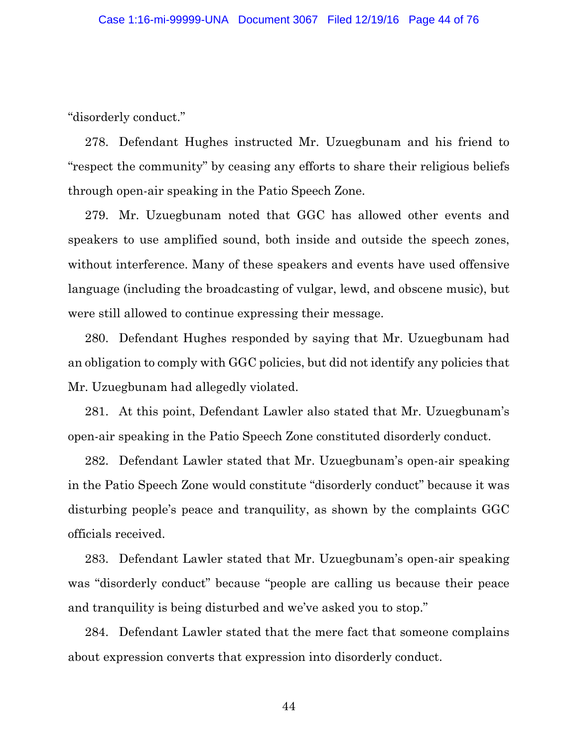"disorderly conduct."

278. Defendant Hughes instructed Mr. Uzuegbunam and his friend to "respect the community" by ceasing any efforts to share their religious beliefs through open-air speaking in the Patio Speech Zone.

279. Mr. Uzuegbunam noted that GGC has allowed other events and speakers to use amplified sound, both inside and outside the speech zones, without interference. Many of these speakers and events have used offensive language (including the broadcasting of vulgar, lewd, and obscene music), but were still allowed to continue expressing their message.

280. Defendant Hughes responded by saying that Mr. Uzuegbunam had an obligation to comply with GGC policies, but did not identify any policies that Mr. Uzuegbunam had allegedly violated.

281. At this point, Defendant Lawler also stated that Mr. Uzuegbunam's open-air speaking in the Patio Speech Zone constituted disorderly conduct.

282. Defendant Lawler stated that Mr. Uzuegbunam's open-air speaking in the Patio Speech Zone would constitute "disorderly conduct" because it was disturbing people's peace and tranquility, as shown by the complaints GGC officials received.

283. Defendant Lawler stated that Mr. Uzuegbunam's open-air speaking was "disorderly conduct" because "people are calling us because their peace and tranquility is being disturbed and we've asked you to stop."

284. Defendant Lawler stated that the mere fact that someone complains about expression converts that expression into disorderly conduct.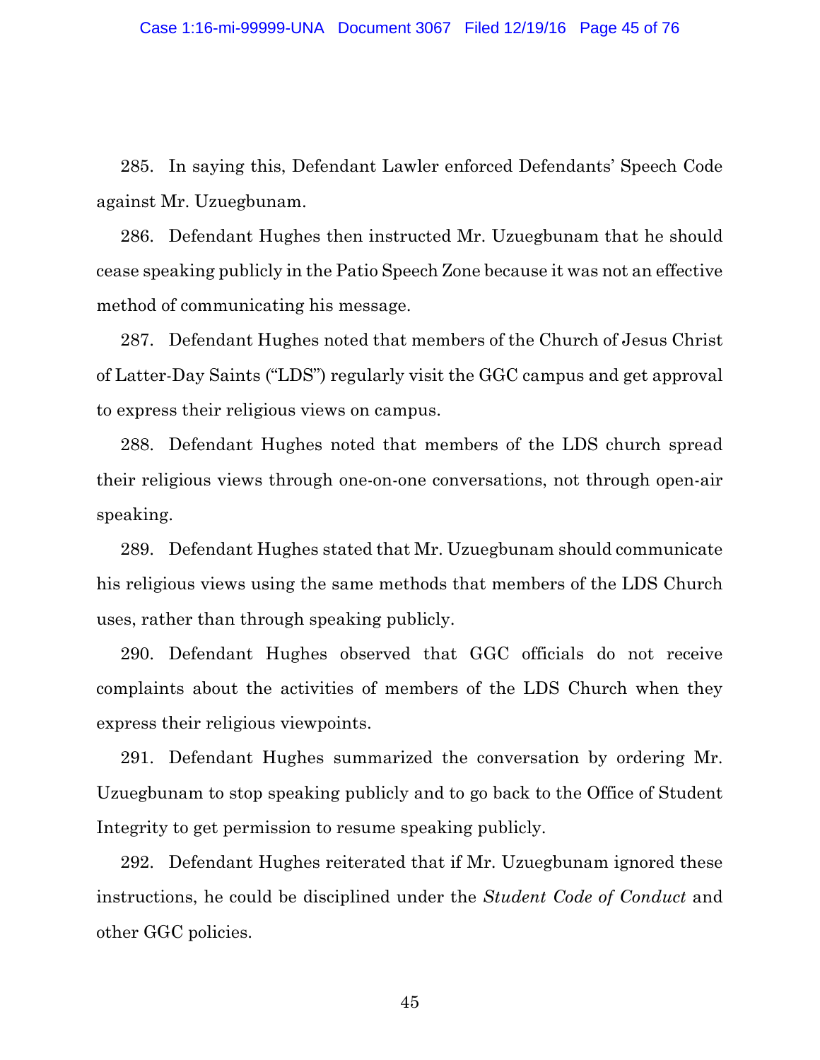285. In saying this, Defendant Lawler enforced Defendants' Speech Code against Mr. Uzuegbunam.

286. Defendant Hughes then instructed Mr. Uzuegbunam that he should cease speaking publicly in the Patio Speech Zone because it was not an effective method of communicating his message.

287. Defendant Hughes noted that members of the Church of Jesus Christ of Latter-Day Saints ("LDS") regularly visit the GGC campus and get approval to express their religious views on campus.

288. Defendant Hughes noted that members of the LDS church spread their religious views through one-on-one conversations, not through open-air speaking.

289. Defendant Hughes stated that Mr. Uzuegbunam should communicate his religious views using the same methods that members of the LDS Church uses, rather than through speaking publicly.

290. Defendant Hughes observed that GGC officials do not receive complaints about the activities of members of the LDS Church when they express their religious viewpoints.

291. Defendant Hughes summarized the conversation by ordering Mr. Uzuegbunam to stop speaking publicly and to go back to the Office of Student Integrity to get permission to resume speaking publicly.

292. Defendant Hughes reiterated that if Mr. Uzuegbunam ignored these instructions, he could be disciplined under the *Student Code of Conduct* and other GGC policies.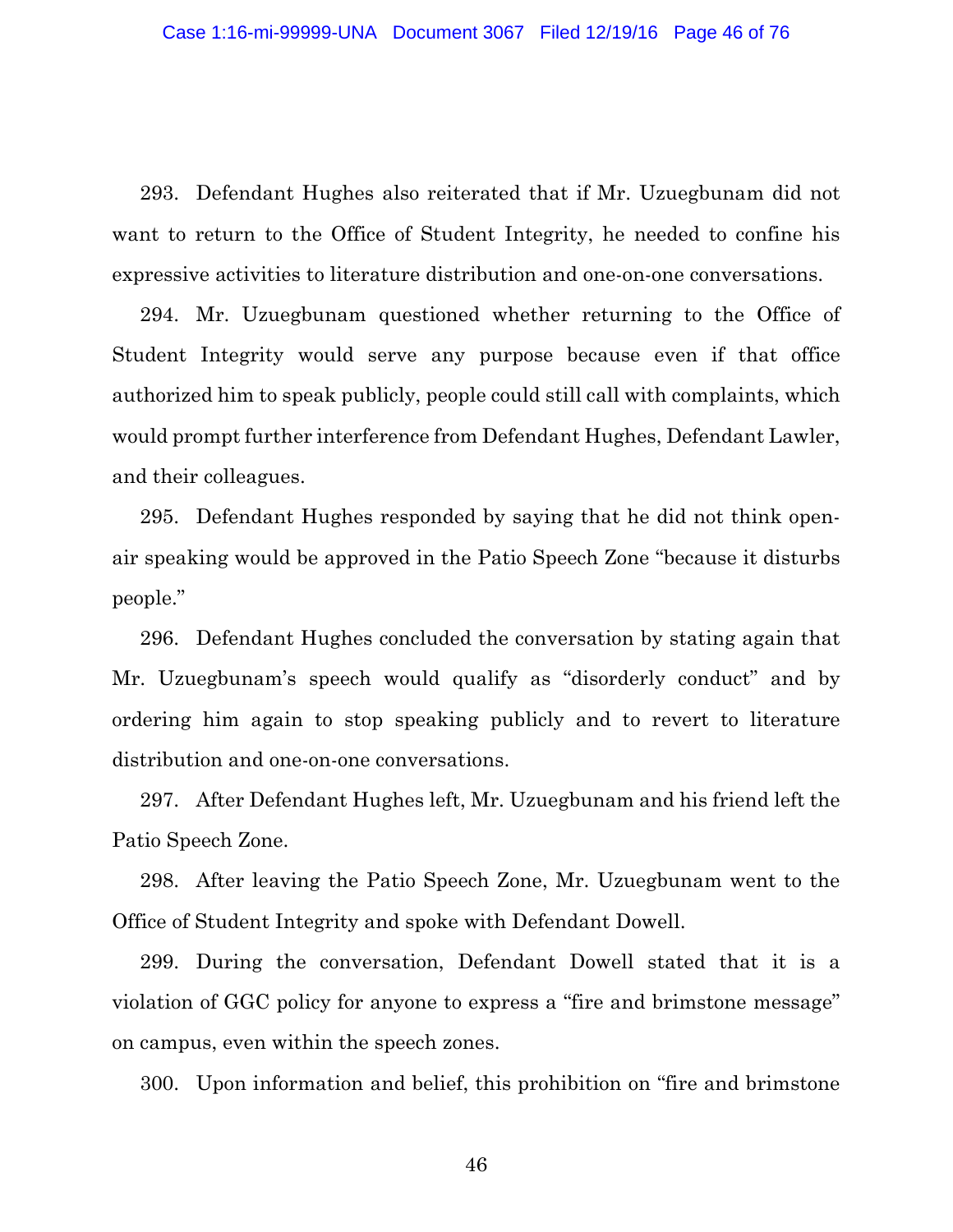293. Defendant Hughes also reiterated that if Mr. Uzuegbunam did not want to return to the Office of Student Integrity, he needed to confine his expressive activities to literature distribution and one-on-one conversations.

294. Mr. Uzuegbunam questioned whether returning to the Office of Student Integrity would serve any purpose because even if that office authorized him to speak publicly, people could still call with complaints, which would prompt further interference from Defendant Hughes, Defendant Lawler, and their colleagues.

295. Defendant Hughes responded by saying that he did not think open-air speaking would be approved in the Patio Speech Zone "because it disturbs people."

296. Defendant Hughes concluded the conversation by stating again that Mr. Uzuegbunam's speech would qualify as "disorderly conduct" and by ordering him again to stop speaking publicly and to revert to literature distribution and one-on-one conversations.

297. After Defendant Hughes left, Mr. Uzuegbunam and his friend left the Patio Speech Zone.

298. After leaving the Patio Speech Zone, Mr. Uzuegbunam went to the Office of Student Integrity and spoke with Defendant Dowell.

299. During the conversation, Defendant Dowell stated that it is a violation of GGC policy for anyone to express a "fire and brimstone message" on campus, even within the speech zones.

300. Upon information and belief, this prohibition on "fire and brimstone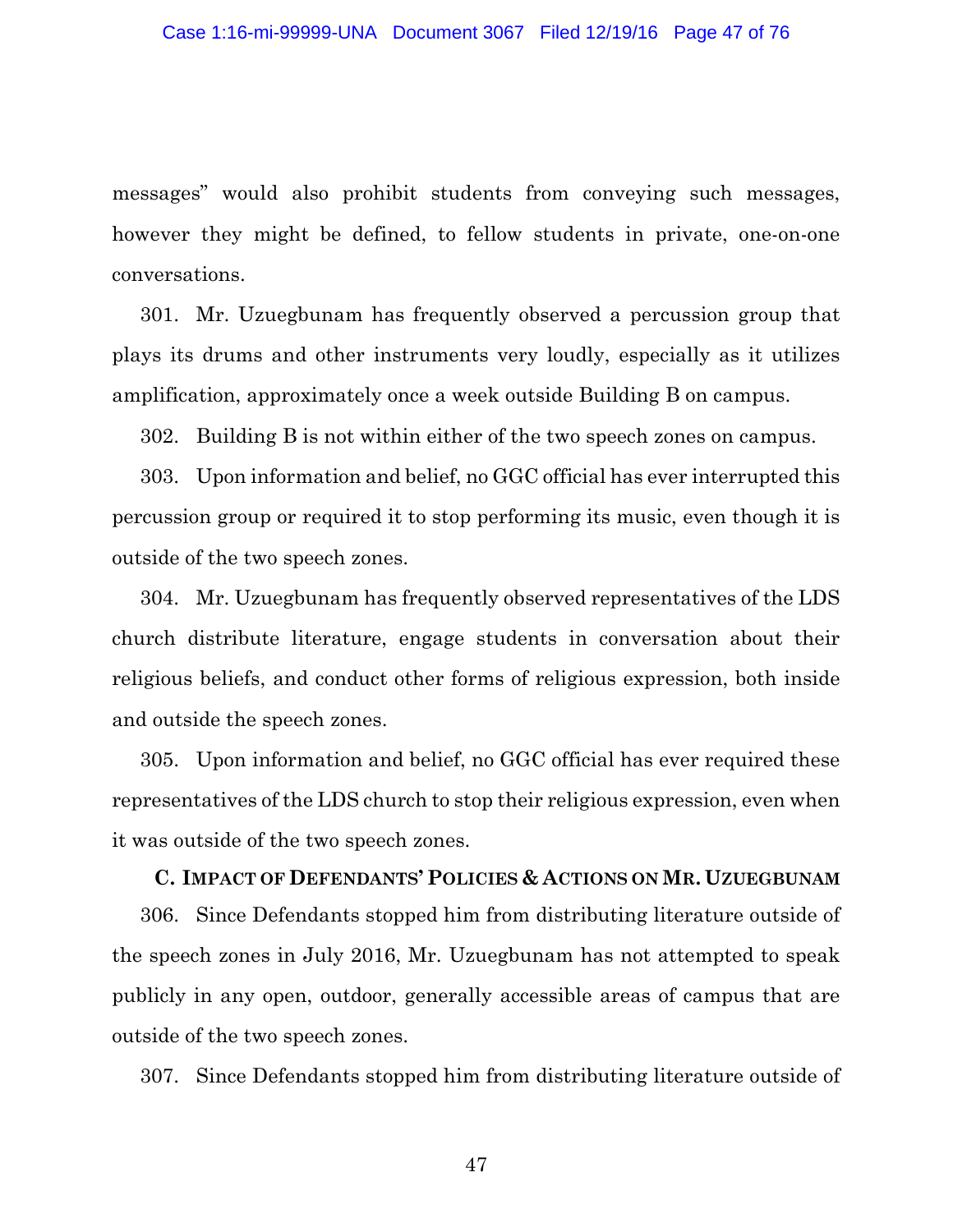messages" would also prohibit students from conveying such messages, however they might be defined, to fellow students in private, one-on-one conversations.

301. Mr. Uzuegbunam has frequently observed a percussion group that plays its drums and other instruments very loudly, especially as it utilizes amplification, approximately once a week outside Building B on campus.

302. Building B is not within either of the two speech zones on campus.

303. Upon information and belief, no GGC official has ever interrupted this percussion group or required it to stop performing its music, even though it is outside of the two speech zones.

304. Mr. Uzuegbunam has frequently observed representatives of the LDS church distribute literature, engage students in conversation about their religious beliefs, and conduct other forms of religious expression, both inside and outside the speech zones.

305. Upon information and belief, no GGC official has ever required these representatives of the LDS church to stop their religious expression, even when it was outside of the two speech zones.

### C. Impact of Defendants' Policies & Actions on Mr. Uzuegbunam

306. Since Defendants stopped him from distributing literature outside of the speech zones in July 2016, Mr. Uzuegbunam has not attempted to speak publicly in any open, outdoor, generally accessible areas of campus that are outside of the two speech zones.

307. Since Defendants stopped him from distributing literature outside of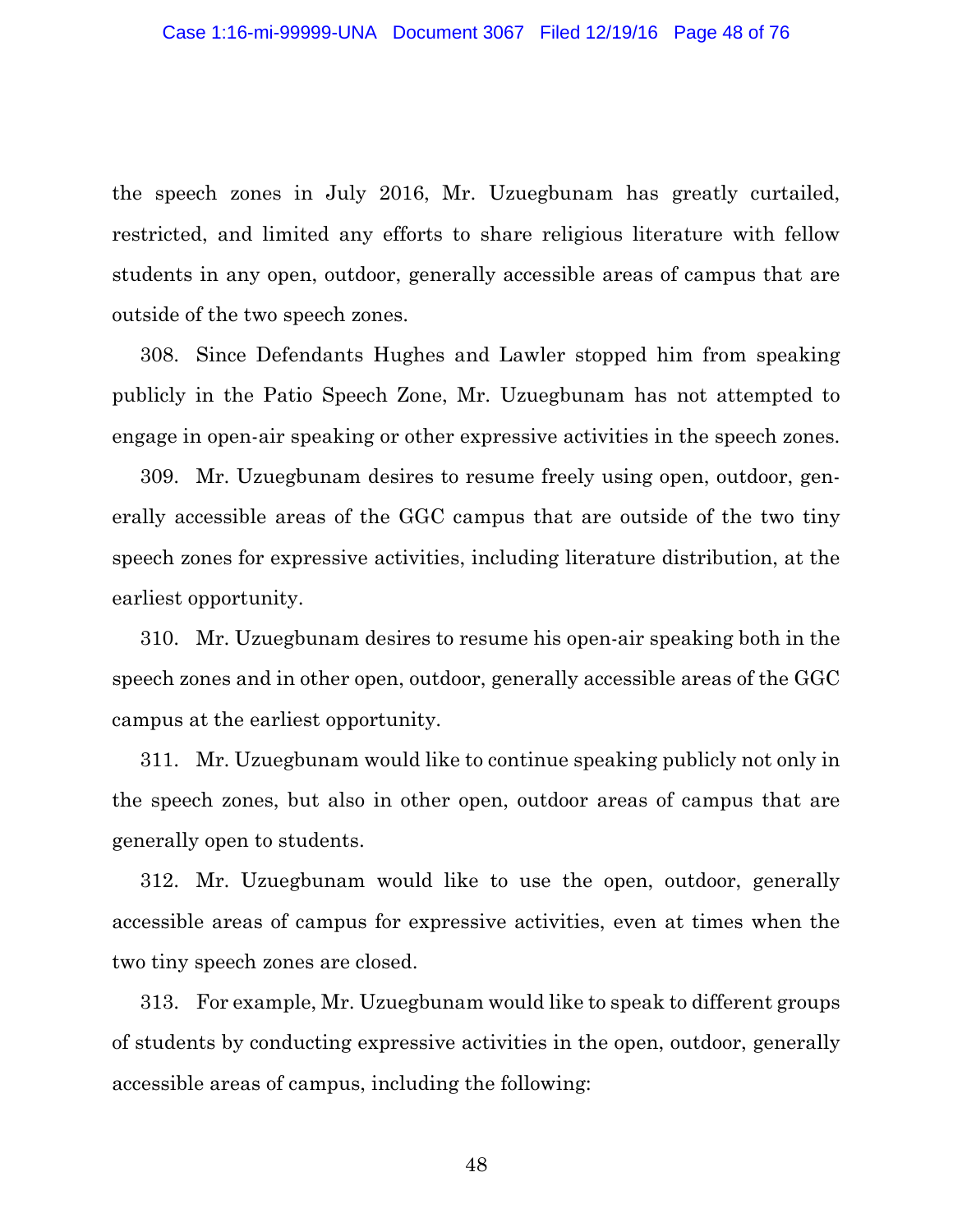the speech zones in July 2016, Mr. Uzuegbunam has greatly curtailed, restricted, and limited any efforts to share religious literature with fellow students in any open, outdoor, generally accessible areas of campus that are outside of the two speech zones.

308. Since Defendants Hughes and Lawler stopped him from speaking publicly in the Patio Speech Zone, Mr. Uzuegbunam has not attempted to engage in open-air speaking or other expressive activities in the speech zones.

309. Mr. Uzuegbunam desires to resume freely using open, outdoor, generally accessible areas of the GGC campus that are outside of the two tiny speech zones for expressive activities, including literature distribution, at the earliest opportunity.

310. Mr. Uzuegbunam desires to resume his open-air speaking both in the speech zones and in other open, outdoor, generally accessible areas of the GGC campus at the earliest opportunity.

311. Mr. Uzuegbunam would like to continue speaking publicly not only in the speech zones, but also in other open, outdoor areas of campus that are generally open to students.

312. Mr. Uzuegbunam would like to use the open, outdoor, generally accessible areas of campus for expressive activities, even at times when the two tiny speech zones are closed.

313. For example, Mr. Uzuegbunam would like to speak to different groups of students by conducting expressive activities in the open, outdoor, generally accessible areas of campus, including the following: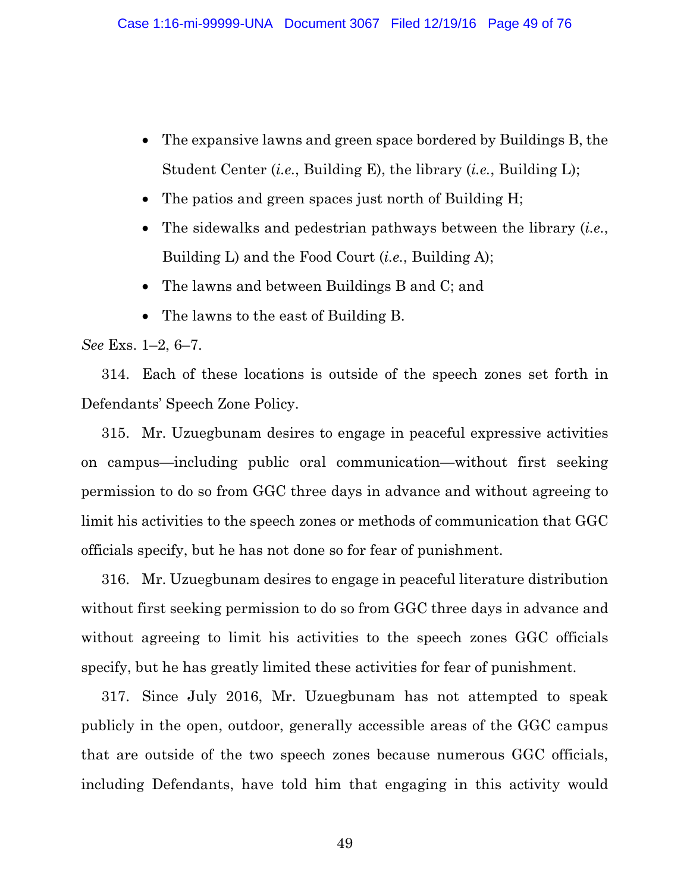- The expansive lawns and green space bordered by Buildings B, the Student Center (*i.e.*, Building E), the library (*i.e.*, Building L);
- The patios and green spaces just north of Building H;
- The sidewalks and pedestrian pathways between the library (*i.e.*, Building L) and the Food Court (*i.e.*, Building A);
- The lawns and between Buildings B and C; and
- The lawns to the east of Building B.

*See* Exs. 1–2, 6–7.

314. Each of these locations is outside of the speech zones set forth in Defendants' Speech Zone Policy.

315. Mr. Uzuegbunam desires to engage in peaceful expressive activities on campus—including public oral communication—without first seeking permission to do so from GGC three days in advance and without agreeing to limit his activities to the speech zones or methods of communication that GGC officials specify, but he has not done so for fear of punishment.

316. Mr. Uzuegbunam desires to engage in peaceful literature distribution without first seeking permission to do so from GGC three days in advance and without agreeing to limit his activities to the speech zones GGC officials specify, but he has greatly limited these activities for fear of punishment.

317. Since July 2016, Mr. Uzuegbunam has not attempted to speak publicly in the open, outdoor, generally accessible areas of the GGC campus that are outside of the two speech zones because numerous GGC officials, including Defendants, have told him that engaging in this activity would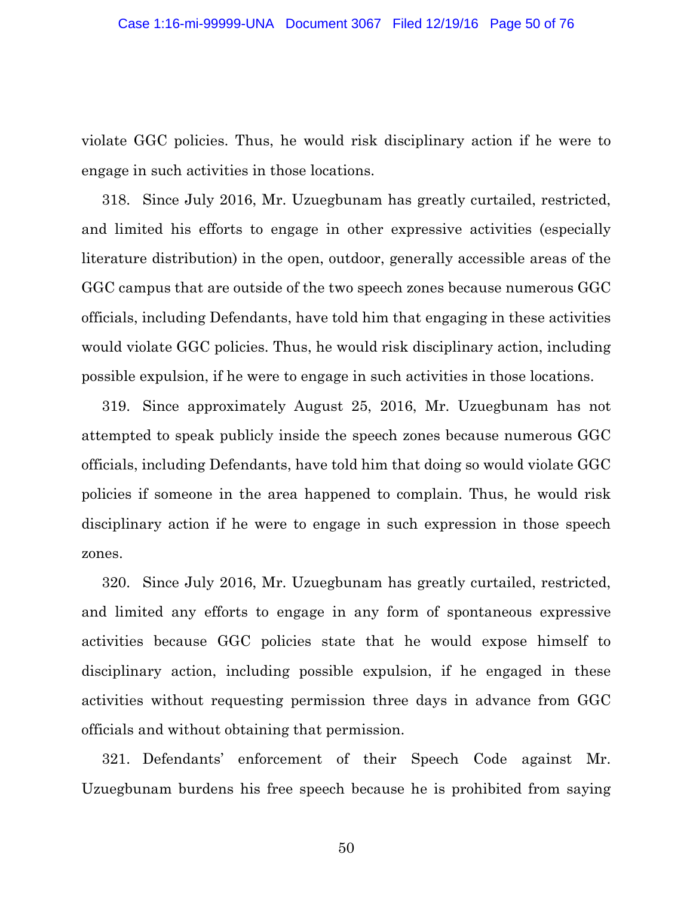violate GGC policies. Thus, he would risk disciplinary action if he were to engage in such activities in those locations.

318. Since July 2016, Mr. Uzuegbunam has greatly curtailed, restricted, and limited his efforts to engage in other expressive activities (especially literature distribution) in the open, outdoor, generally accessible areas of the GGC campus that are outside of the two speech zones because numerous GGC officials, including Defendants, have told him that engaging in these activities would violate GGC policies. Thus, he would risk disciplinary action, including possible expulsion, if he were to engage in such activities in those locations.

319. Since approximately August 25, 2016, Mr. Uzuegbunam has not attempted to speak publicly inside the speech zones because numerous GGC officials, including Defendants, have told him that doing so would violate GGC policies if someone in the area happened to complain. Thus, he would risk disciplinary action if he were to engage in such expression in those speech zones.

320. Since July 2016, Mr. Uzuegbunam has greatly curtailed, restricted, and limited any efforts to engage in any form of spontaneous expressive activities because GGC policies state that he would expose himself to disciplinary action, including possible expulsion, if he engaged in these activities without requesting permission three days in advance from GGC officials and without obtaining that permission.

321. Defendants' enforcement of their Speech Code against Mr. Uzuegbunam burdens his free speech because he is prohibited from saying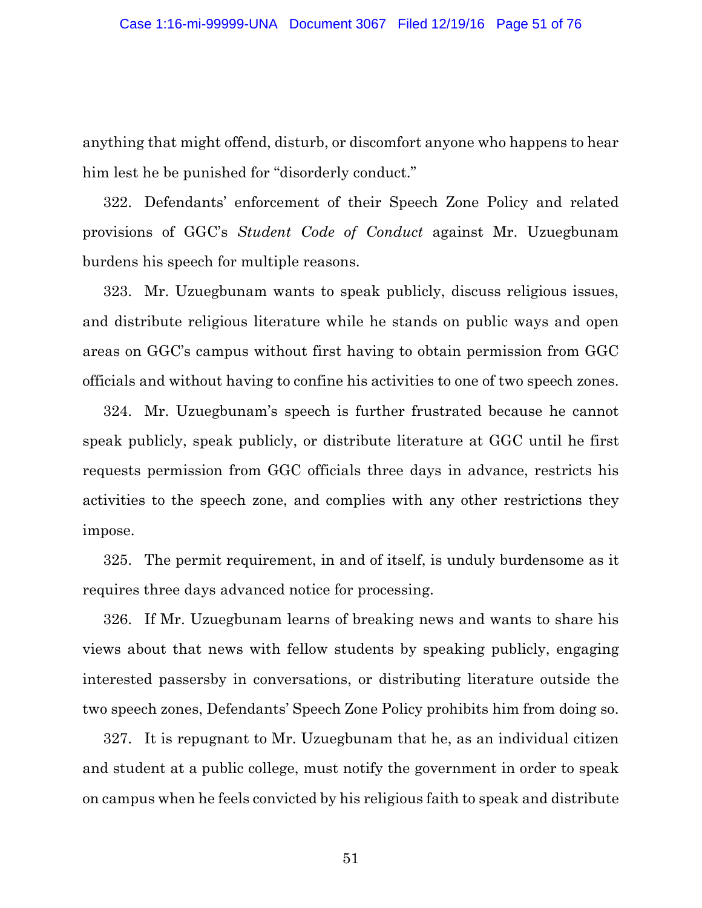anything that might offend, disturb, or discomfort anyone who happens to hear him lest he be punished for "disorderly conduct."

322. Defendants' enforcement of their Speech Zone Policy and related provisions of GGC's *Student Code of Conduct* against Mr. Uzuegbunam burdens his speech for multiple reasons.

323. Mr. Uzuegbunam wants to speak publicly, discuss religious issues, and distribute religious literature while he stands on public ways and open areas on GGC's campus without first having to obtain permission from GGC officials and without having to confine his activities to one of two speech zones.

324. Mr. Uzuegbunam's speech is further frustrated because he cannot speak publicly, speak publicly, or distribute literature at GGC until he first requests permission from GGC officials three days in advance, restricts his activities to the speech zone, and complies with any other restrictions they impose.

325. The permit requirement, in and of itself, is unduly burdensome as it requires three days advanced notice for processing.

326. If Mr. Uzuegbunam learns of breaking news and wants to share his views about that news with fellow students by speaking publicly, engaging interested passersby in conversations, or distributing literature outside the two speech zones, Defendants' Speech Zone Policy prohibits him from doing so.

327. It is repugnant to Mr. Uzuegbunam that he, as an individual citizen and student at a public college, must notify the government in order to speak on campus when he feels convicted by his religious faith to speak and distribute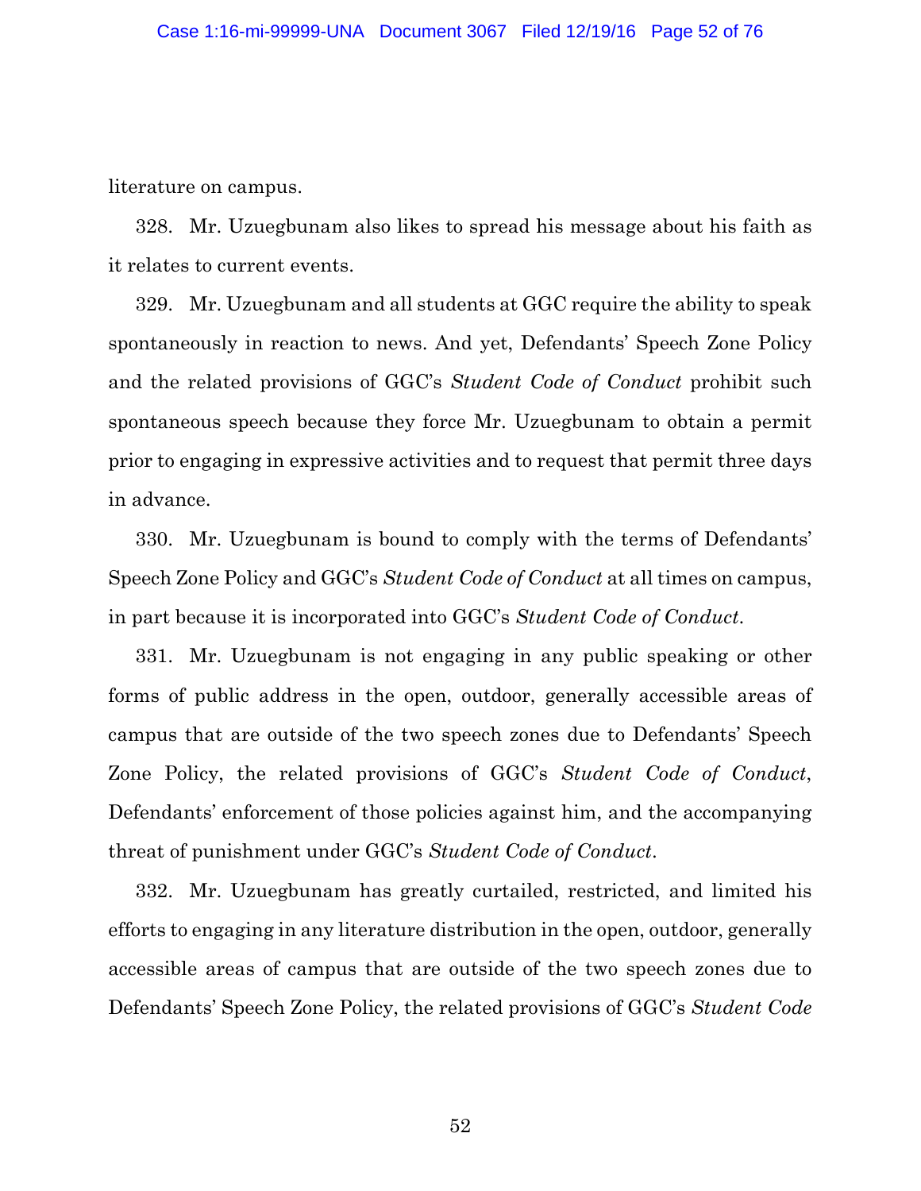literature on campus.

328. Mr. Uzuegbunam also likes to spread his message about his faith as it relates to current events.

329. Mr. Uzuegbunam and all students at GGC require the ability to speak spontaneously in reaction to news. And yet, Defendants' Speech Zone Policy and the related provisions of GGC's *Student Code of Conduct* prohibit such spontaneous speech because they force Mr. Uzuegbunam to obtain a permit prior to engaging in expressive activities and to request that permit three days in advance.

330. Mr. Uzuegbunam is bound to comply with the terms of Defendants' Speech Zone Policy and GGC's *Student Code of Conduct* at all times on campus, in part because it is incorporated into GGC's *Student Code of Conduct*.

331. Mr. Uzuegbunam is not engaging in any public speaking or other forms of public address in the open, outdoor, generally accessible areas of campus that are outside of the two speech zones due to Defendants' Speech Zone Policy, the related provisions of GGC's *Student Code of Conduct*, Defendants' enforcement of those policies against him, and the accompanying threat of punishment under GGC's *Student Code of Conduct*.

332. Mr. Uzuegbunam has greatly curtailed, restricted, and limited his efforts to engaging in any literature distribution in the open, outdoor, generally accessible areas of campus that are outside of the two speech zones due to Defendants' Speech Zone Policy, the related provisions of GGC's *Student Code*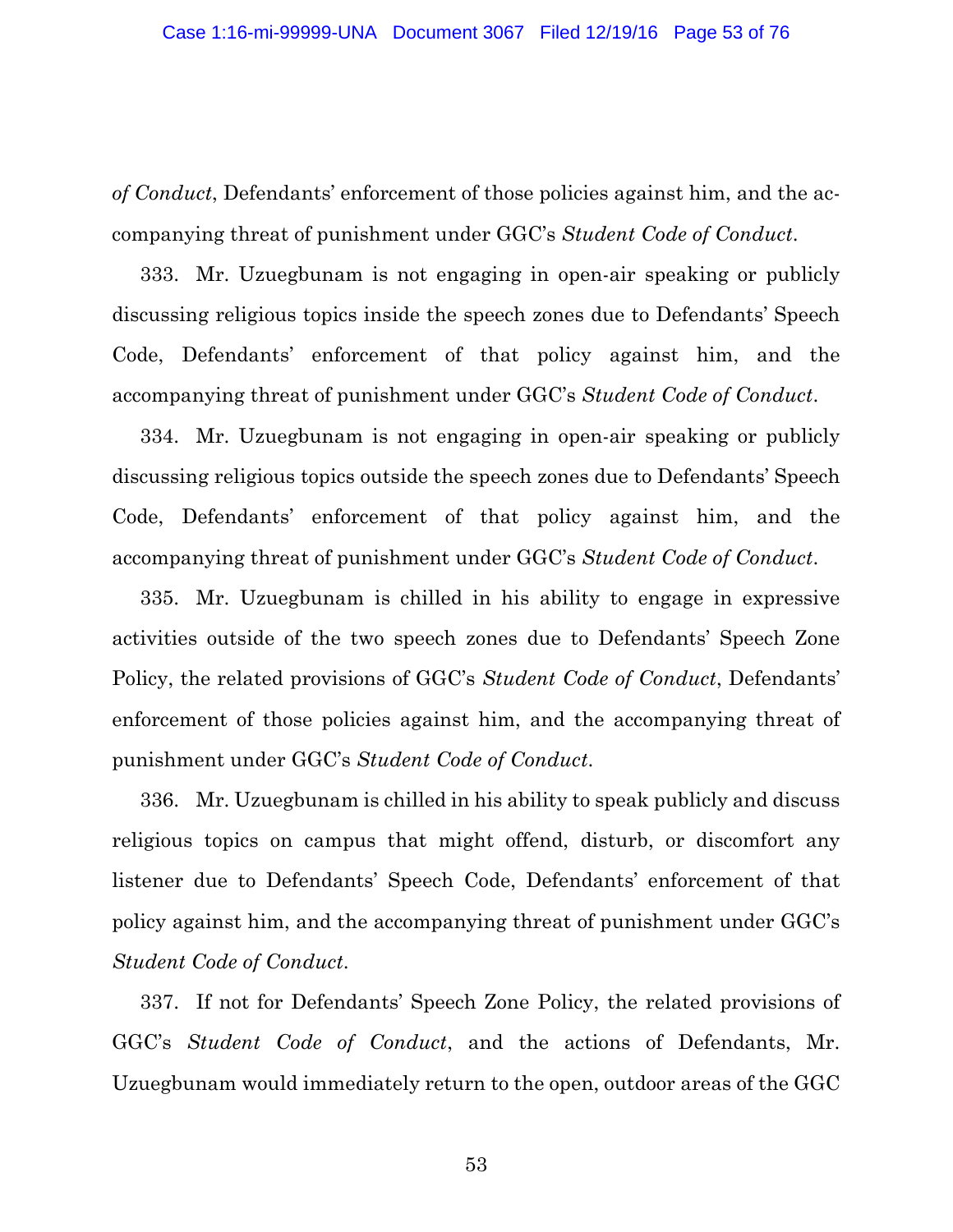*of Conduct*, Defendants' enforcement of those policies against him, and the accompanying threat of punishment under GGC's *Student Code of Conduct*.

333. Mr. Uzuegbunam is not engaging in open-air speaking or publicly discussing religious topics inside the speech zones due to Defendants' Speech Code, Defendants' enforcement of that policy against him, and the accompanying threat of punishment under GGC's *Student Code of Conduct*.

334. Mr. Uzuegbunam is not engaging in open-air speaking or publicly discussing religious topics outside the speech zones due to Defendants' Speech Code, Defendants' enforcement of that policy against him, and the accompanying threat of punishment under GGC's *Student Code of Conduct*.

335. Mr. Uzuegbunam is chilled in his ability to engage in expressive activities outside of the two speech zones due to Defendants' Speech Zone Policy, the related provisions of GGC's *Student Code of Conduct*, Defendants' enforcement of those policies against him, and the accompanying threat of punishment under GGC's *Student Code of Conduct*.

336. Mr. Uzuegbunam is chilled in his ability to speak publicly and discuss religious topics on campus that might offend, disturb, or discomfort any listener due to Defendants' Speech Code, Defendants' enforcement of that policy against him, and the accompanying threat of punishment under GGC's *Student Code of Conduct*.

337. If not for Defendants' Speech Zone Policy, the related provisions of GGC's *Student Code of Conduct*, and the actions of Defendants, Mr. Uzuegbunam would immediately return to the open, outdoor areas of the GGC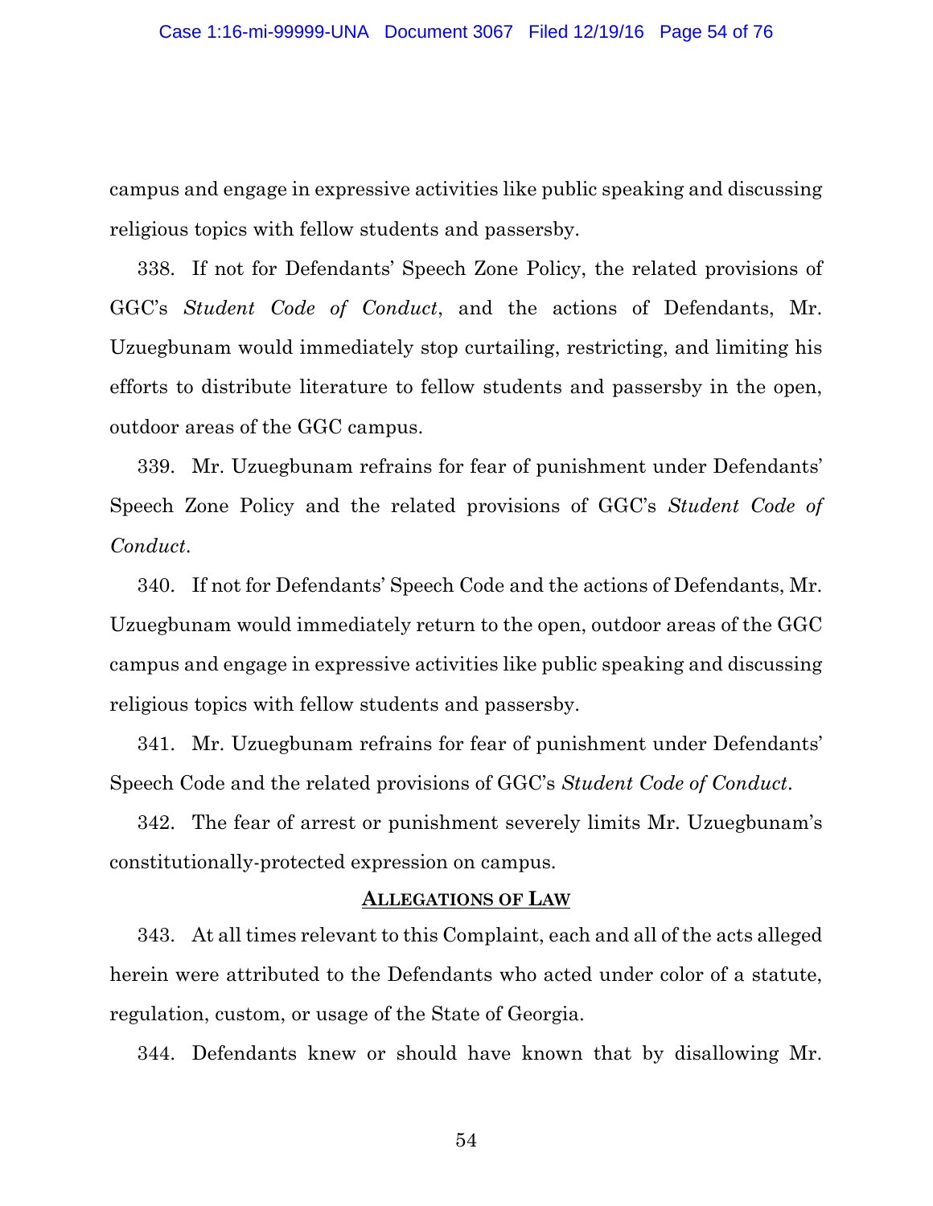campus and engage in expressive activities like public speaking and discussing religious topics with fellow students and passersby.

338. If not for Defendants' Speech Zone Policy, the related provisions of GGC's *Student Code of Conduct*, and the actions of Defendants, Mr. Uzuegbunam would immediately stop curtailing, restricting, and limiting his efforts to distribute literature to fellow students and passersby in the open, outdoor areas of the GGC campus.

339. Mr. Uzuegbunam refrains for fear of punishment under Defendants' Speech Zone Policy and the related provisions of GGC's *Student Code of Conduct*.

340. If not for Defendants' Speech Code and the actions of Defendants, Mr. Uzuegbunam would immediately return to the open, outdoor areas of the GGC campus and engage in expressive activities like public speaking and discussing religious topics with fellow students and passersby.

341. Mr. Uzuegbunam refrains for fear of punishment under Defendants' Speech Code and the related provisions of GGC's *Student Code of Conduct*.

342. The fear of arrest or punishment severely limits Mr. Uzuegbunam's constitutionally-protected expression on campus.

## ALLEGATIONS OF LAW

343. At all times relevant to this Complaint, each and all of the acts alleged herein were attributed to the Defendants who acted under color of a statute, regulation, custom, or usage of the State of Georgia.

344. Defendants knew or should have known that by disallowing Mr.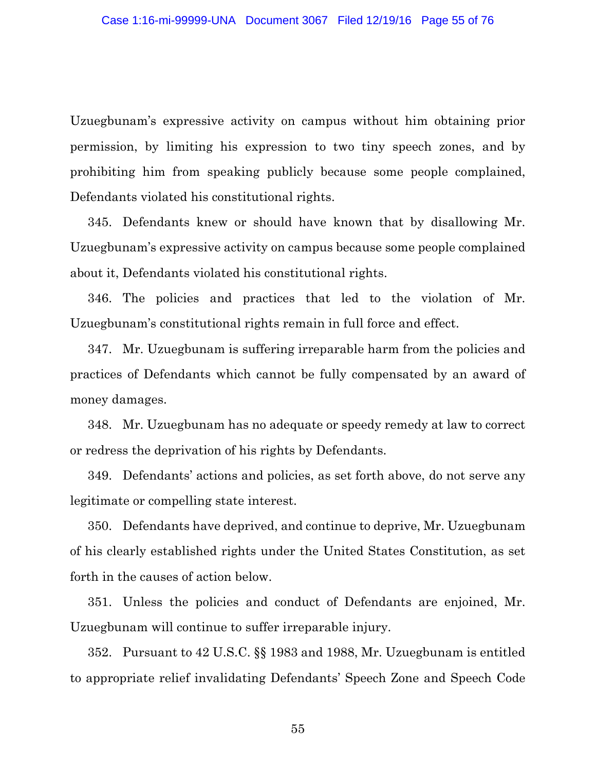Uzuegbunam's expressive activity on campus without him obtaining prior permission, by limiting his expression to two tiny speech zones, and by prohibiting him from speaking publicly because some people complained, Defendants violated his constitutional rights.

345. Defendants knew or should have known that by disallowing Mr. Uzuegbunam's expressive activity on campus because some people complained about it, Defendants violated his constitutional rights.

346. The policies and practices that led to the violation of Mr. Uzuegbunam's constitutional rights remain in full force and effect.

347. Mr. Uzuegbunam is suffering irreparable harm from the policies and practices of Defendants which cannot be fully compensated by an award of money damages.

348. Mr. Uzuegbunam has no adequate or speedy remedy at law to correct or redress the deprivation of his rights by Defendants.

349. Defendants' actions and policies, as set forth above, do not serve any legitimate or compelling state interest.

350. Defendants have deprived, and continue to deprive, Mr. Uzuegbunam of his clearly established rights under the United States Constitution, as set forth in the causes of action below.

351. Unless the policies and conduct of Defendants are enjoined, Mr. Uzuegbunam will continue to suffer irreparable injury.

352. Pursuant to 42 U.S.C. §§ 1983 and 1988, Mr. Uzuegbunam is entitled to appropriate relief invalidating Defendants' Speech Zone and Speech Code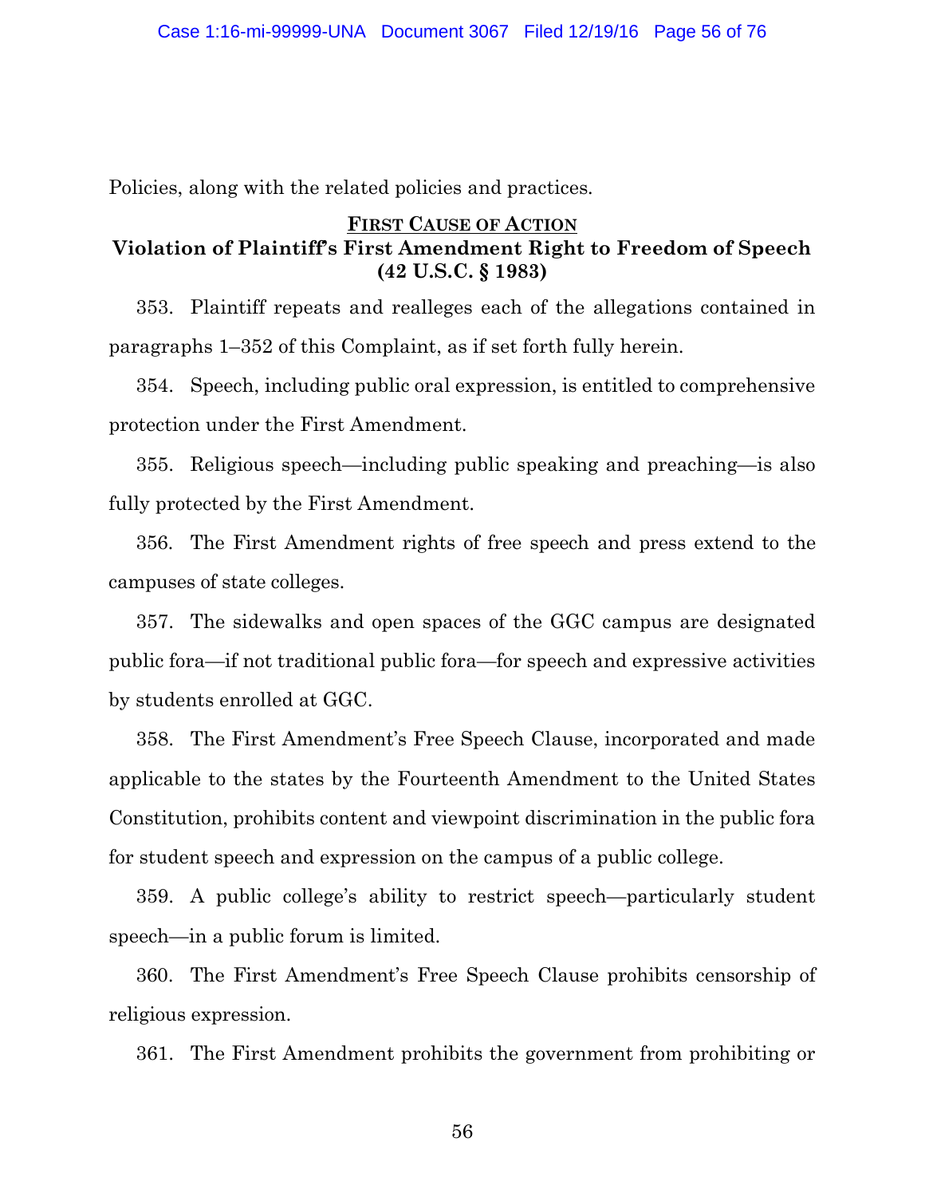Policies, along with the related policies and practices.

## FIRST CAUSE OF ACTION

## Violation of Plaintiff's First Amendment Right to Freedom of Speech (42 U.S.C. § 1983)

353. Plaintiff repeats and realleges each of the allegations contained in paragraphs 1–352 of this Complaint, as if set forth fully herein.

354. Speech, including public oral expression, is entitled to comprehensive protection under the First Amendment.

355. Religious speech—including public speaking and preaching—is also fully protected by the First Amendment.

356. The First Amendment rights of free speech and press extend to the campuses of state colleges.

357. The sidewalks and open spaces of the GGC campus are designated public fora—if not traditional public fora—for speech and expressive activities by students enrolled at GGC.

358. The First Amendment's Free Speech Clause, incorporated and made applicable to the states by the Fourteenth Amendment to the United States Constitution, prohibits content and viewpoint discrimination in the public fora for student speech and expression on the campus of a public college.

359. A public college's ability to restrict speech—particularly student speech—in a public forum is limited.

360. The First Amendment's Free Speech Clause prohibits censorship of religious expression.

361. The First Amendment prohibits the government from prohibiting or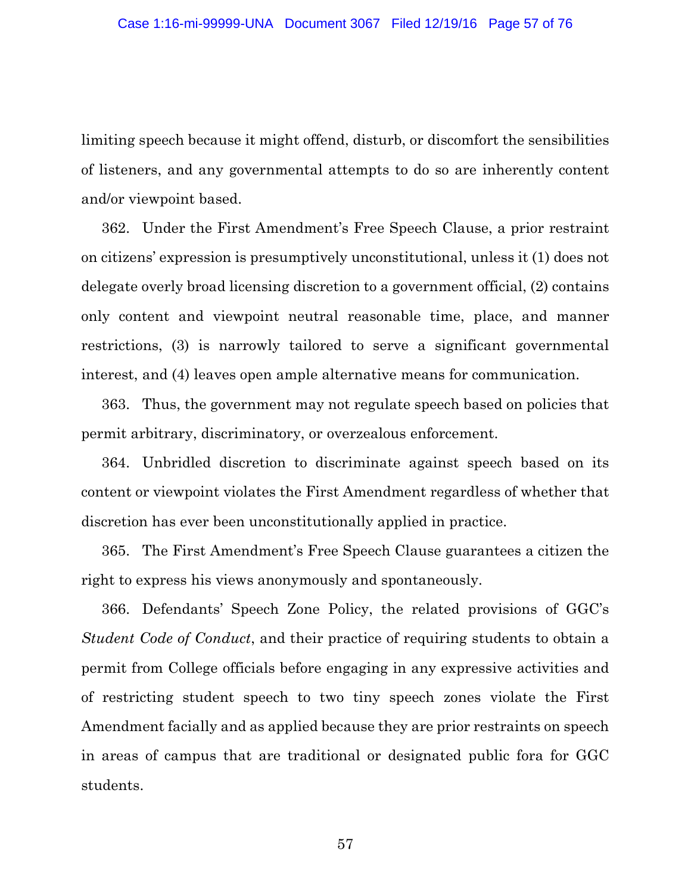limiting speech because it might offend, disturb, or discomfort the sensibilities of listeners, and any governmental attempts to do so are inherently content and/or viewpoint based.

362. Under the First Amendment's Free Speech Clause, a prior restraint on citizens' expression is presumptively unconstitutional, unless it (1) does not delegate overly broad licensing discretion to a government official, (2) contains only content and viewpoint neutral reasonable time, place, and manner restrictions, (3) is narrowly tailored to serve a significant governmental interest, and (4) leaves open ample alternative means for communication.

363. Thus, the government may not regulate speech based on policies that permit arbitrary, discriminatory, or overzealous enforcement.

364. Unbridled discretion to discriminate against speech based on its content or viewpoint violates the First Amendment regardless of whether that discretion has ever been unconstitutionally applied in practice.

365. The First Amendment's Free Speech Clause guarantees a citizen the right to express his views anonymously and spontaneously.

366. Defendants' Speech Zone Policy, the related provisions of GGC's *Student Code of Conduct*, and their practice of requiring students to obtain a permit from College officials before engaging in any expressive activities and of restricting student speech to two tiny speech zones violate the First Amendment facially and as applied because they are prior restraints on speech in areas of campus that are traditional or designated public fora for GGC students.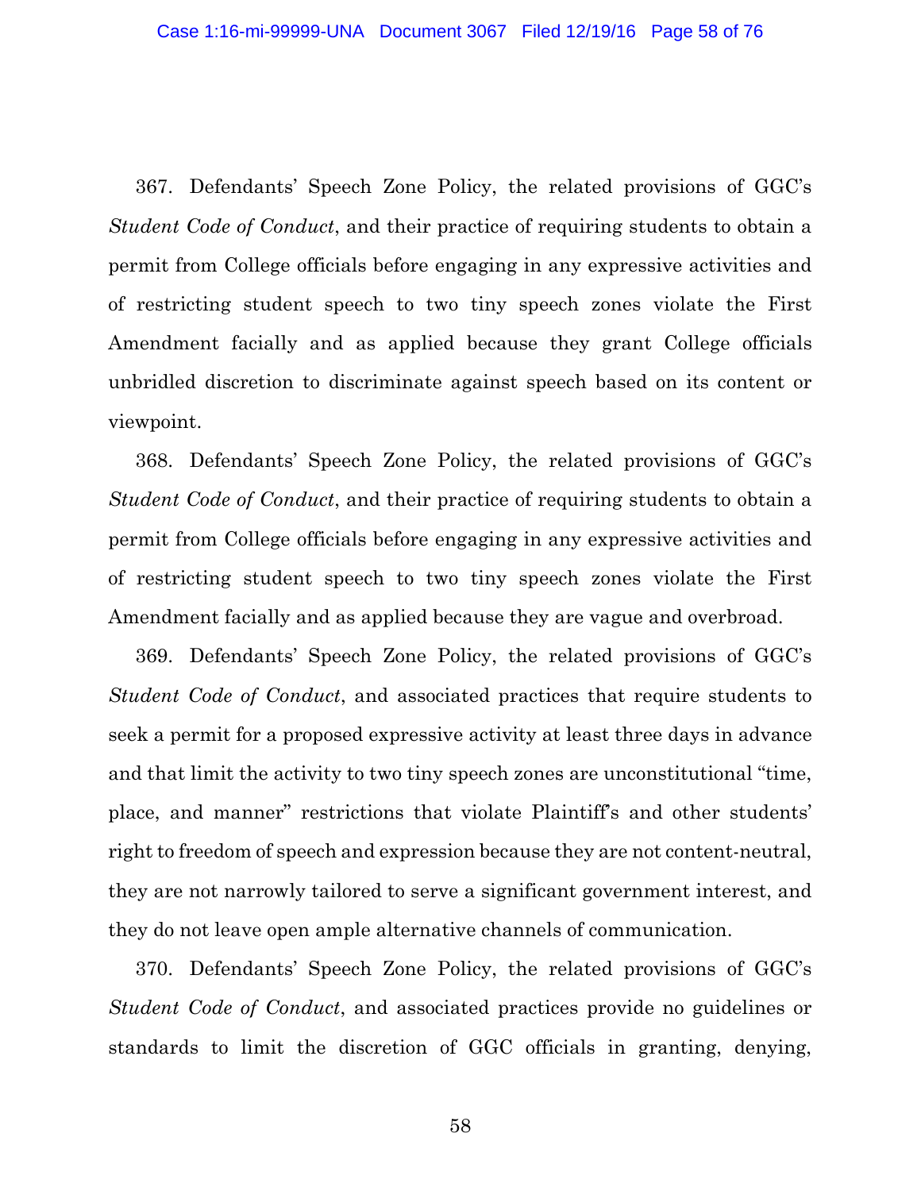367. Defendants' Speech Zone Policy, the related provisions of GGC's *Student Code of Conduct*, and their practice of requiring students to obtain a permit from College officials before engaging in any expressive activities and of restricting student speech to two tiny speech zones violate the First Amendment facially and as applied because they grant College officials unbridled discretion to discriminate against speech based on its content or viewpoint.

368. Defendants' Speech Zone Policy, the related provisions of GGC's *Student Code of Conduct*, and their practice of requiring students to obtain a permit from College officials before engaging in any expressive activities and of restricting student speech to two tiny speech zones violate the First Amendment facially and as applied because they are vague and overbroad.

369. Defendants' Speech Zone Policy, the related provisions of GGC's *Student Code of Conduct*, and associated practices that require students to seek a permit for a proposed expressive activity at least three days in advance and that limit the activity to two tiny speech zones are unconstitutional "time, place, and manner" restrictions that violate Plaintiff's and other students' right to freedom of speech and expression because they are not content-neutral, they are not narrowly tailored to serve a significant government interest, and they do not leave open ample alternative channels of communication.

370. Defendants' Speech Zone Policy, the related provisions of GGC's *Student Code of Conduct*, and associated practices provide no guidelines or standards to limit the discretion of GGC officials in granting, denying,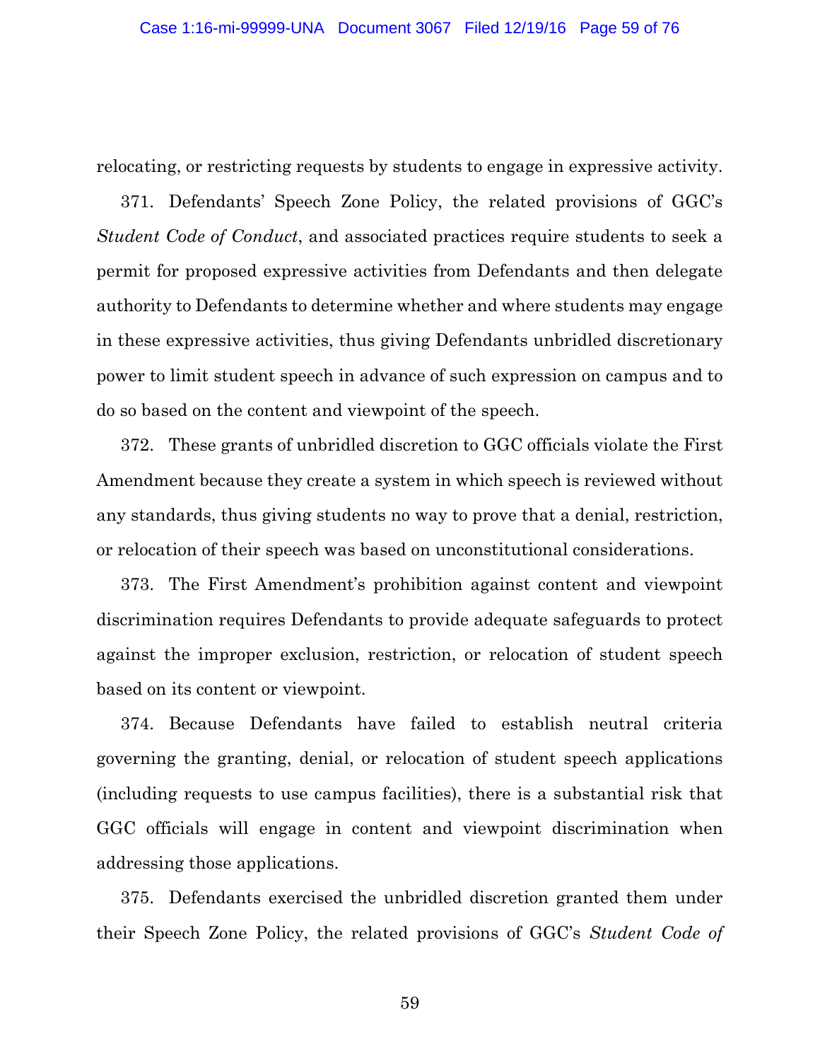relocating, or restricting requests by students to engage in expressive activity.

371. Defendants' Speech Zone Policy, the related provisions of GGC's *Student Code of Conduct*, and associated practices require students to seek a permit for proposed expressive activities from Defendants and then delegate authority to Defendants to determine whether and where students may engage in these expressive activities, thus giving Defendants unbridled discretionary power to limit student speech in advance of such expression on campus and to do so based on the content and viewpoint of the speech.

372. These grants of unbridled discretion to GGC officials violate the First Amendment because they create a system in which speech is reviewed without any standards, thus giving students no way to prove that a denial, restriction, or relocation of their speech was based on unconstitutional considerations.

373. The First Amendment's prohibition against content and viewpoint discrimination requires Defendants to provide adequate safeguards to protect against the improper exclusion, restriction, or relocation of student speech based on its content or viewpoint.

374. Because Defendants have failed to establish neutral criteria governing the granting, denial, or relocation of student speech applications (including requests to use campus facilities), there is a substantial risk that GGC officials will engage in content and viewpoint discrimination when addressing those applications.

375. Defendants exercised the unbridled discretion granted them under their Speech Zone Policy, the related provisions of GGC's *Student Code of*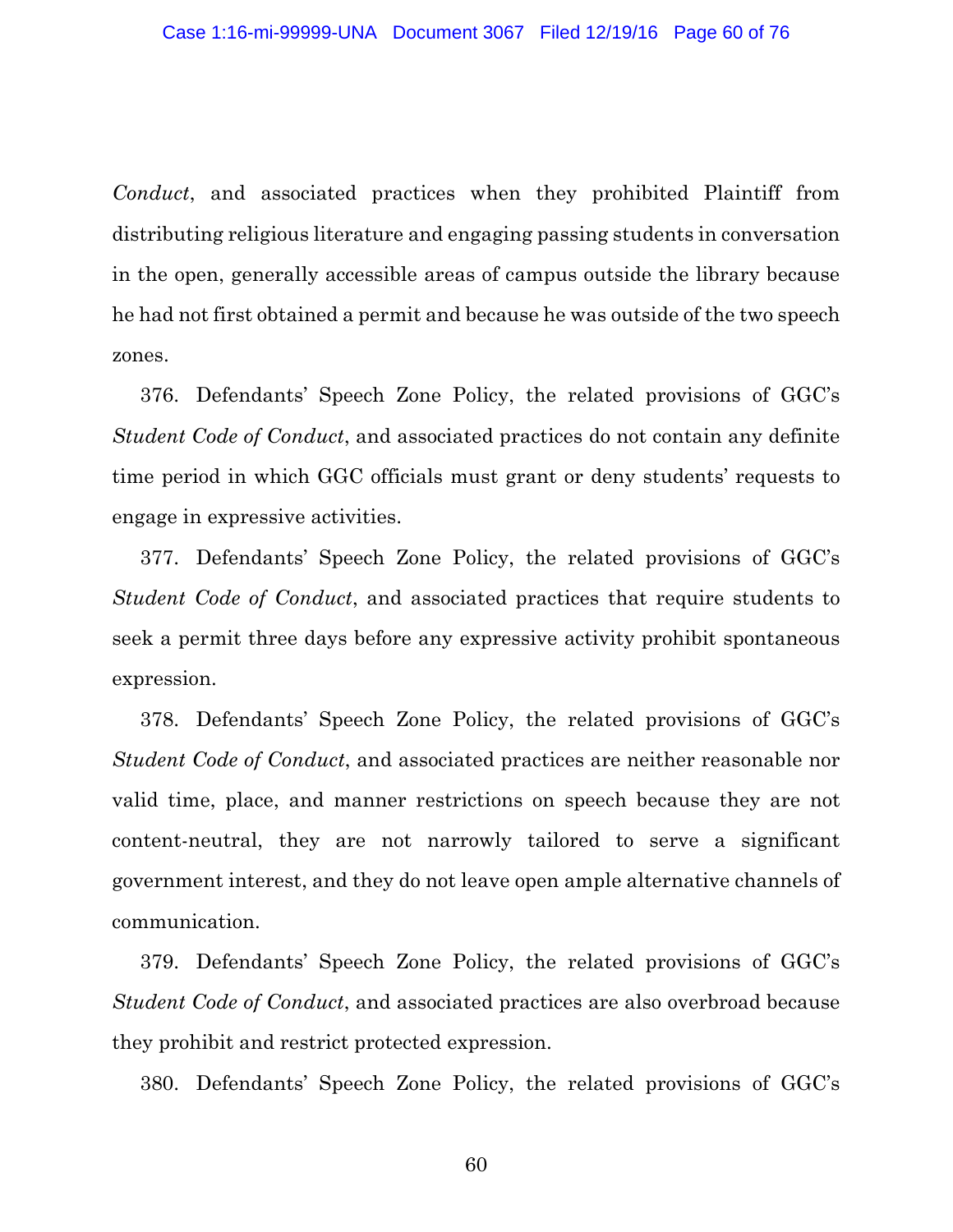*Conduct*, and associated practices when they prohibited Plaintiff from distributing religious literature and engaging passing students in conversation in the open, generally accessible areas of campus outside the library because he had not first obtained a permit and because he was outside of the two speech zones.

376. Defendants' Speech Zone Policy, the related provisions of GGC's *Student Code of Conduct*, and associated practices do not contain any definite time period in which GGC officials must grant or deny students' requests to engage in expressive activities.

377. Defendants' Speech Zone Policy, the related provisions of GGC's *Student Code of Conduct*, and associated practices that require students to seek a permit three days before any expressive activity prohibit spontaneous expression.

378. Defendants' Speech Zone Policy, the related provisions of GGC's *Student Code of Conduct*, and associated practices are neither reasonable nor valid time, place, and manner restrictions on speech because they are not content-neutral, they are not narrowly tailored to serve a significant government interest, and they do not leave open ample alternative channels of communication.

379. Defendants' Speech Zone Policy, the related provisions of GGC's *Student Code of Conduct*, and associated practices are also overbroad because they prohibit and restrict protected expression.

380. Defendants' Speech Zone Policy, the related provisions of GGC's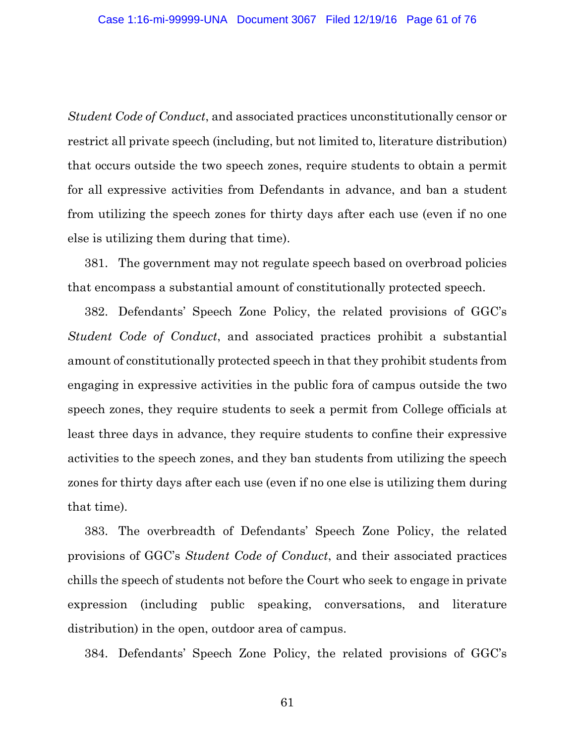*Student Code of Conduct*, and associated practices unconstitutionally censor or restrict all private speech (including, but not limited to, literature distribution) that occurs outside the two speech zones, require students to obtain a permit for all expressive activities from Defendants in advance, and ban a student from utilizing the speech zones for thirty days after each use (even if no one else is utilizing them during that time).

381. The government may not regulate speech based on overbroad policies that encompass a substantial amount of constitutionally protected speech.

382. Defendants' Speech Zone Policy, the related provisions of GGC's *Student Code of Conduct*, and associated practices prohibit a substantial amount of constitutionally protected speech in that they prohibit students from engaging in expressive activities in the public fora of campus outside the two speech zones, they require students to seek a permit from College officials at least three days in advance, they require students to confine their expressive activities to the speech zones, and they ban students from utilizing the speech zones for thirty days after each use (even if no one else is utilizing them during that time).

383. The overbreadth of Defendants' Speech Zone Policy, the related provisions of GGC's *Student Code of Conduct*, and their associated practices chills the speech of students not before the Court who seek to engage in private expression (including public speaking, conversations, and literature distribution) in the open, outdoor area of campus.

384. Defendants' Speech Zone Policy, the related provisions of GGC's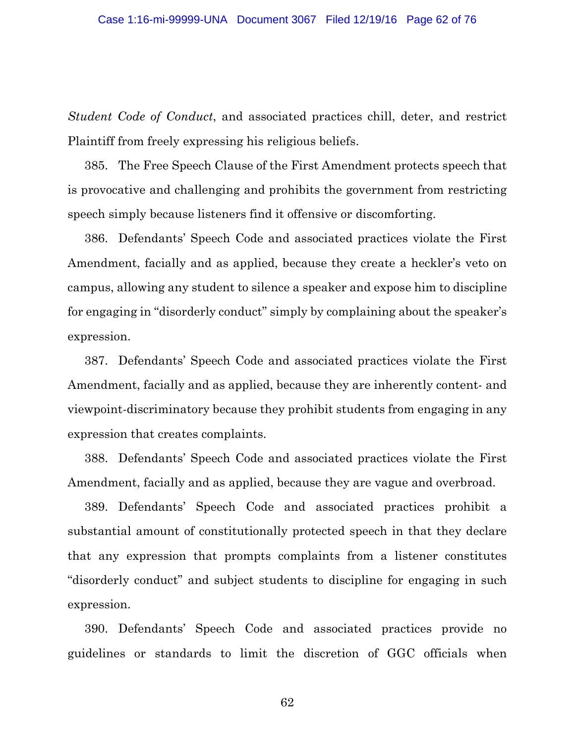*Student Code of Conduct*, and associated practices chill, deter, and restrict Plaintiff from freely expressing his religious beliefs.

385. The Free Speech Clause of the First Amendment protects speech that is provocative and challenging and prohibits the government from restricting speech simply because listeners find it offensive or discomforting.

386. Defendants' Speech Code and associated practices violate the First Amendment, facially and as applied, because they create a heckler's veto on campus, allowing any student to silence a speaker and expose him to discipline for engaging in "disorderly conduct" simply by complaining about the speaker's expression.

387. Defendants' Speech Code and associated practices violate the First Amendment, facially and as applied, because they are inherently content- and viewpoint-discriminatory because they prohibit students from engaging in any expression that creates complaints.

388. Defendants' Speech Code and associated practices violate the First Amendment, facially and as applied, because they are vague and overbroad.

389. Defendants' Speech Code and associated practices prohibit a substantial amount of constitutionally protected speech in that they declare that any expression that prompts complaints from a listener constitutes "disorderly conduct" and subject students to discipline for engaging in such expression.

390. Defendants' Speech Code and associated practices provide no guidelines or standards to limit the discretion of GGC officials when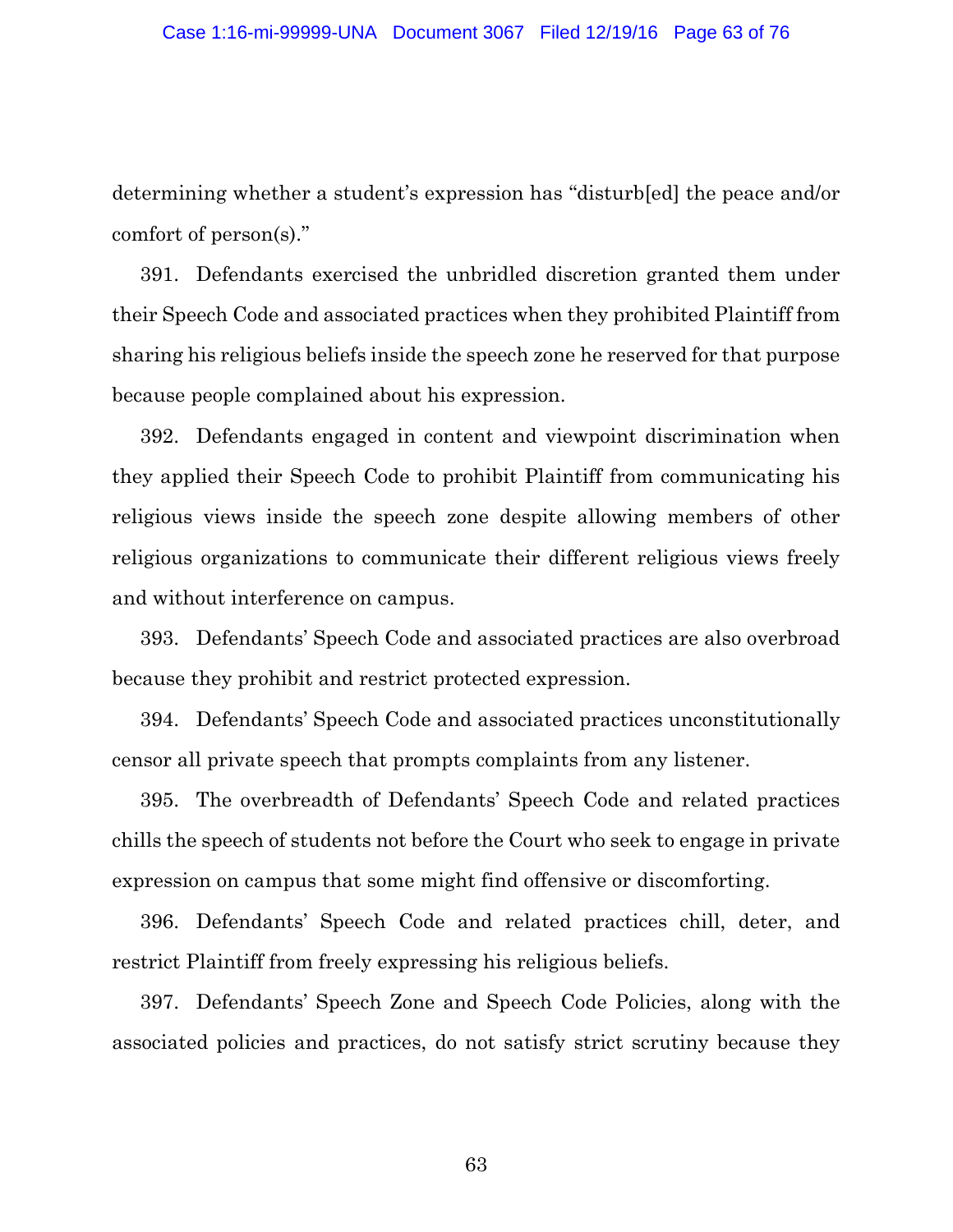determining whether a student's expression has "disturb[ed] the peace and/or comfort of person(s)."

391. Defendants exercised the unbridled discretion granted them under their Speech Code and associated practices when they prohibited Plaintiff from sharing his religious beliefs inside the speech zone he reserved for that purpose because people complained about his expression.

392. Defendants engaged in content and viewpoint discrimination when they applied their Speech Code to prohibit Plaintiff from communicating his religious views inside the speech zone despite allowing members of other religious organizations to communicate their different religious views freely and without interference on campus.

393. Defendants' Speech Code and associated practices are also overbroad because they prohibit and restrict protected expression.

394. Defendants' Speech Code and associated practices unconstitutionally censor all private speech that prompts complaints from any listener.

395. The overbreadth of Defendants' Speech Code and related practices chills the speech of students not before the Court who seek to engage in private expression on campus that some might find offensive or discomforting.

396. Defendants' Speech Code and related practices chill, deter, and restrict Plaintiff from freely expressing his religious beliefs.

397. Defendants' Speech Zone and Speech Code Policies, along with the associated policies and practices, do not satisfy strict scrutiny because they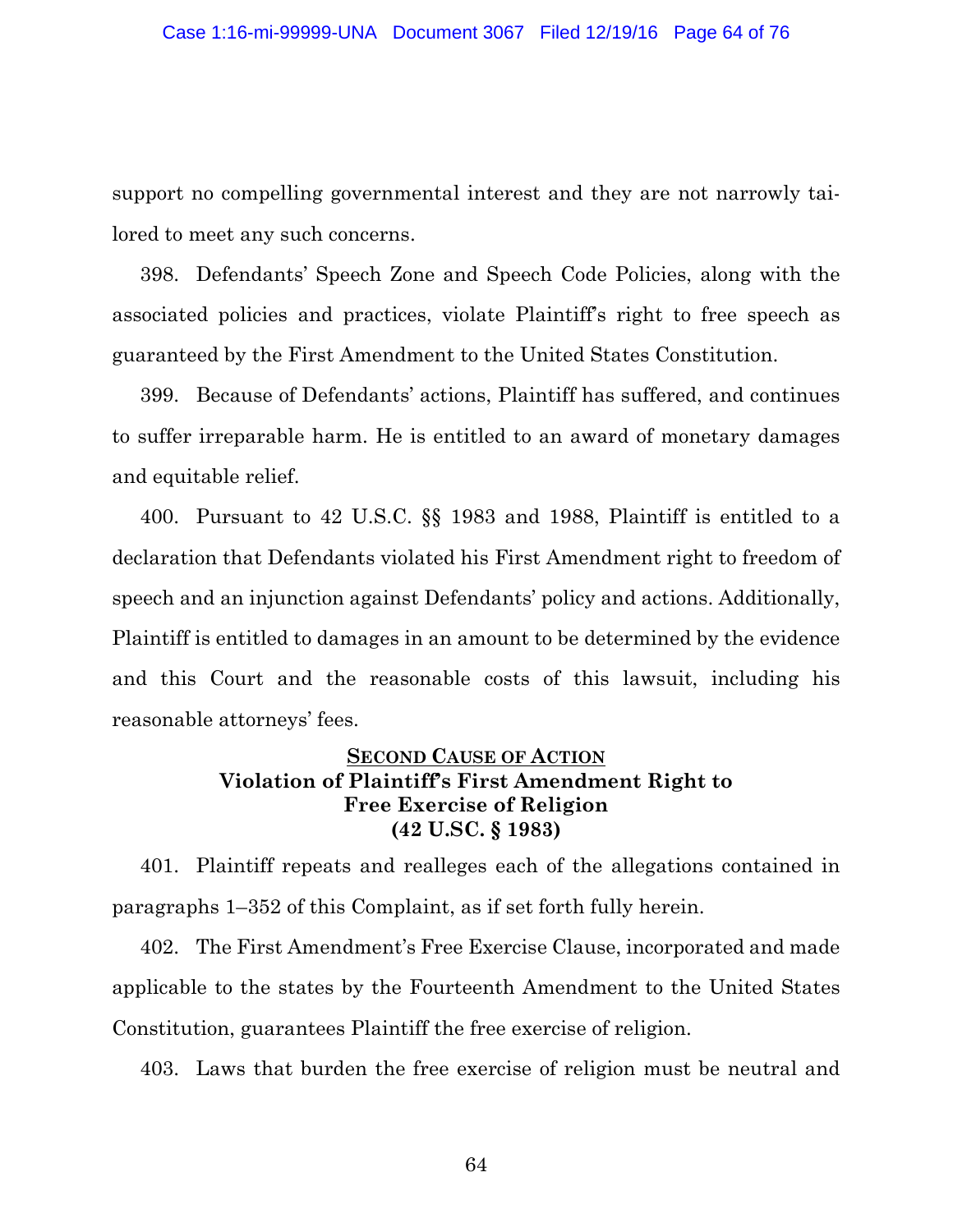support no compelling governmental interest and they are not narrowly tailored to meet any such concerns.

398. Defendants' Speech Zone and Speech Code Policies, along with the associated policies and practices, violate Plaintiff's right to free speech as guaranteed by the First Amendment to the United States Constitution.

399. Because of Defendants' actions, Plaintiff has suffered, and continues to suffer irreparable harm. He is entitled to an award of monetary damages and equitable relief.

400. Pursuant to 42 U.S.C. §§ 1983 and 1988, Plaintiff is entitled to a declaration that Defendants violated his First Amendment right to freedom of speech and an injunction against Defendants' policy and actions. Additionally, Plaintiff is entitled to damages in an amount to be determined by the evidence and this Court and the reasonable costs of this lawsuit, including his reasonable attorneys' fees.

## SECOND CAUSE OF ACTION
## Violation of Plaintiff's First Amendment Right to Free Exercise of Religion (42 U.SC. § 1983)

401. Plaintiff repeats and realleges each of the allegations contained in paragraphs 1–352 of this Complaint, as if set forth fully herein.

402. The First Amendment's Free Exercise Clause, incorporated and made applicable to the states by the Fourteenth Amendment to the United States Constitution, guarantees Plaintiff the free exercise of religion.

403. Laws that burden the free exercise of religion must be neutral and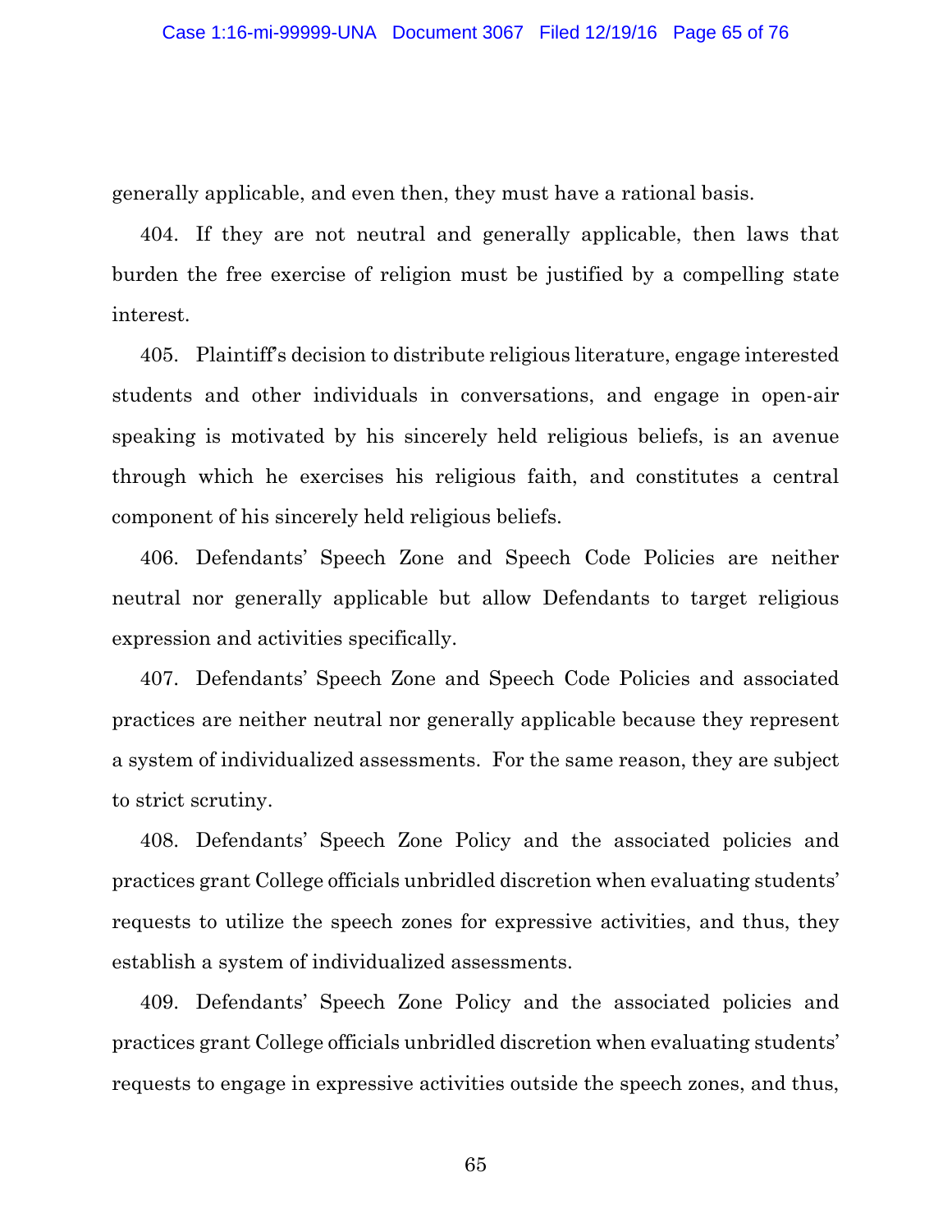generally applicable, and even then, they must have a rational basis.

404. If they are not neutral and generally applicable, then laws that burden the free exercise of religion must be justified by a compelling state interest.

405. Plaintiff's decision to distribute religious literature, engage interested students and other individuals in conversations, and engage in open-air speaking is motivated by his sincerely held religious beliefs, is an avenue through which he exercises his religious faith, and constitutes a central component of his sincerely held religious beliefs.

406. Defendants' Speech Zone and Speech Code Policies are neither neutral nor generally applicable but allow Defendants to target religious expression and activities specifically.

407. Defendants' Speech Zone and Speech Code Policies and associated practices are neither neutral nor generally applicable because they represent a system of individualized assessments. For the same reason, they are subject to strict scrutiny.

408. Defendants' Speech Zone Policy and the associated policies and practices grant College officials unbridled discretion when evaluating students' requests to utilize the speech zones for expressive activities, and thus, they establish a system of individualized assessments.

409. Defendants' Speech Zone Policy and the associated policies and practices grant College officials unbridled discretion when evaluating students' requests to engage in expressive activities outside the speech zones, and thus,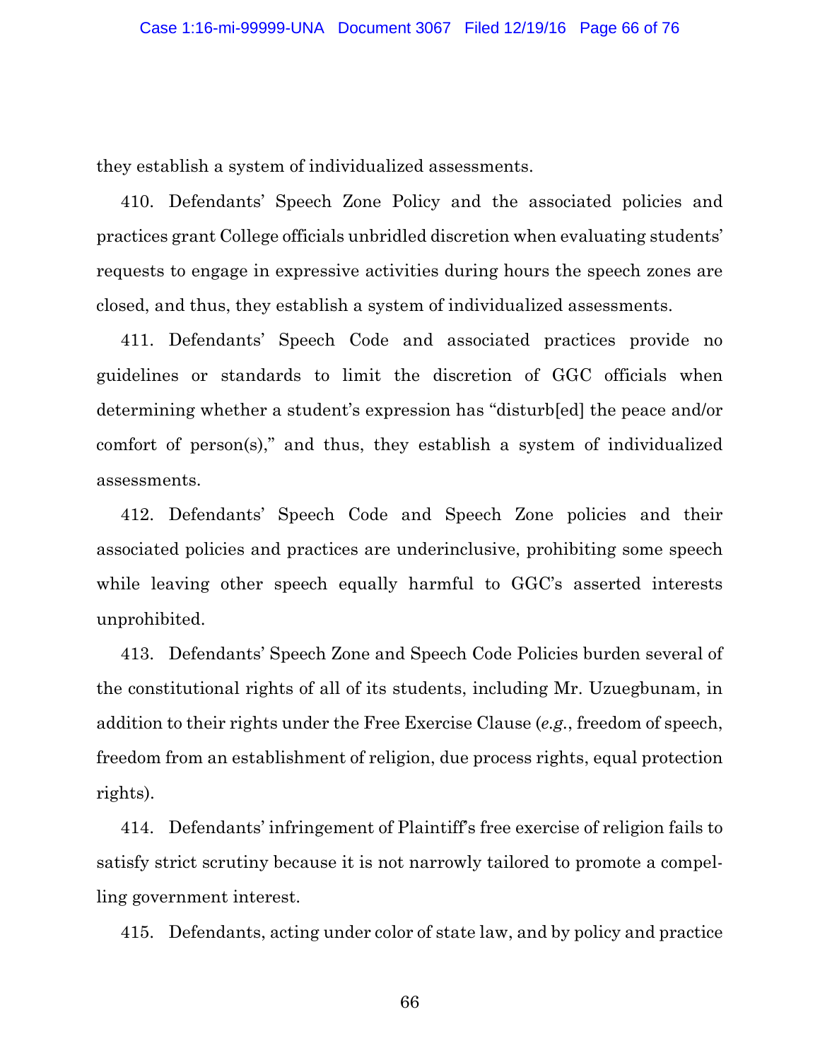they establish a system of individualized assessments.

410. Defendants' Speech Zone Policy and the associated policies and practices grant College officials unbridled discretion when evaluating students' requests to engage in expressive activities during hours the speech zones are closed, and thus, they establish a system of individualized assessments.

411. Defendants' Speech Code and associated practices provide no guidelines or standards to limit the discretion of GGC officials when determining whether a student's expression has "disturb[ed] the peace and/or comfort of person(s)," and thus, they establish a system of individualized assessments.

412. Defendants' Speech Code and Speech Zone policies and their associated policies and practices are underinclusive, prohibiting some speech while leaving other speech equally harmful to GGC's asserted interests unprohibited.

413. Defendants' Speech Zone and Speech Code Policies burden several of the constitutional rights of all of its students, including Mr. Uzuegbunam, in addition to their rights under the Free Exercise Clause (*e.g.*, freedom of speech, freedom from an establishment of religion, due process rights, equal protection rights).

414. Defendants' infringement of Plaintiff's free exercise of religion fails to satisfy strict scrutiny because it is not narrowly tailored to promote a compelling government interest.

415. Defendants, acting under color of state law, and by policy and practice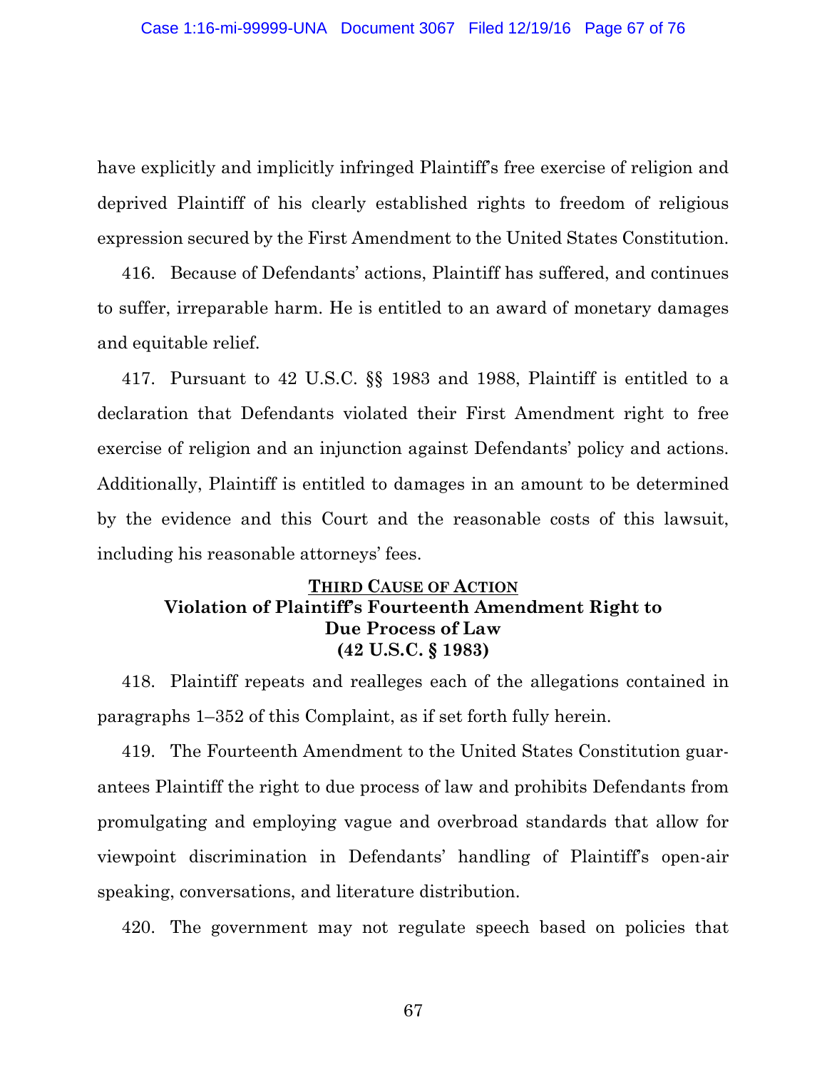have explicitly and implicitly infringed Plaintiff's free exercise of religion and deprived Plaintiff of his clearly established rights to freedom of religious expression secured by the First Amendment to the United States Constitution.

416. Because of Defendants' actions, Plaintiff has suffered, and continues to suffer, irreparable harm. He is entitled to an award of monetary damages and equitable relief.

417. Pursuant to 42 U.S.C. §§ 1983 and 1988, Plaintiff is entitled to a declaration that Defendants violated their First Amendment right to free exercise of religion and an injunction against Defendants' policy and actions. Additionally, Plaintiff is entitled to damages in an amount to be determined by the evidence and this Court and the reasonable costs of this lawsuit, including his reasonable attorneys' fees.

## **THIRD CAUSE OF ACTION**
## **Violation of Plaintiff's Fourteenth Amendment Right to Due Process of Law (42 U.S.C. § 1983)**

418. Plaintiff repeats and realleges each of the allegations contained in paragraphs 1–352 of this Complaint, as if set forth fully herein.

419. The Fourteenth Amendment to the United States Constitution guarantees Plaintiff the right to due process of law and prohibits Defendants from promulgating and employing vague and overbroad standards that allow for viewpoint discrimination in Defendants' handling of Plaintiff's open-air speaking, conversations, and literature distribution.

420. The government may not regulate speech based on policies that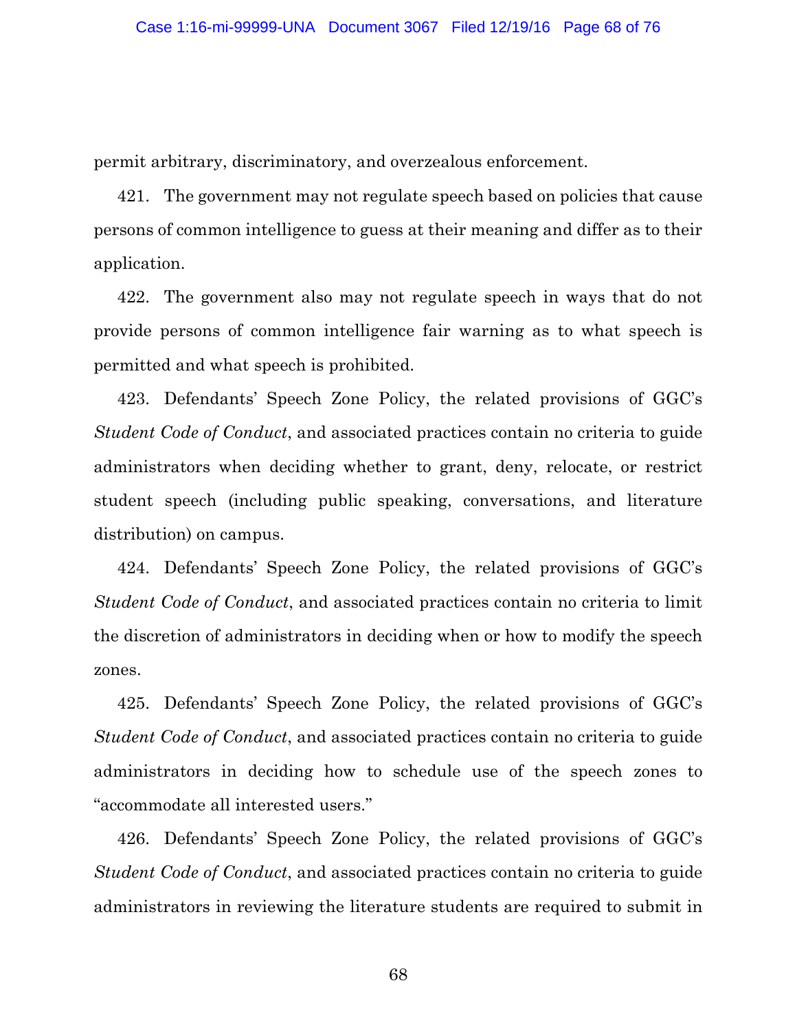permit arbitrary, discriminatory, and overzealous enforcement.

421. The government may not regulate speech based on policies that cause persons of common intelligence to guess at their meaning and differ as to their application.

422. The government also may not regulate speech in ways that do not provide persons of common intelligence fair warning as to what speech is permitted and what speech is prohibited.

423. Defendants' Speech Zone Policy, the related provisions of GGC's *Student Code of Conduct*, and associated practices contain no criteria to guide administrators when deciding whether to grant, deny, relocate, or restrict student speech (including public speaking, conversations, and literature distribution) on campus.

424. Defendants' Speech Zone Policy, the related provisions of GGC's *Student Code of Conduct*, and associated practices contain no criteria to limit the discretion of administrators in deciding when or how to modify the speech zones.

425. Defendants' Speech Zone Policy, the related provisions of GGC's *Student Code of Conduct*, and associated practices contain no criteria to guide administrators in deciding how to schedule use of the speech zones to "accommodate all interested users."

426. Defendants' Speech Zone Policy, the related provisions of GGC's *Student Code of Conduct*, and associated practices contain no criteria to guide administrators in reviewing the literature students are required to submit in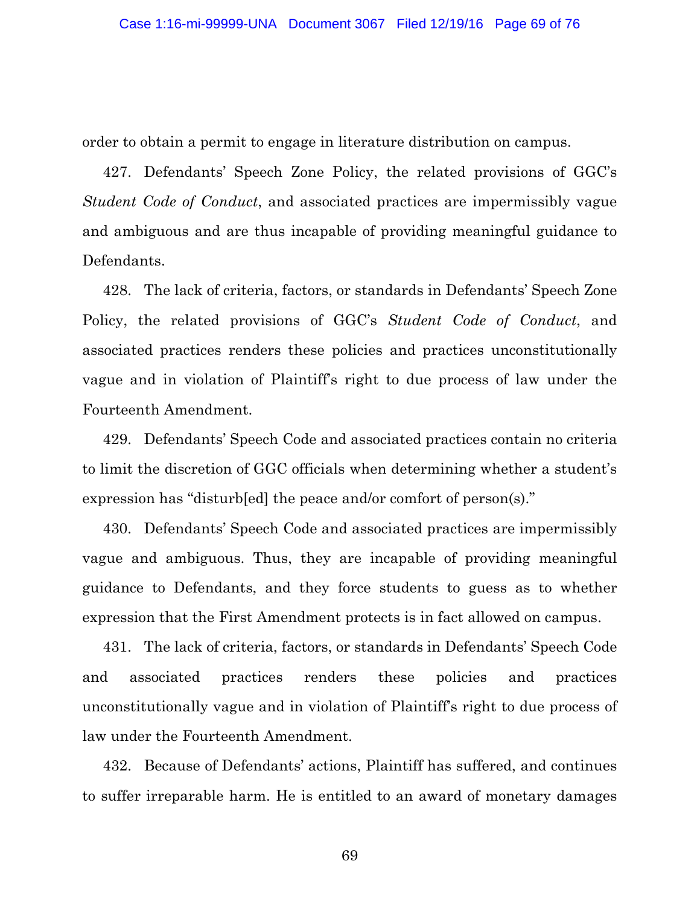order to obtain a permit to engage in literature distribution on campus.

427. Defendants' Speech Zone Policy, the related provisions of GGC's *Student Code of Conduct*, and associated practices are impermissibly vague and ambiguous and are thus incapable of providing meaningful guidance to Defendants.

428. The lack of criteria, factors, or standards in Defendants' Speech Zone Policy, the related provisions of GGC's *Student Code of Conduct*, and associated practices renders these policies and practices unconstitutionally vague and in violation of Plaintiff's right to due process of law under the Fourteenth Amendment.

429. Defendants' Speech Code and associated practices contain no criteria to limit the discretion of GGC officials when determining whether a student's expression has "disturb[ed] the peace and/or comfort of person(s)."

430. Defendants' Speech Code and associated practices are impermissibly vague and ambiguous. Thus, they are incapable of providing meaningful guidance to Defendants, and they force students to guess as to whether expression that the First Amendment protects is in fact allowed on campus.

431. The lack of criteria, factors, or standards in Defendants' Speech Code and associated practices renders these policies and practices unconstitutionally vague and in violation of Plaintiff's right to due process of law under the Fourteenth Amendment.

432. Because of Defendants' actions, Plaintiff has suffered, and continues to suffer irreparable harm. He is entitled to an award of monetary damages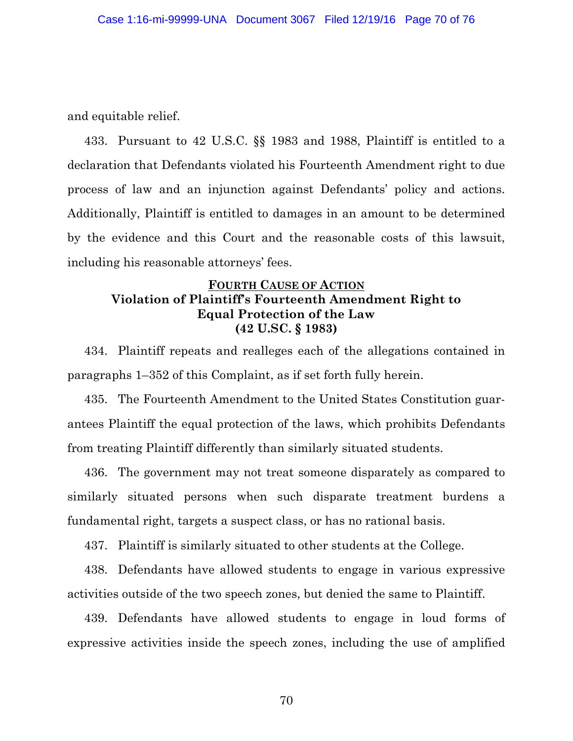and equitable relief.

433. Pursuant to 42 U.S.C. §§ 1983 and 1988, Plaintiff is entitled to a declaration that Defendants violated his Fourteenth Amendment right to due process of law and an injunction against Defendants' policy and actions. Additionally, Plaintiff is entitled to damages in an amount to be determined by the evidence and this Court and the reasonable costs of this lawsuit, including his reasonable attorneys' fees.

## FOURTH CAUSE OF ACTION
## Violation of Plaintiff's Fourteenth Amendment Right to Equal Protection of the Law
## (42 U.SC. § 1983)

434. Plaintiff repeats and realleges each of the allegations contained in paragraphs 1–352 of this Complaint, as if set forth fully herein.

435. The Fourteenth Amendment to the United States Constitution guarantees Plaintiff the equal protection of the laws, which prohibits Defendants from treating Plaintiff differently than similarly situated students.

436. The government may not treat someone disparately as compared to similarly situated persons when such disparate treatment burdens a fundamental right, targets a suspect class, or has no rational basis.

437. Plaintiff is similarly situated to other students at the College.

438. Defendants have allowed students to engage in various expressive activities outside of the two speech zones, but denied the same to Plaintiff.

439. Defendants have allowed students to engage in loud forms of expressive activities inside the speech zones, including the use of amplified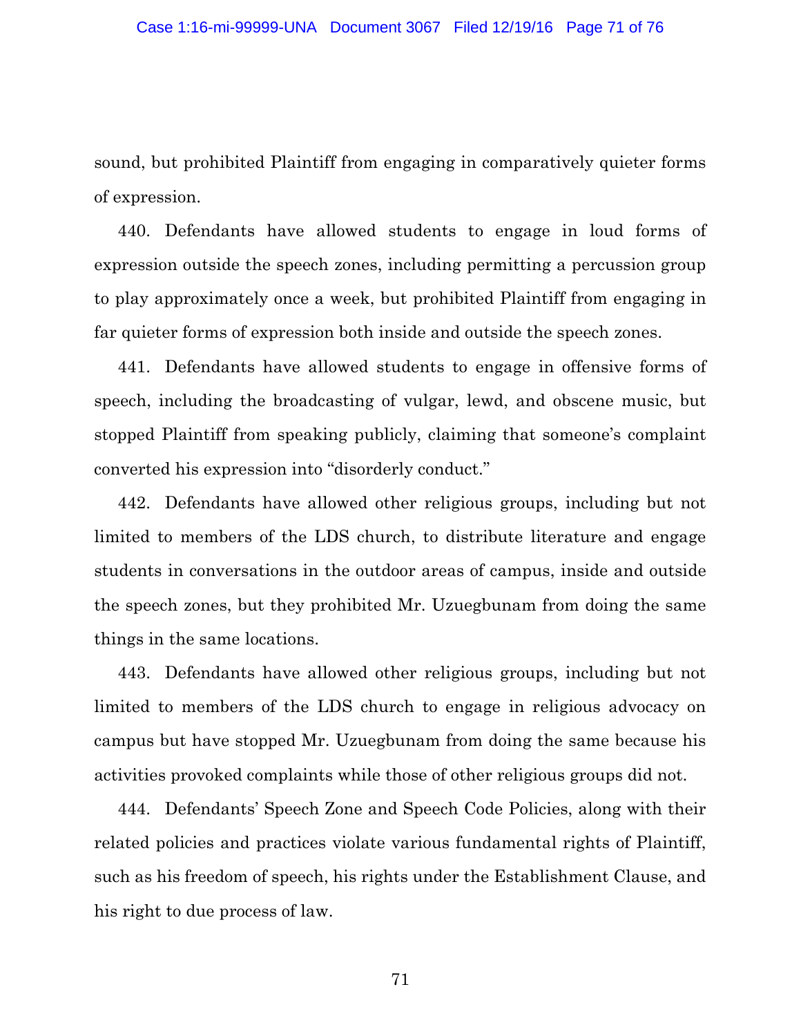sound, but prohibited Plaintiff from engaging in comparatively quieter forms of expression.

440. Defendants have allowed students to engage in loud forms of expression outside the speech zones, including permitting a percussion group to play approximately once a week, but prohibited Plaintiff from engaging in far quieter forms of expression both inside and outside the speech zones.

441. Defendants have allowed students to engage in offensive forms of speech, including the broadcasting of vulgar, lewd, and obscene music, but stopped Plaintiff from speaking publicly, claiming that someone's complaint converted his expression into "disorderly conduct."

442. Defendants have allowed other religious groups, including but not limited to members of the LDS church, to distribute literature and engage students in conversations in the outdoor areas of campus, inside and outside the speech zones, but they prohibited Mr. Uzuegbunam from doing the same things in the same locations.

443. Defendants have allowed other religious groups, including but not limited to members of the LDS church to engage in religious advocacy on campus but have stopped Mr. Uzuegbunam from doing the same because his activities provoked complaints while those of other religious groups did not.

444. Defendants' Speech Zone and Speech Code Policies, along with their related policies and practices violate various fundamental rights of Plaintiff, such as his freedom of speech, his rights under the Establishment Clause, and his right to due process of law.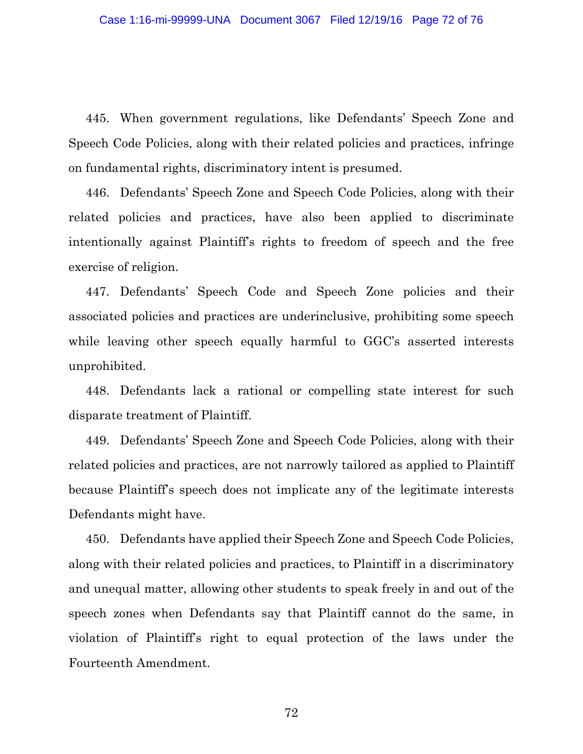445. When government regulations, like Defendants' Speech Zone and Speech Code Policies, along with their related policies and practices, infringe on fundamental rights, discriminatory intent is presumed.

446. Defendants' Speech Zone and Speech Code Policies, along with their related policies and practices, have also been applied to discriminate intentionally against Plaintiff's rights to freedom of speech and the free exercise of religion.

447. Defendants' Speech Code and Speech Zone policies and their associated policies and practices are underinclusive, prohibiting some speech while leaving other speech equally harmful to GGC's asserted interests unprohibited.

448. Defendants lack a rational or compelling state interest for such disparate treatment of Plaintiff.

449. Defendants' Speech Zone and Speech Code Policies, along with their related policies and practices, are not narrowly tailored as applied to Plaintiff because Plaintiff's speech does not implicate any of the legitimate interests Defendants might have.

450. Defendants have applied their Speech Zone and Speech Code Policies, along with their related policies and practices, to Plaintiff in a discriminatory and unequal matter, allowing other students to speak freely in and out of the speech zones when Defendants say that Plaintiff cannot do the same, in violation of Plaintiff's right to equal protection of the laws under the Fourteenth Amendment.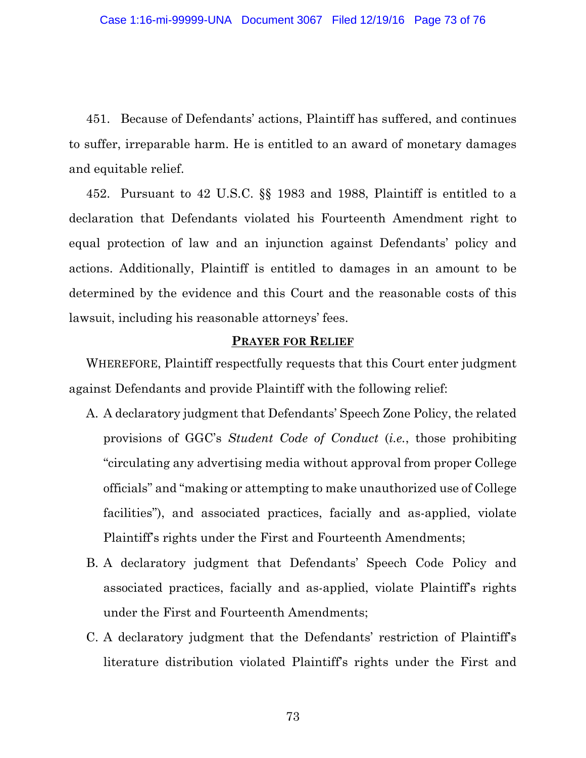451. Because of Defendants' actions, Plaintiff has suffered, and continues to suffer, irreparable harm. He is entitled to an award of monetary damages and equitable relief.

452. Pursuant to 42 U.S.C. §§ 1983 and 1988, Plaintiff is entitled to a declaration that Defendants violated his Fourteenth Amendment right to equal protection of law and an injunction against Defendants' policy and actions. Additionally, Plaintiff is entitled to damages in an amount to be determined by the evidence and this Court and the reasonable costs of this lawsuit, including his reasonable attorneys' fees.

## PRAYER FOR RELIEF

WHEREFORE, Plaintiff respectfully requests that this Court enter judgment against Defendants and provide Plaintiff with the following relief:

A. A declaratory judgment that Defendants' Speech Zone Policy, the related provisions of GGC's *Student Code of Conduct* (*i.e.*, those prohibiting "circulating any advertising media without approval from proper College officials" and "making or attempting to make unauthorized use of College facilities"), and associated practices, facially and as-applied, violate Plaintiff's rights under the First and Fourteenth Amendments;

B. A declaratory judgment that Defendants' Speech Code Policy and associated practices, facially and as-applied, violate Plaintiff's rights under the First and Fourteenth Amendments;

C. A declaratory judgment that the Defendants' restriction of Plaintiff's literature distribution violated Plaintiff's rights under the First and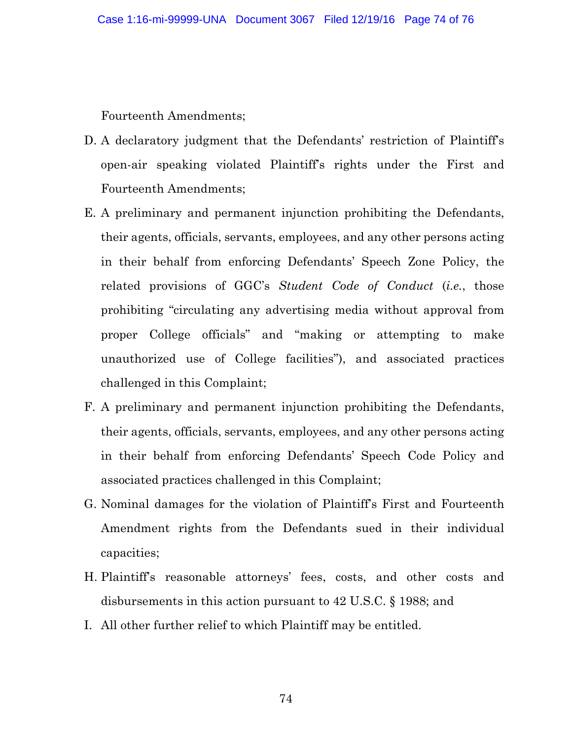Fourteenth Amendments;

D. A declaratory judgment that the Defendants' restriction of Plaintiff's open-air speaking violated Plaintiff's rights under the First and Fourteenth Amendments;

E. A preliminary and permanent injunction prohibiting the Defendants, their agents, officials, servants, employees, and any other persons acting in their behalf from enforcing Defendants' Speech Zone Policy, the related provisions of GGC's *Student Code of Conduct* (*i.e.*, those prohibiting "circulating any advertising media without approval from proper College officials" and "making or attempting to make unauthorized use of College facilities"), and associated practices challenged in this Complaint;

F. A preliminary and permanent injunction prohibiting the Defendants, their agents, officials, servants, employees, and any other persons acting in their behalf from enforcing Defendants' Speech Code Policy and associated practices challenged in this Complaint;

G. Nominal damages for the violation of Plaintiff's First and Fourteenth Amendment rights from the Defendants sued in their individual capacities;

H. Plaintiff's reasonable attorneys' fees, costs, and other costs and disbursements in this action pursuant to 42 U.S.C. § 1988; and

I. All other further relief to which Plaintiff may be entitled.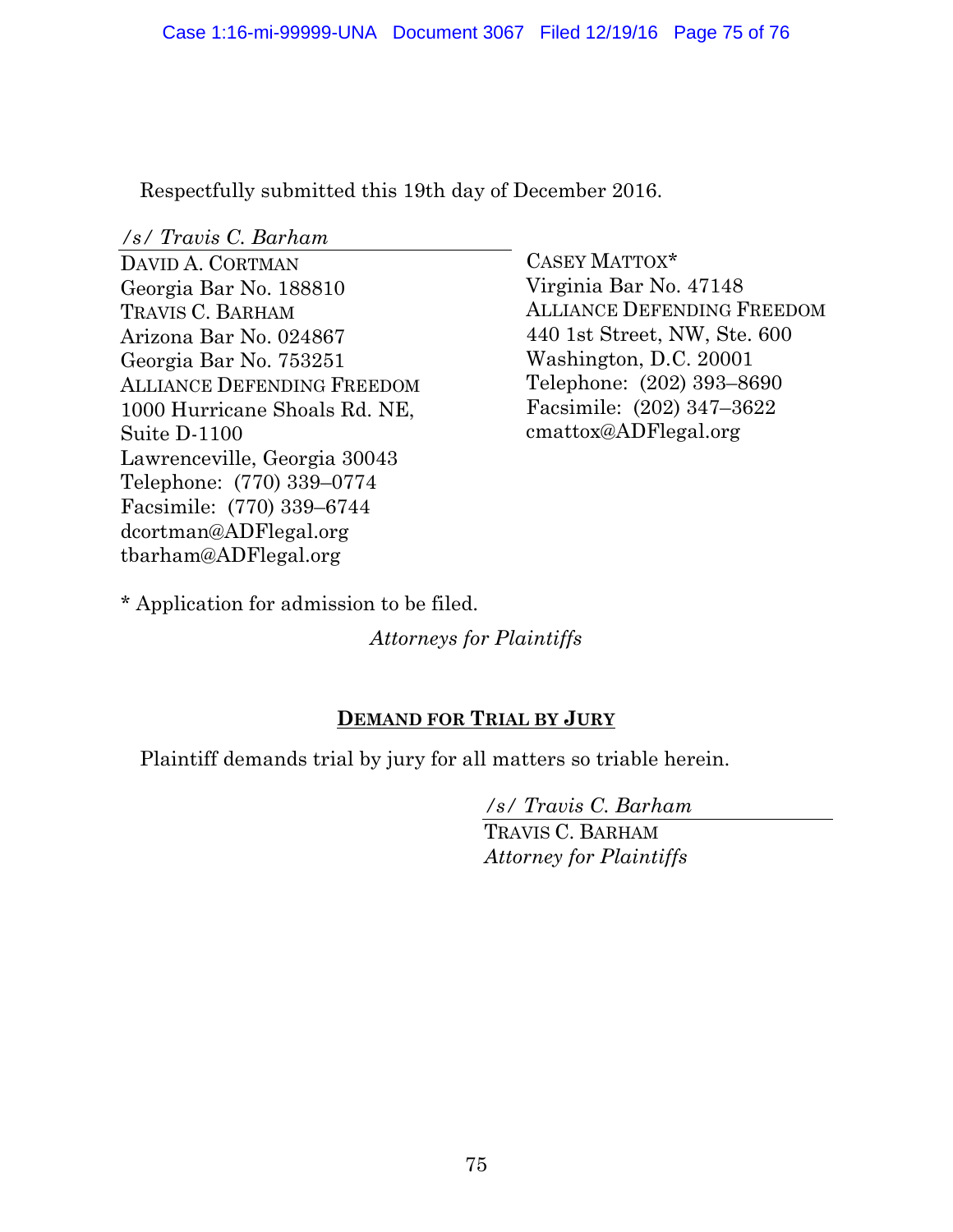Respectfully submitted this 19th day of December 2016.

*/s/ Travis C. Barham*
DAVID A. CORTMAN
Georgia Bar No. 188810
TRAVIS C. BARHAM
Arizona Bar No. 024867
Georgia Bar No. 753251
ALLIANCE DEFENDING FREEDOM
1000 Hurricane Shoals Rd. NE,
Suite D-1100
Lawrenceville, Georgia 30043
Telephone: (770) 339–0774
Facsimile: (770) 339–6744
dcortman@ADFlegal.org
tbarham@ADFlegal.org

CASEY MATTOX*
Virginia Bar No. 47148
ALLIANCE DEFENDING FREEDOM
440 1st Street, NW, Ste. 600
Washington, D.C. 20001
Telephone: (202) 393–8690
Facsimile: (202) 347–3622
cmattox@ADFlegal.org

* Application for admission to be filed.

*Attorneys for Plaintiffs*

## DEMAND FOR TRIAL BY JURY

Plaintiff demands trial by jury for all matters so triable herein.

*/s/ Travis C. Barham*
TRAVIS C. BARHAM
*Attorney for Plaintiffs*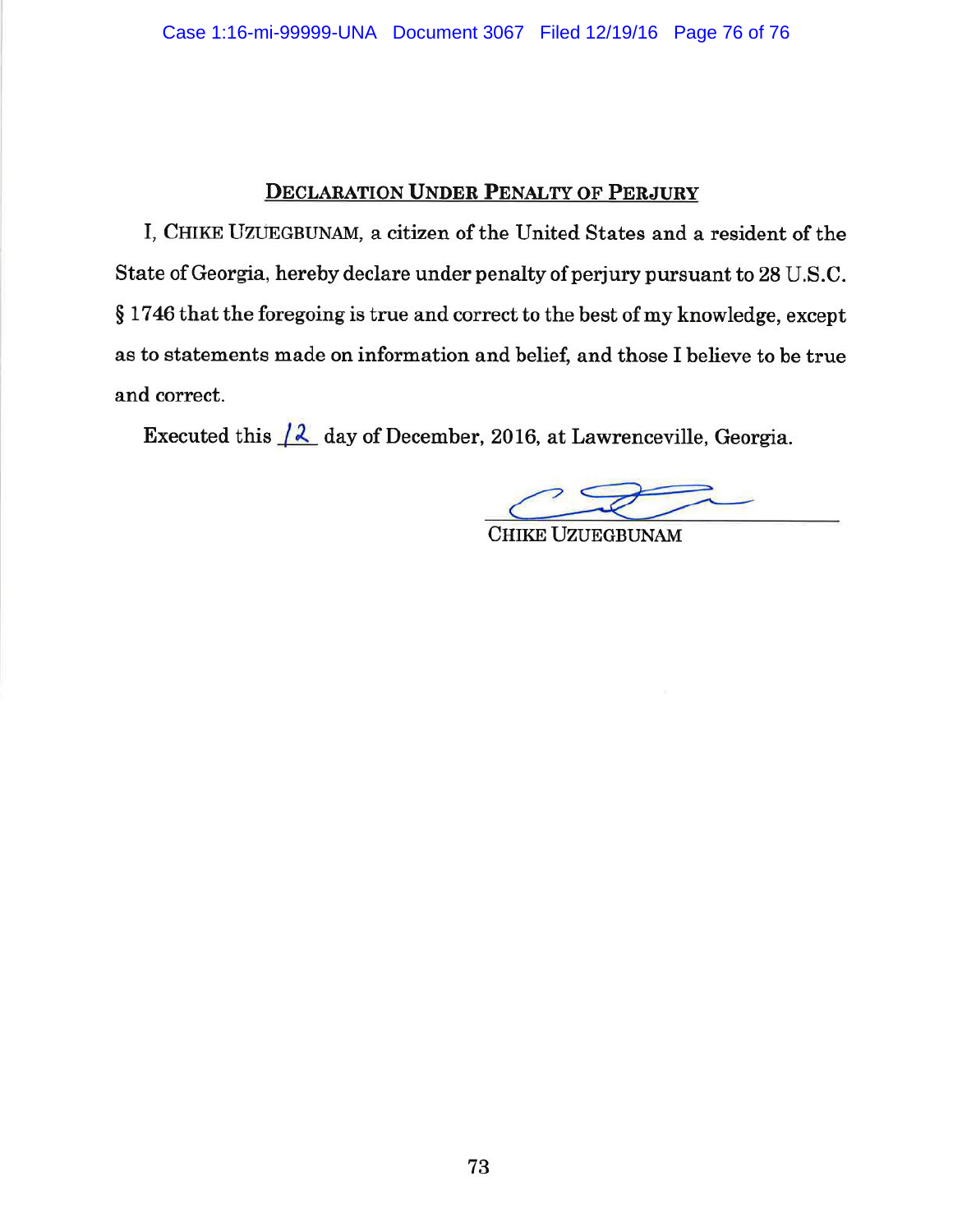## DECLARATION UNDER PENALTY OF PERJURY

I, CHIKE UZUEGBUNAM, a citizen of the United States and a resident of the State of Georgia, hereby declare under penalty of perjury pursuant to 28 U.S.C. § 1746 that the foregoing is true and correct to the best of my knowledge, except as to statements made on information and belief, and those I believe to be true and correct.

Executed this 12 day of December, 2016, at Lawrenceville, Georgia.

CHIKE UZUEGBUNAM